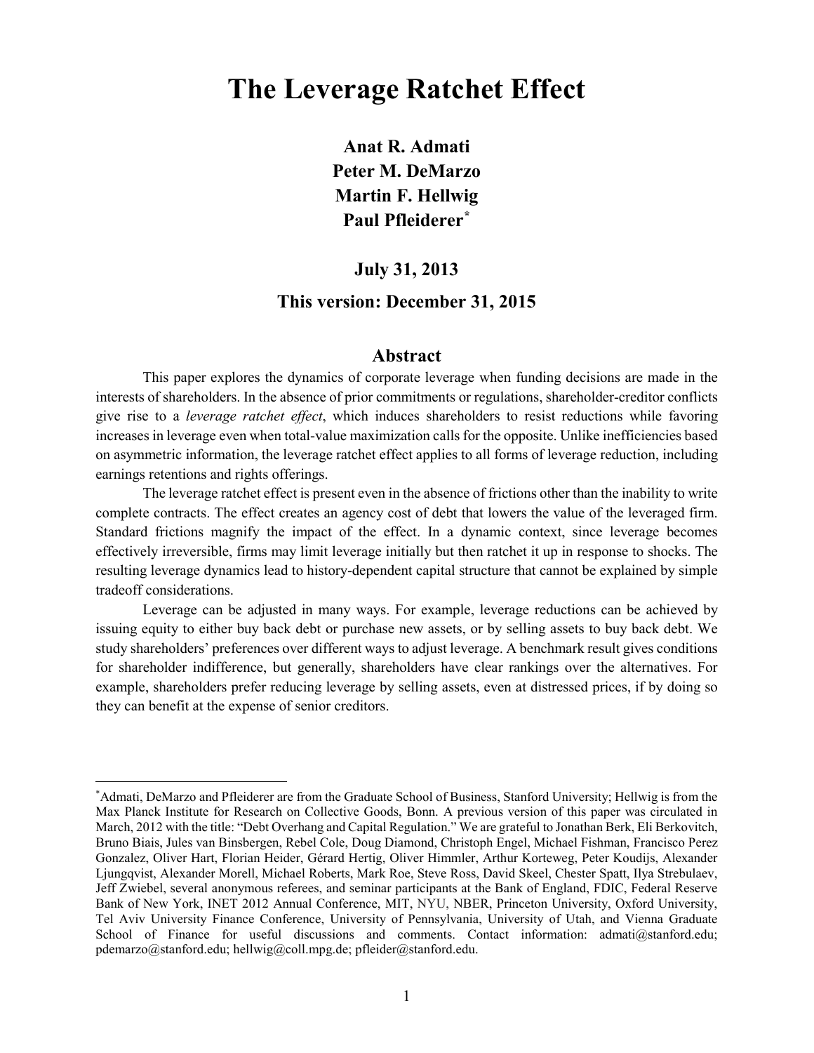# The Leverage Ratchet Effect

**Anat R. Admati**
**Peter M. DeMarzo**
**Martin F. Hellwig**
**Paul Pfleiderer**[*]

**July 31, 2013**

**This version: December 31, 2015**

## Abstract

This paper explores the dynamics of corporate leverage when funding decisions are made in the interests of shareholders. In the absence of prior commitments or regulations, shareholder-creditor conflicts give rise to a *leverage ratchet effect*, which induces shareholders to resist reductions while favoring increases in leverage even when total-value maximization calls for the opposite. Unlike inefficiencies based on asymmetric information, the leverage ratchet effect applies to all forms of leverage reduction, including earnings retentions and rights offerings.

The leverage ratchet effect is present even in the absence of frictions other than the inability to write complete contracts. The effect creates an agency cost of debt that lowers the value of the leveraged firm. Standard frictions magnify the impact of the effect. In a dynamic context, since leverage becomes effectively irreversible, firms may limit leverage initially but then ratchet it up in response to shocks. The resulting leverage dynamics lead to history-dependent capital structure that cannot be explained by simple tradeoff considerations.

Leverage can be adjusted in many ways. For example, leverage reductions can be achieved by issuing equity to either buy back debt or purchase new assets, or by selling assets to buy back debt. We study shareholders' preferences over different ways to adjust leverage. A benchmark result gives conditions for shareholder indifference, but generally, shareholders have clear rankings over the alternatives. For example, shareholders prefer reducing leverage by selling assets, even at distressed prices, if by doing so they can benefit at the expense of senior creditors.

---

[*] Admati, DeMarzo and Pfleiderer are from the Graduate School of Business, Stanford University; Hellwig is from the Max Planck Institute for Research on Collective Goods, Bonn. A previous version of this paper was circulated in March, 2012 with the title: "Debt Overhang and Capital Regulation." We are grateful to Jonathan Berk, Eli Berkovitch, Bruno Biais, Jules van Binsbergen, Rebel Cole, Doug Diamond, Christoph Engel, Michael Fishman, Francisco Perez Gonzalez, Oliver Hart, Florian Heider, Gérard Hertig, Oliver Himmler, Arthur Korteweg, Peter Koudijs, Alexander Ljungqvist, Alexander Morell, Michael Roberts, Mark Roe, Steve Ross, David Skeel, Chester Spatt, Ilya Strebulaev, Jeff Zwiebel, several anonymous referees, and seminar participants at the Bank of England, FDIC, Federal Reserve Bank of New York, INET 2012 Annual Conference, MIT, NYU, NBER, Princeton University, Oxford University, Tel Aviv University Finance Conference, University of Pennsylvania, University of Utah, and Vienna Graduate School of Finance for useful discussions and comments. Contact information: admati@stanford.edu; pdemarzo@stanford.edu; hellwig@coll.mpg.de; pfleider@stanford.edu.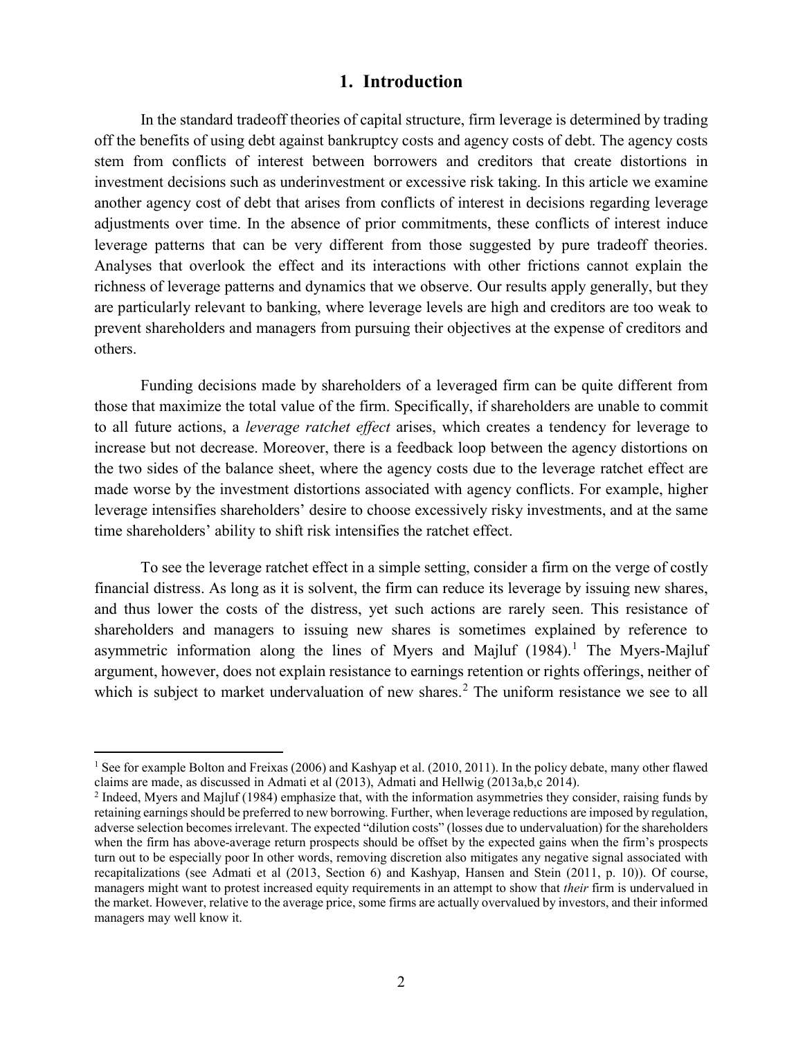# 1. Introduction

In the standard tradeoff theories of capital structure, firm leverage is determined by trading off the benefits of using debt against bankruptcy costs and agency costs of debt. The agency costs stem from conflicts of interest between borrowers and creditors that create distortions in investment decisions such as underinvestment or excessive risk taking. In this article we examine another agency cost of debt that arises from conflicts of interest in decisions regarding leverage adjustments over time. In the absence of prior commitments, these conflicts of interest induce leverage patterns that can be very different from those suggested by pure tradeoff theories. Analyses that overlook the effect and its interactions with other frictions cannot explain the richness of leverage patterns and dynamics that we observe. Our results apply generally, but they are particularly relevant to banking, where leverage levels are high and creditors are too weak to prevent shareholders and managers from pursuing their objectives at the expense of creditors and others.

Funding decisions made by shareholders of a leveraged firm can be quite different from those that maximize the total value of the firm. Specifically, if shareholders are unable to commit to all future actions, a *leverage ratchet effect* arises, which creates a tendency for leverage to increase but not decrease. Moreover, there is a feedback loop between the agency distortions on the two sides of the balance sheet, where the agency costs due to the leverage ratchet effect are made worse by the investment distortions associated with agency conflicts. For example, higher leverage intensifies shareholders' desire to choose excessively risky investments, and at the same time shareholders' ability to shift risk intensifies the ratchet effect.

To see the leverage ratchet effect in a simple setting, consider a firm on the verge of costly financial distress. As long as it is solvent, the firm can reduce its leverage by issuing new shares, and thus lower the costs of the distress, yet such actions are rarely seen. This resistance of shareholders and managers to issuing new shares is sometimes explained by reference to asymmetric information along the lines of Myers and Majluf (1984).[1] The Myers-Majluf argument, however, does not explain resistance to earnings retention or rights offerings, neither of which is subject to market undervaluation of new shares.[2] The uniform resistance we see to all

---

[1] See for example Bolton and Freixas (2006) and Kashyap et al. (2010, 2011). In the policy debate, many other flawed claims are made, as discussed in Admati et al (2013), Admati and Hellwig (2013a,b,c 2014).

[2] Indeed, Myers and Majluf (1984) emphasize that, with the information asymmetries they consider, raising funds by retaining earnings should be preferred to new borrowing. Further, when leverage reductions are imposed by regulation, adverse selection becomes irrelevant. The expected "dilution costs" (losses due to undervaluation) for the shareholders when the firm has above-average return prospects should be offset by the expected gains when the firm's prospects turn out to be especially poor In other words, removing discretion also mitigates any negative signal associated with recapitalizations (see Admati et al (2013, Section 6) and Kashyap, Hansen and Stein (2011, p. 10)). Of course, managers might want to protest increased equity requirements in an attempt to show that *their* firm is undervalued in the market. However, relative to the average price, some firms are actually overvalued by investors, and their informed managers may well know it.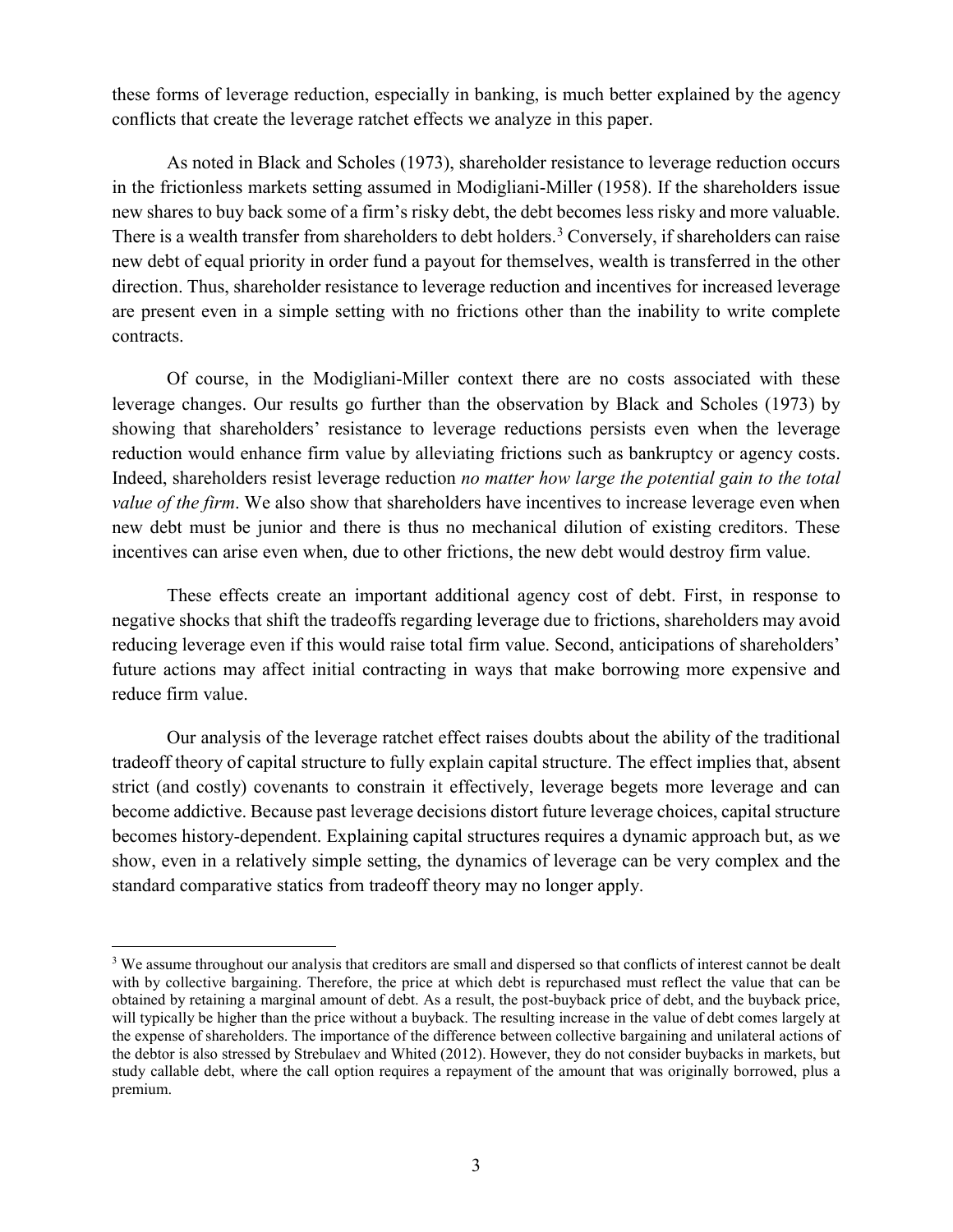these forms of leverage reduction, especially in banking, is much better explained by the agency conflicts that create the leverage ratchet effects we analyze in this paper.

As noted in Black and Scholes (1973), shareholder resistance to leverage reduction occurs in the frictionless markets setting assumed in Modigliani-Miller (1958). If the shareholders issue new shares to buy back some of a firm's risky debt, the debt becomes less risky and more valuable. There is a wealth transfer from shareholders to debt holders.[3] Conversely, if shareholders can raise new debt of equal priority in order fund a payout for themselves, wealth is transferred in the other direction. Thus, shareholder resistance to leverage reduction and incentives for increased leverage are present even in a simple setting with no frictions other than the inability to write complete contracts.

Of course, in the Modigliani-Miller context there are no costs associated with these leverage changes. Our results go further than the observation by Black and Scholes (1973) by showing that shareholders' resistance to leverage reductions persists even when the leverage reduction would enhance firm value by alleviating frictions such as bankruptcy or agency costs. Indeed, shareholders resist leverage reduction *no matter how large the potential gain to the total value of the firm*. We also show that shareholders have incentives to increase leverage even when new debt must be junior and there is thus no mechanical dilution of existing creditors. These incentives can arise even when, due to other frictions, the new debt would destroy firm value.

These effects create an important additional agency cost of debt. First, in response to negative shocks that shift the tradeoffs regarding leverage due to frictions, shareholders may avoid reducing leverage even if this would raise total firm value. Second, anticipations of shareholders' future actions may affect initial contracting in ways that make borrowing more expensive and reduce firm value.

Our analysis of the leverage ratchet effect raises doubts about the ability of the traditional tradeoff theory of capital structure to fully explain capital structure. The effect implies that, absent strict (and costly) covenants to constrain it effectively, leverage begets more leverage and can become addictive. Because past leverage decisions distort future leverage choices, capital structure becomes history-dependent. Explaining capital structures requires a dynamic approach but, as we show, even in a relatively simple setting, the dynamics of leverage can be very complex and the standard comparative statics from tradeoff theory may no longer apply.

---

[3] We assume throughout our analysis that creditors are small and dispersed so that conflicts of interest cannot be dealt with by collective bargaining. Therefore, the price at which debt is repurchased must reflect the value that can be obtained by retaining a marginal amount of debt. As a result, the post-buyback price of debt, and the buyback price, will typically be higher than the price without a buyback. The resulting increase in the value of debt comes largely at the expense of shareholders. The importance of the difference between collective bargaining and unilateral actions of the debtor is also stressed by Strebulaev and Whited (2012). However, they do not consider buybacks in markets, but study callable debt, where the call option requires a repayment of the amount that was originally borrowed, plus a premium.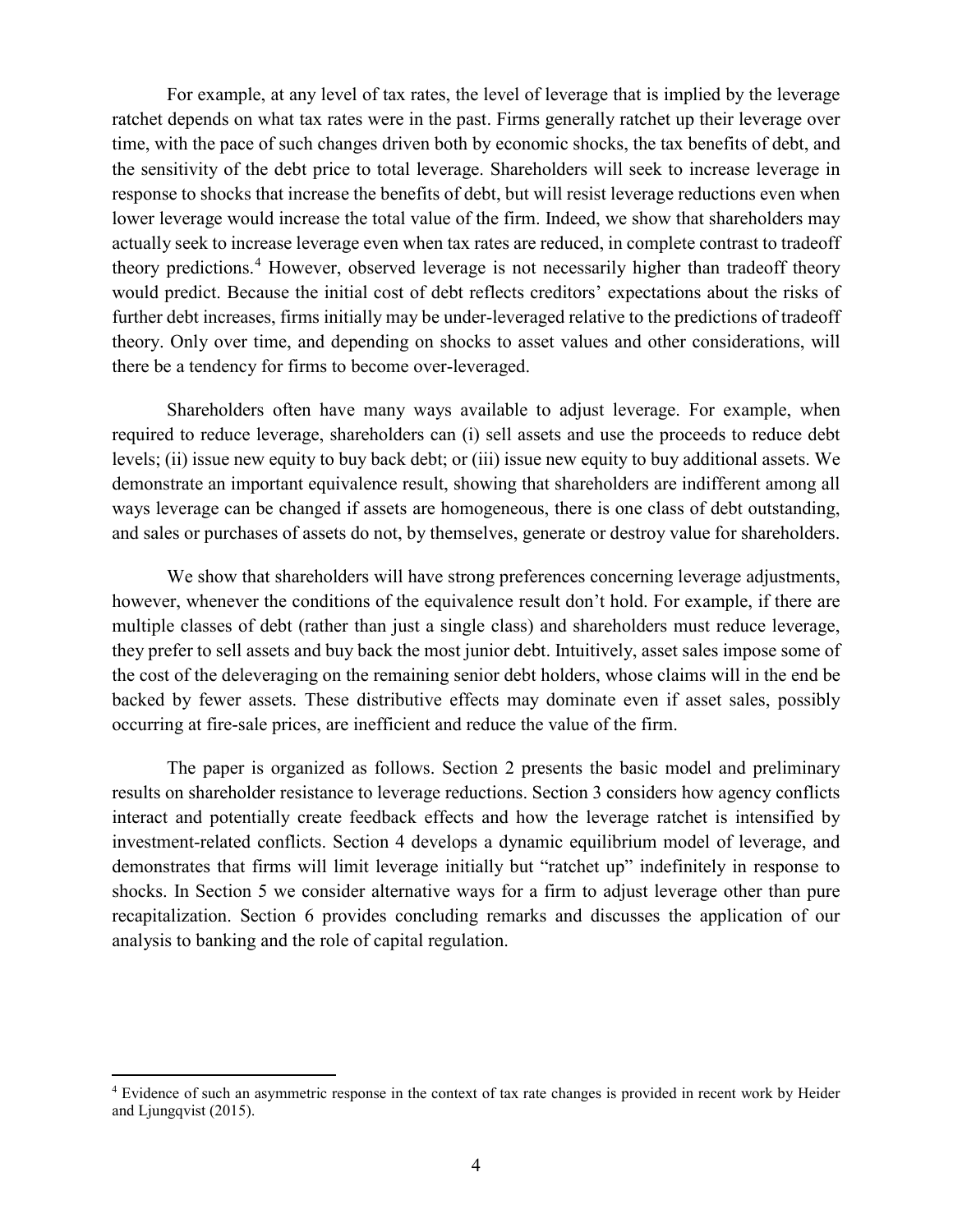For example, at any level of tax rates, the level of leverage that is implied by the leverage ratchet depends on what tax rates were in the past. Firms generally ratchet up their leverage over time, with the pace of such changes driven both by economic shocks, the tax benefits of debt, and the sensitivity of the debt price to total leverage. Shareholders will seek to increase leverage in response to shocks that increase the benefits of debt, but will resist leverage reductions even when lower leverage would increase the total value of the firm. Indeed, we show that shareholders may actually seek to increase leverage even when tax rates are reduced, in complete contrast to tradeoff theory predictions.[4] However, observed leverage is not necessarily higher than tradeoff theory would predict. Because the initial cost of debt reflects creditors' expectations about the risks of further debt increases, firms initially may be under-leveraged relative to the predictions of tradeoff theory. Only over time, and depending on shocks to asset values and other considerations, will there be a tendency for firms to become over-leveraged.

Shareholders often have many ways available to adjust leverage. For example, when required to reduce leverage, shareholders can (i) sell assets and use the proceeds to reduce debt levels; (ii) issue new equity to buy back debt; or (iii) issue new equity to buy additional assets. We demonstrate an important equivalence result, showing that shareholders are indifferent among all ways leverage can be changed if assets are homogeneous, there is one class of debt outstanding, and sales or purchases of assets do not, by themselves, generate or destroy value for shareholders.

We show that shareholders will have strong preferences concerning leverage adjustments, however, whenever the conditions of the equivalence result don't hold. For example, if there are multiple classes of debt (rather than just a single class) and shareholders must reduce leverage, they prefer to sell assets and buy back the most junior debt. Intuitively, asset sales impose some of the cost of the deleveraging on the remaining senior debt holders, whose claims will in the end be backed by fewer assets. These distributive effects may dominate even if asset sales, possibly occurring at fire-sale prices, are inefficient and reduce the value of the firm.

The paper is organized as follows. Section 2 presents the basic model and preliminary results on shareholder resistance to leverage reductions. Section 3 considers how agency conflicts interact and potentially create feedback effects and how the leverage ratchet is intensified by investment-related conflicts. Section 4 develops a dynamic equilibrium model of leverage, and demonstrates that firms will limit leverage initially but "ratchet up" indefinitely in response to shocks. In Section 5 we consider alternative ways for a firm to adjust leverage other than pure recapitalization. Section 6 provides concluding remarks and discusses the application of our analysis to banking and the role of capital regulation.

---

[4] Evidence of such an asymmetric response in the context of tax rate changes is provided in recent work by Heider and Ljungqvist (2015).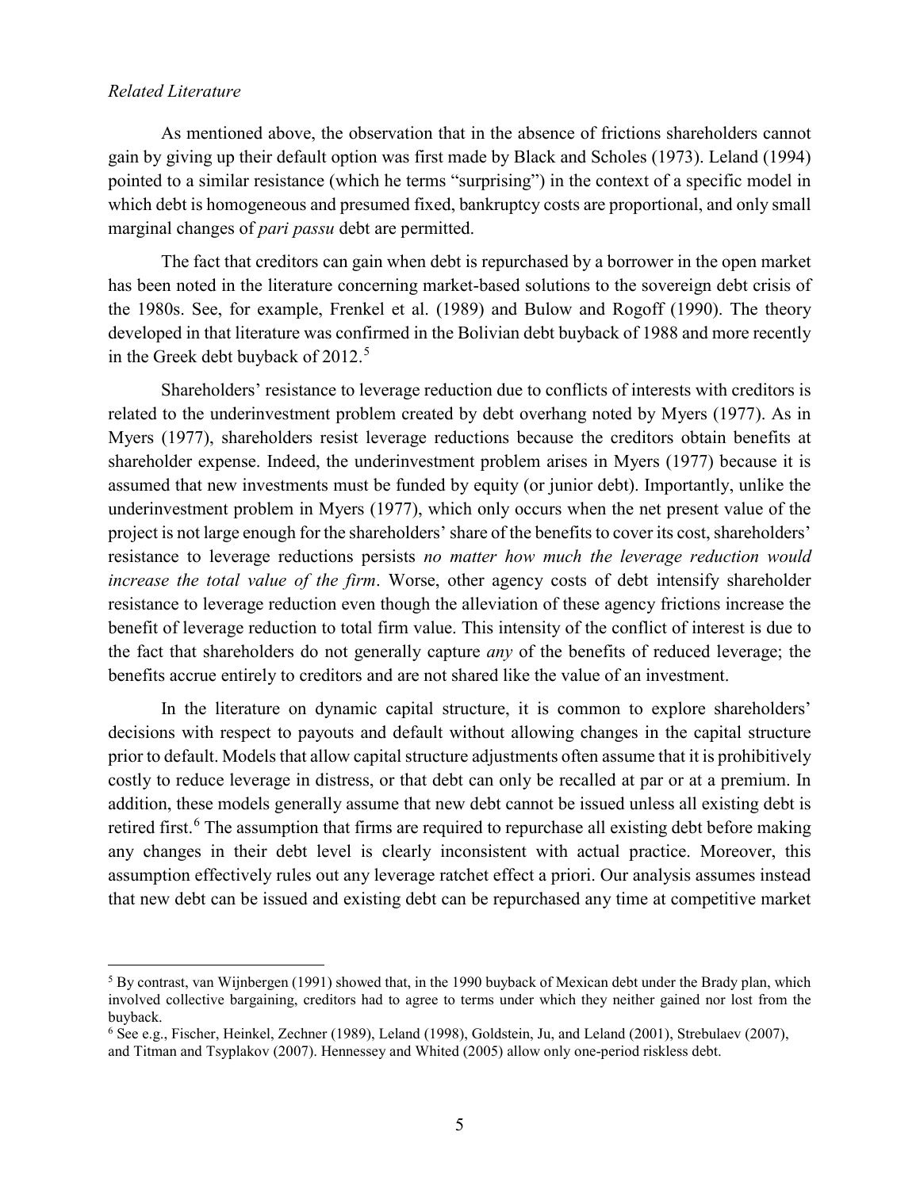*Related Literature*

As mentioned above, the observation that in the absence of frictions shareholders cannot gain by giving up their default option was first made by Black and Scholes (1973). Leland (1994) pointed to a similar resistance (which he terms "surprising") in the context of a specific model in which debt is homogeneous and presumed fixed, bankruptcy costs are proportional, and only small marginal changes of *pari passu* debt are permitted.

The fact that creditors can gain when debt is repurchased by a borrower in the open market has been noted in the literature concerning market-based solutions to the sovereign debt crisis of the 1980s. See, for example, Frenkel et al. (1989) and Bulow and Rogoff (1990). The theory developed in that literature was confirmed in the Bolivian debt buyback of 1988 and more recently in the Greek debt buyback of 2012.[5]

Shareholders' resistance to leverage reduction due to conflicts of interests with creditors is related to the underinvestment problem created by debt overhang noted by Myers (1977). As in Myers (1977), shareholders resist leverage reductions because the creditors obtain benefits at shareholder expense. Indeed, the underinvestment problem arises in Myers (1977) because it is assumed that new investments must be funded by equity (or junior debt). Importantly, unlike the underinvestment problem in Myers (1977), which only occurs when the net present value of the project is not large enough for the shareholders' share of the benefits to cover its cost, shareholders' resistance to leverage reductions persists *no matter how much the leverage reduction would increase the total value of the firm*. Worse, other agency costs of debt intensify shareholder resistance to leverage reduction even though the alleviation of these agency frictions increase the benefit of leverage reduction to total firm value. This intensity of the conflict of interest is due to the fact that shareholders do not generally capture *any* of the benefits of reduced leverage; the benefits accrue entirely to creditors and are not shared like the value of an investment.

In the literature on dynamic capital structure, it is common to explore shareholders' decisions with respect to payouts and default without allowing changes in the capital structure prior to default. Models that allow capital structure adjustments often assume that it is prohibitively costly to reduce leverage in distress, or that debt can only be recalled at par or at a premium. In addition, these models generally assume that new debt cannot be issued unless all existing debt is retired first.[6] The assumption that firms are required to repurchase all existing debt before making any changes in their debt level is clearly inconsistent with actual practice. Moreover, this assumption effectively rules out any leverage ratchet effect a priori. Our analysis assumes instead that new debt can be issued and existing debt can be repurchased any time at competitive market

---

[5] By contrast, van Wijnbergen (1991) showed that, in the 1990 buyback of Mexican debt under the Brady plan, which involved collective bargaining, creditors had to agree to terms under which they neither gained nor lost from the buyback.

[6] See e.g., Fischer, Heinkel, Zechner (1989), Leland (1998), Goldstein, Ju, and Leland (2001), Strebulaev (2007), and Titman and Tsyplakov (2007). Hennessey and Whited (2005) allow only one-period riskless debt.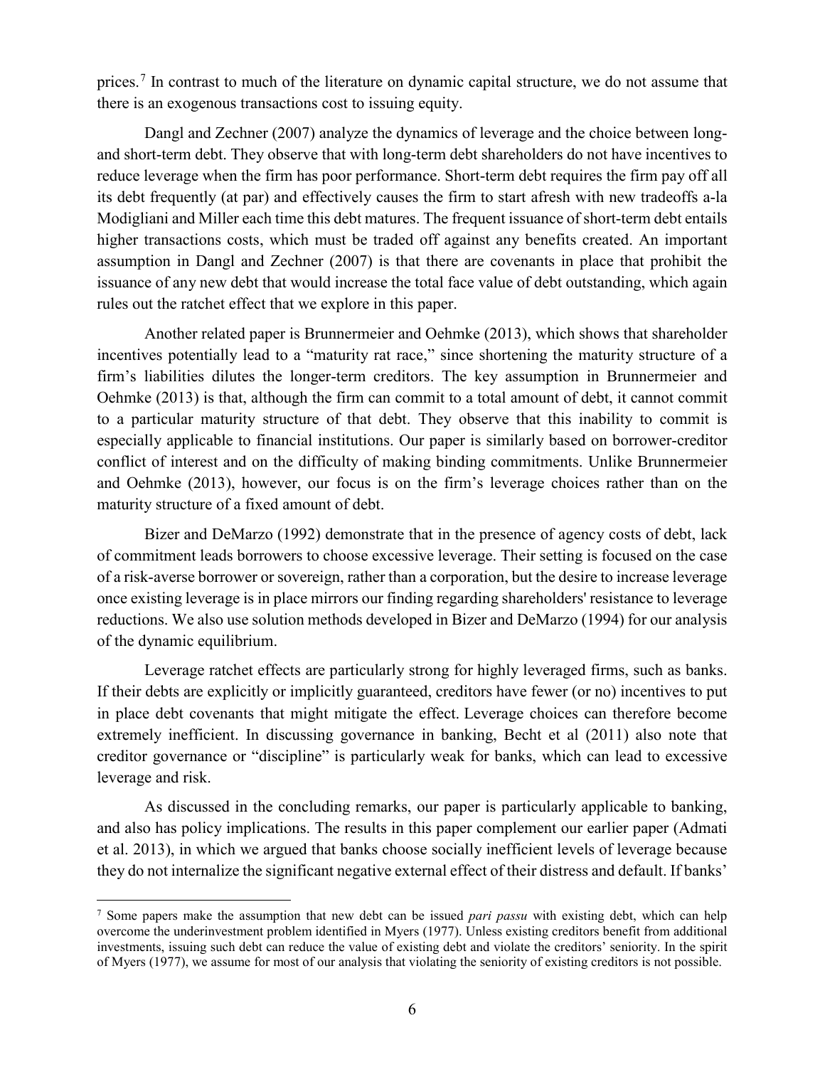prices.[7] In contrast to much of the literature on dynamic capital structure, we do not assume that there is an exogenous transactions cost to issuing equity.

Dangl and Zechner (2007) analyze the dynamics of leverage and the choice between long- and short-term debt. They observe that with long-term debt shareholders do not have incentives to reduce leverage when the firm has poor performance. Short-term debt requires the firm pay off all its debt frequently (at par) and effectively causes the firm to start afresh with new tradeoffs a-la Modigliani and Miller each time this debt matures. The frequent issuance of short-term debt entails higher transactions costs, which must be traded off against any benefits created. An important assumption in Dangl and Zechner (2007) is that there are covenants in place that prohibit the issuance of any new debt that would increase the total face value of debt outstanding, which again rules out the ratchet effect that we explore in this paper.

Another related paper is Brunnermeier and Oehmke (2013), which shows that shareholder incentives potentially lead to a "maturity rat race," since shortening the maturity structure of a firm's liabilities dilutes the longer-term creditors. The key assumption in Brunnermeier and Oehmke (2013) is that, although the firm can commit to a total amount of debt, it cannot commit to a particular maturity structure of that debt. They observe that this inability to commit is especially applicable to financial institutions. Our paper is similarly based on borrower-creditor conflict of interest and on the difficulty of making binding commitments. Unlike Brunnermeier and Oehmke (2013), however, our focus is on the firm's leverage choices rather than on the maturity structure of a fixed amount of debt.

Bizer and DeMarzo (1992) demonstrate that in the presence of agency costs of debt, lack of commitment leads borrowers to choose excessive leverage. Their setting is focused on the case of a risk-averse borrower or sovereign, rather than a corporation, but the desire to increase leverage once existing leverage is in place mirrors our finding regarding shareholders' resistance to leverage reductions. We also use solution methods developed in Bizer and DeMarzo (1994) for our analysis of the dynamic equilibrium.

Leverage ratchet effects are particularly strong for highly leveraged firms, such as banks. If their debts are explicitly or implicitly guaranteed, creditors have fewer (or no) incentives to put in place debt covenants that might mitigate the effect. Leverage choices can therefore become extremely inefficient. In discussing governance in banking, Becht et al (2011) also note that creditor governance or "discipline" is particularly weak for banks, which can lead to excessive leverage and risk.

As discussed in the concluding remarks, our paper is particularly applicable to banking, and also has policy implications. The results in this paper complement our earlier paper (Admati et al. 2013), in which we argued that banks choose socially inefficient levels of leverage because they do not internalize the significant negative external effect of their distress and default. If banks'

---

[7] Some papers make the assumption that new debt can be issued *pari passu* with existing debt, which can help overcome the underinvestment problem identified in Myers (1977). Unless existing creditors benefit from additional investments, issuing such debt can reduce the value of existing debt and violate the creditors' seniority. In the spirit of Myers (1977), we assume for most of our analysis that violating the seniority of existing creditors is not possible.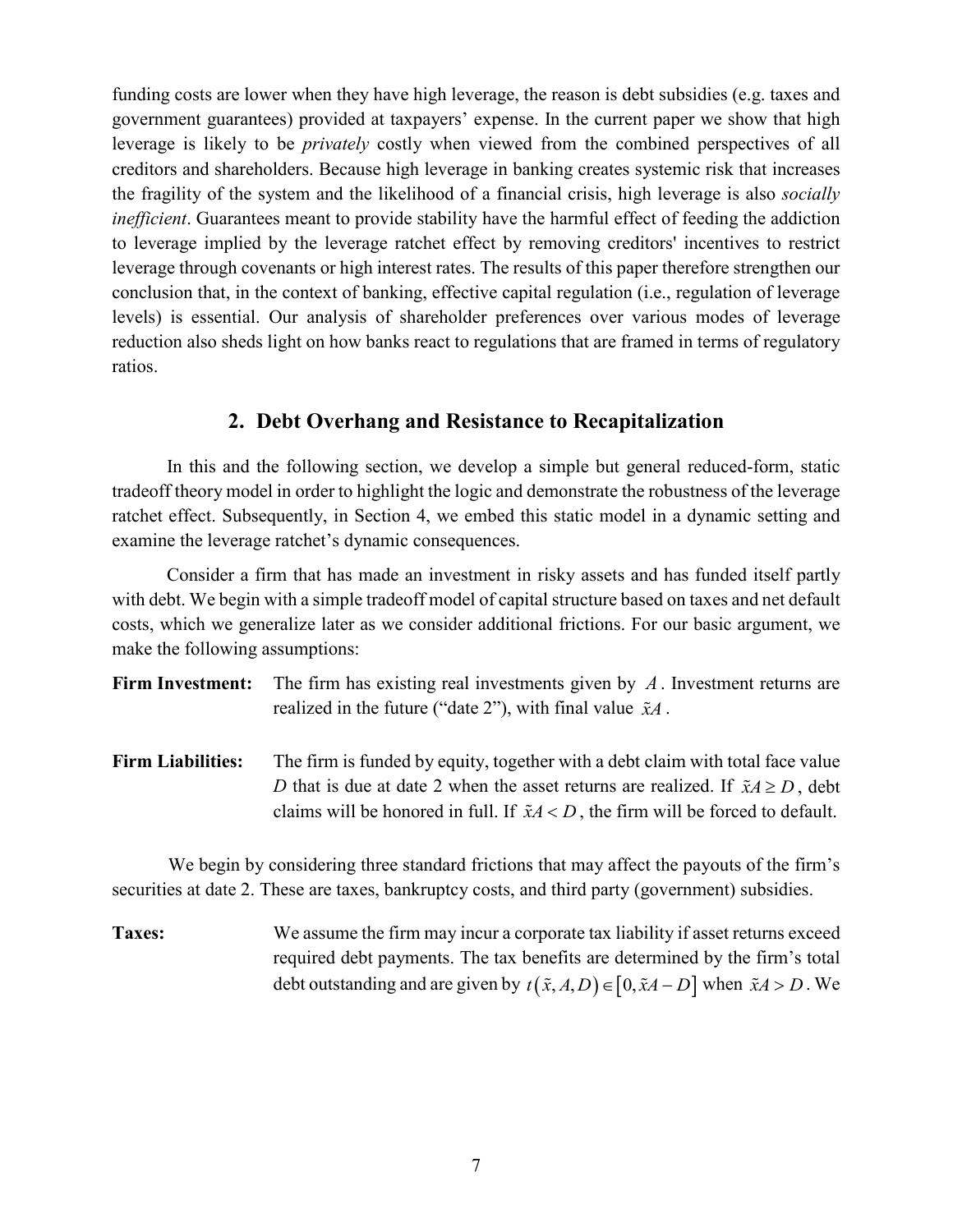funding costs are lower when they have high leverage, the reason is debt subsidies (e.g. taxes and government guarantees) provided at taxpayers' expense. In the current paper we show that high leverage is likely to be *privately* costly when viewed from the combined perspectives of all creditors and shareholders. Because high leverage in banking creates systemic risk that increases the fragility of the system and the likelihood of a financial crisis, high leverage is also *socially inefficient*. Guarantees meant to provide stability have the harmful effect of feeding the addiction to leverage implied by the leverage ratchet effect by removing creditors' incentives to restrict leverage through covenants or high interest rates. The results of this paper therefore strengthen our conclusion that, in the context of banking, effective capital regulation (i.e., regulation of leverage levels) is essential. Our analysis of shareholder preferences over various modes of leverage reduction also sheds light on how banks react to regulations that are framed in terms of regulatory ratios.

## 2. Debt Overhang and Resistance to Recapitalization

In this and the following section, we develop a simple but general reduced-form, static tradeoff theory model in order to highlight the logic and demonstrate the robustness of the leverage ratchet effect. Subsequently, in Section 4, we embed this static model in a dynamic setting and examine the leverage ratchet's dynamic consequences.

Consider a firm that has made an investment in risky assets and has funded itself partly with debt. We begin with a simple tradeoff model of capital structure based on taxes and net default costs, which we generalize later as we consider additional frictions. For our basic argument, we make the following assumptions:

**Firm Investment:** The firm has existing real investments given by $A$. Investment returns are realized in the future ("date 2"), with final value $\tilde{x}A$.

**Firm Liabilities:** The firm is funded by equity, together with a debt claim with total face value $D$ that is due at date 2 when the asset returns are realized. If $\tilde{x}A \geq D$, debt claims will be honored in full. If $\tilde{x}A < D$, the firm will be forced to default.

We begin by considering three standard frictions that may affect the payouts of the firm's securities at date 2. These are taxes, bankruptcy costs, and third party (government) subsidies.

**Taxes:** We assume the firm may incur a corporate tax liability if asset returns exceed required debt payments. The tax benefits are determined by the firm's total debt outstanding and are given by $t(\tilde{x}, A, D) \in [0, \tilde{x}A - D]$ when $\tilde{x}A > D$. We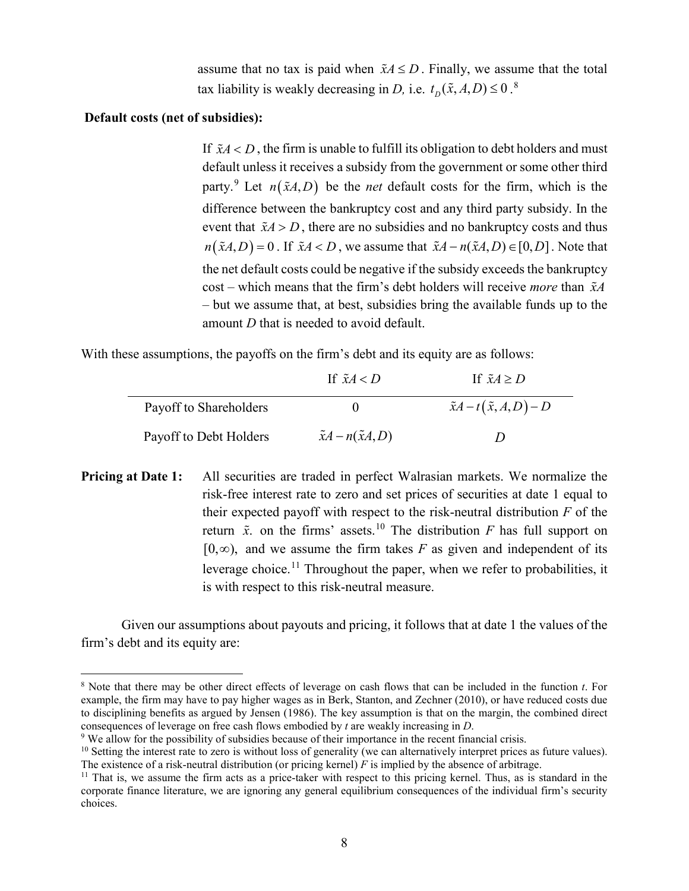assume that no tax is paid when $\tilde{x}A \le D$. Finally, we assume that the total tax liability is weakly decreasing in *D*, i.e. $t_D(\tilde{x}, A, D) \le 0$.[8]

**Default costs (net of subsidies):**

If $\tilde{x}A < D$, the firm is unable to fulfill its obligation to debt holders and must default unless it receives a subsidy from the government or some other third party.[9] Let $n(\tilde{x}A, D)$ be the *net* default costs for the firm, which is the difference between the bankruptcy cost and any third party subsidy. In the event that $\tilde{x}A > D$, there are no subsidies and no bankruptcy costs and thus $n(\tilde{x}A, D) = 0$. If $\tilde{x}A < D$, we assume that $\tilde{x}A - n(\tilde{x}A, D) \in [0, D]$. Note that the net default costs could be negative if the subsidy exceeds the bankruptcy cost – which means that the firm's debt holders will receive *more* than $\tilde{x}A$ – but we assume that, at best, subsidies bring the available funds up to the amount *D* that is needed to avoid default.

With these assumptions, the payoffs on the firm's debt and its equity are as follows:

| | If $\tilde{x}A < D$ | If $\tilde{x}A \ge D$ |
|---|---|---|
| Payoff to Shareholders | $0$ | $\tilde{x}A - t(\tilde{x}, A, D) - D$ |
| Payoff to Debt Holders | $\tilde{x}A - n(\tilde{x}A, D)$ | $D$ |

**Pricing at Date 1:** All securities are traded in perfect Walrasian markets. We normalize the risk-free interest rate to zero and set prices of securities at date 1 equal to their expected payoff with respect to the risk-neutral distribution *F* of the return $\tilde{x}$. on the firms' assets.[10] The distribution *F* has full support on $[0, \infty)$, and we assume the firm takes *F* as given and independent of its leverage choice.[11] Throughout the paper, when we refer to probabilities, it is with respect to this risk-neutral measure.

Given our assumptions about payouts and pricing, it follows that at date 1 the values of the firm's debt and its equity are:

---

[8] Note that there may be other direct effects of leverage on cash flows that can be included in the function *t*. For example, the firm may have to pay higher wages as in Berk, Stanton, and Zechner (2010), or have reduced costs due to disciplining benefits as argued by Jensen (1986). The key assumption is that on the margin, the combined direct consequences of leverage on free cash flows embodied by *t* are weakly increasing in *D*.

[9] We allow for the possibility of subsidies because of their importance in the recent financial crisis.

[10] Setting the interest rate to zero is without loss of generality (we can alternatively interpret prices as future values). The existence of a risk-neutral distribution (or pricing kernel) *F* is implied by the absence of arbitrage.

[11] That is, we assume the firm acts as a price-taker with respect to this pricing kernel. Thus, as is standard in the corporate finance literature, we are ignoring any general equilibrium consequences of the individual firm's security choices.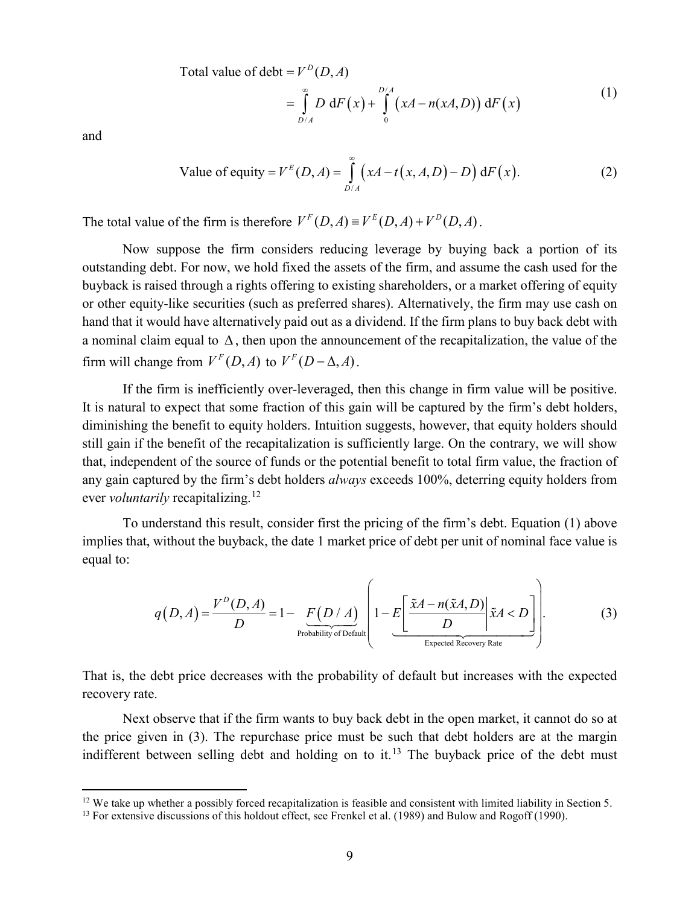$$
\begin{aligned}
\text{Total value of debt} &= V^D(D,A) \\
&= \int_{D/A}^{\infty} D \,\mathrm{d}F(x) + \int_0^{D/A} \left(xA - n(xA,D)\right) \mathrm{d}F(x)
\end{aligned}
\tag{1}
$$

and

$$
\text{Value of equity} = V^E(D,A) = \int_{D/A}^{\infty} \left(xA - t(x,A,D) - D\right) \mathrm{d}F(x). \tag{2}
$$

The total value of the firm is therefore $V^F(D,A) \equiv V^E(D,A) + V^D(D,A)$.

Now suppose the firm considers reducing leverage by buying back a portion of its outstanding debt. For now, we hold fixed the assets of the firm, and assume the cash used for the buyback is raised through a rights offering to existing shareholders, or a market offering of equity or other equity-like securities (such as preferred shares). Alternatively, the firm may use cash on hand that it would have alternatively paid out as a dividend. If the firm plans to buy back debt with a nominal claim equal to $\Delta$, then upon the announcement of the recapitalization, the value of the firm will change from $V^F(D,A)$ to $V^F(D-\Delta,A)$.

If the firm is inefficiently over-leveraged, then this change in firm value will be positive. It is natural to expect that some fraction of this gain will be captured by the firm's debt holders, diminishing the benefit to equity holders. Intuition suggests, however, that equity holders should still gain if the benefit of the recapitalization is sufficiently large. On the contrary, we will show that, independent of the source of funds or the potential benefit to total firm value, the fraction of any gain captured by the firm's debt holders *always* exceeds 100%, deterring equity holders from ever *voluntarily* recapitalizing.[12]

To understand this result, consider first the pricing of the firm's debt. Equation (1) above implies that, without the buyback, the date 1 market price of debt per unit of nominal face value is equal to:

$$
q(D,A) = \frac{V^D(D,A)}{D} = 1 - \underbrace{F(D/A)}_{\text{Probability of Default}} \left( 1 - \underbrace{E\left[ \frac{\tilde{x}A - n(\tilde{x}A,D)}{D} \middle| \tilde{x}A < D \right]}_{\text{Expected Recovery Rate}} \right). \tag{3}
$$

That is, the debt price decreases with the probability of default but increases with the expected recovery rate.

Next observe that if the firm wants to buy back debt in the open market, it cannot do so at the price given in (3). The repurchase price must be such that debt holders are at the margin indifferent between selling debt and holding on to it.[13] The buyback price of the debt must

[12] We take up whether a possibly forced recapitalization is feasible and consistent with limited liability in Section 5.

[13] For extensive discussions of this holdout effect, see Frenkel et al. (1989) and Bulow and Rogoff (1990).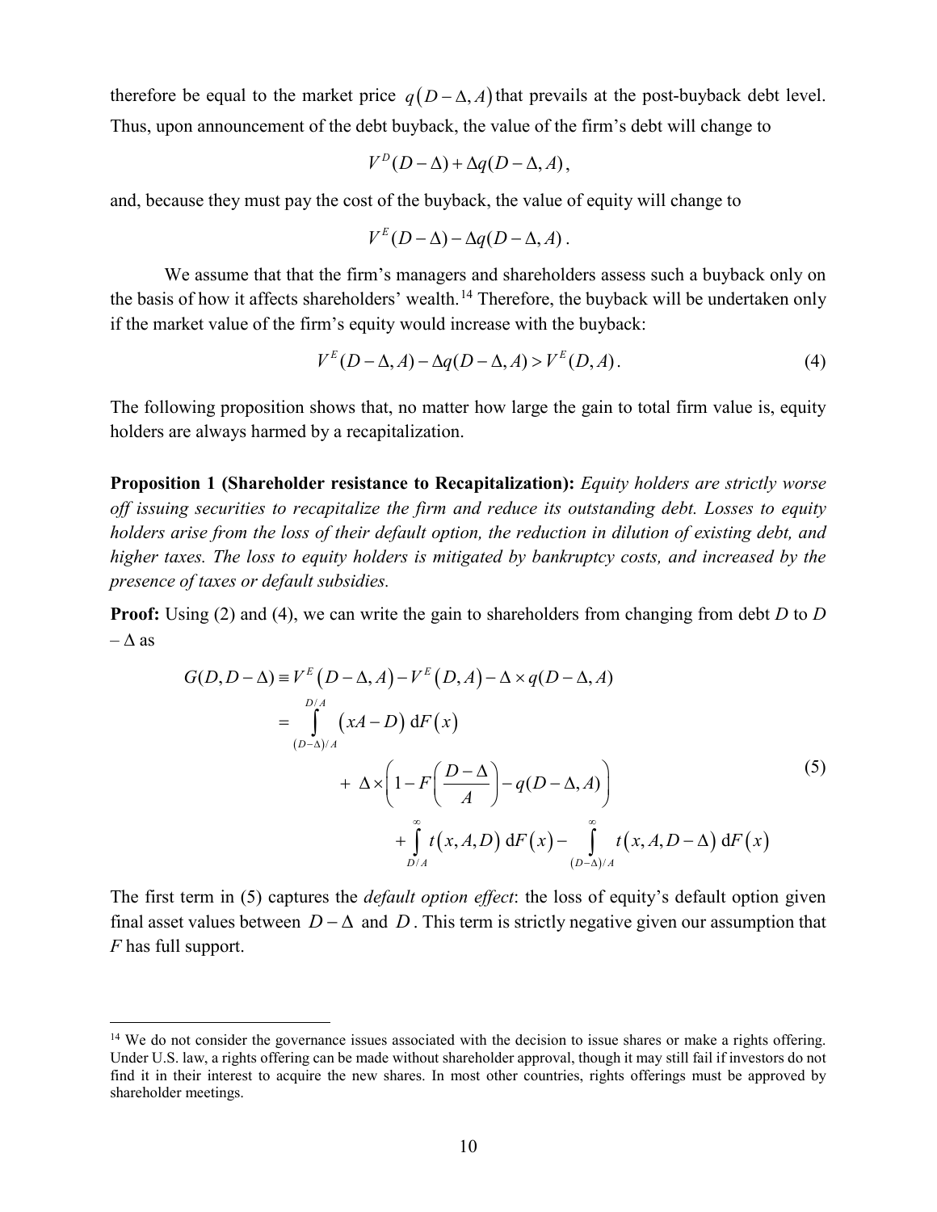therefore be equal to the market price $q(D-\Delta, A)$ that prevails at the post-buyback debt level. Thus, upon announcement of the debt buyback, the value of the firm's debt will change to

$$V^D(D-\Delta) + \Delta q(D-\Delta, A),$$

and, because they must pay the cost of the buyback, the value of equity will change to

$$V^E(D-\Delta) - \Delta q(D-\Delta, A).$$

We assume that that the firm's managers and shareholders assess such a buyback only on the basis of how it affects shareholders' wealth.[14] Therefore, the buyback will be undertaken only if the market value of the firm's equity would increase with the buyback:

$$V^E(D-\Delta, A) - \Delta q(D-\Delta, A) > V^E(D, A). \tag{4}$$

The following proposition shows that, no matter how large the gain to total firm value is, equity holders are always harmed by a recapitalization.

**Proposition 1 (Shareholder resistance to Recapitalization):** *Equity holders are strictly worse off issuing securities to recapitalize the firm and reduce its outstanding debt. Losses to equity holders arise from the loss of their default option, the reduction in dilution of existing debt, and higher taxes. The loss to equity holders is mitigated by bankruptcy costs, and increased by the presence of taxes or default subsidies.*

**Proof:** Using (2) and (4), we can write the gain to shareholders from changing from debt $D$ to $D - \Delta$ as

$$\begin{aligned}
G(D, D-\Delta) &\equiv V^E(D-\Delta, A) - V^E(D, A) - \Delta \times q(D-\Delta, A) \\
&= \int_{(D-\Delta)/A}^{D/A} (xA - D) \, \mathrm{d}F(x) \\
&\qquad + \Delta \times \left(1 - F\left(\frac{D-\Delta}{A}\right) - q(D-\Delta, A)\right) \\
&\qquad\qquad + \int_{D/A}^{\infty} t(x, A, D) \, \mathrm{d}F(x) - \int_{(D-\Delta)/A}^{\infty} t(x, A, D-\Delta) \, \mathrm{d}F(x)
\end{aligned} \tag{5}$$

The first term in (5) captures the *default option effect*: the loss of equity's default option given final asset values between $D - \Delta$ and $D$. This term is strictly negative given our assumption that $F$ has full support.

[14] We do not consider the governance issues associated with the decision to issue shares or make a rights offering. Under U.S. law, a rights offering can be made without shareholder approval, though it may still fail if investors do not find it in their interest to acquire the new shares. In most other countries, rights offerings must be approved by shareholder meetings.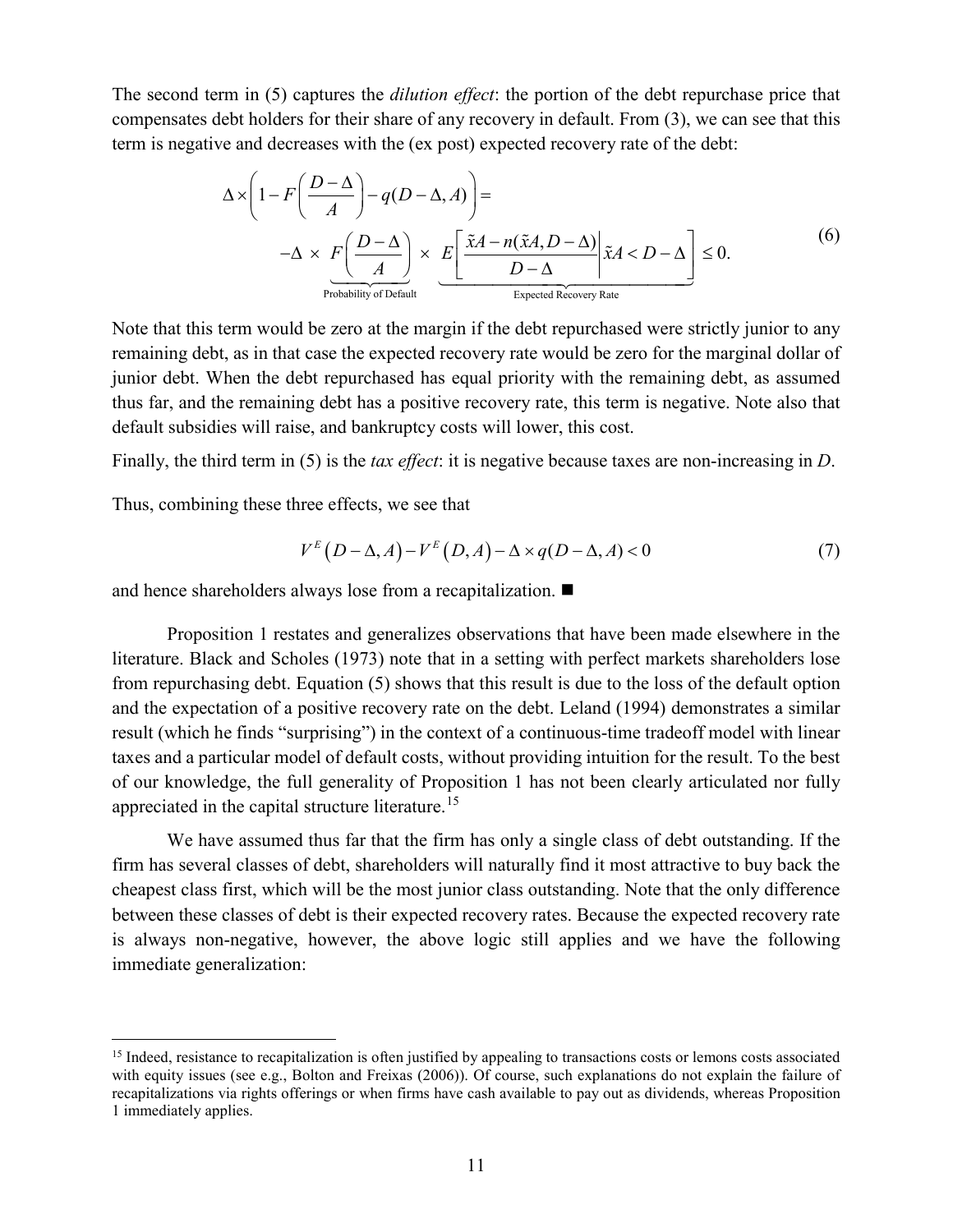The second term in (5) captures the *dilution effect*: the portion of the debt repurchase price that compensates debt holders for their share of any recovery in default. From (3), we can see that this term is negative and decreases with the (ex post) expected recovery rate of the debt:

$$
\begin{aligned}
&\Delta \times \left(1 - F\left(\frac{D-\Delta}{A}\right) - q(D-\Delta, A)\right) = \\
&\quad -\Delta \times \underbrace{F\left(\frac{D-\Delta}{A}\right)}_{\text{Probability of Default}} \times \underbrace{E\left[\frac{\tilde{x}A - n(\tilde{x}A, D-\Delta)}{D-\Delta}\middle|\, \tilde{x}A < D-\Delta\right]}_{\text{Expected Recovery Rate}} \leq 0.
\end{aligned}
\tag{6}
$$

Note that this term would be zero at the margin if the debt repurchased were strictly junior to any remaining debt, as in that case the expected recovery rate would be zero for the marginal dollar of junior debt. When the debt repurchased has equal priority with the remaining debt, as assumed thus far, and the remaining debt has a positive recovery rate, this term is negative. Note also that default subsidies will raise, and bankruptcy costs will lower, this cost.

Finally, the third term in (5) is the *tax effect*: it is negative because taxes are non-increasing in $D$.

Thus, combining these three effects, we see that

$$
V^E\left(D-\Delta, A\right) - V^E\left(D, A\right) - \Delta \times q(D-\Delta, A) < 0 \tag{7}
$$

and hence shareholders always lose from a recapitalization. ■

Proposition 1 restates and generalizes observations that have been made elsewhere in the literature. Black and Scholes (1973) note that in a setting with perfect markets shareholders lose from repurchasing debt. Equation (5) shows that this result is due to the loss of the default option and the expectation of a positive recovery rate on the debt. Leland (1994) demonstrates a similar result (which he finds "surprising") in the context of a continuous-time tradeoff model with linear taxes and a particular model of default costs, without providing intuition for the result. To the best of our knowledge, the full generality of Proposition 1 has not been clearly articulated nor fully appreciated in the capital structure literature.[15]

We have assumed thus far that the firm has only a single class of debt outstanding. If the firm has several classes of debt, shareholders will naturally find it most attractive to buy back the cheapest class first, which will be the most junior class outstanding. Note that the only difference between these classes of debt is their expected recovery rates. Because the expected recovery rate is always non-negative, however, the above logic still applies and we have the following immediate generalization:

[15] Indeed, resistance to recapitalization is often justified by appealing to transactions costs or lemons costs associated with equity issues (see e.g., Bolton and Freixas (2006)). Of course, such explanations do not explain the failure of recapitalizations via rights offerings or when firms have cash available to pay out as dividends, whereas Proposition 1 immediately applies.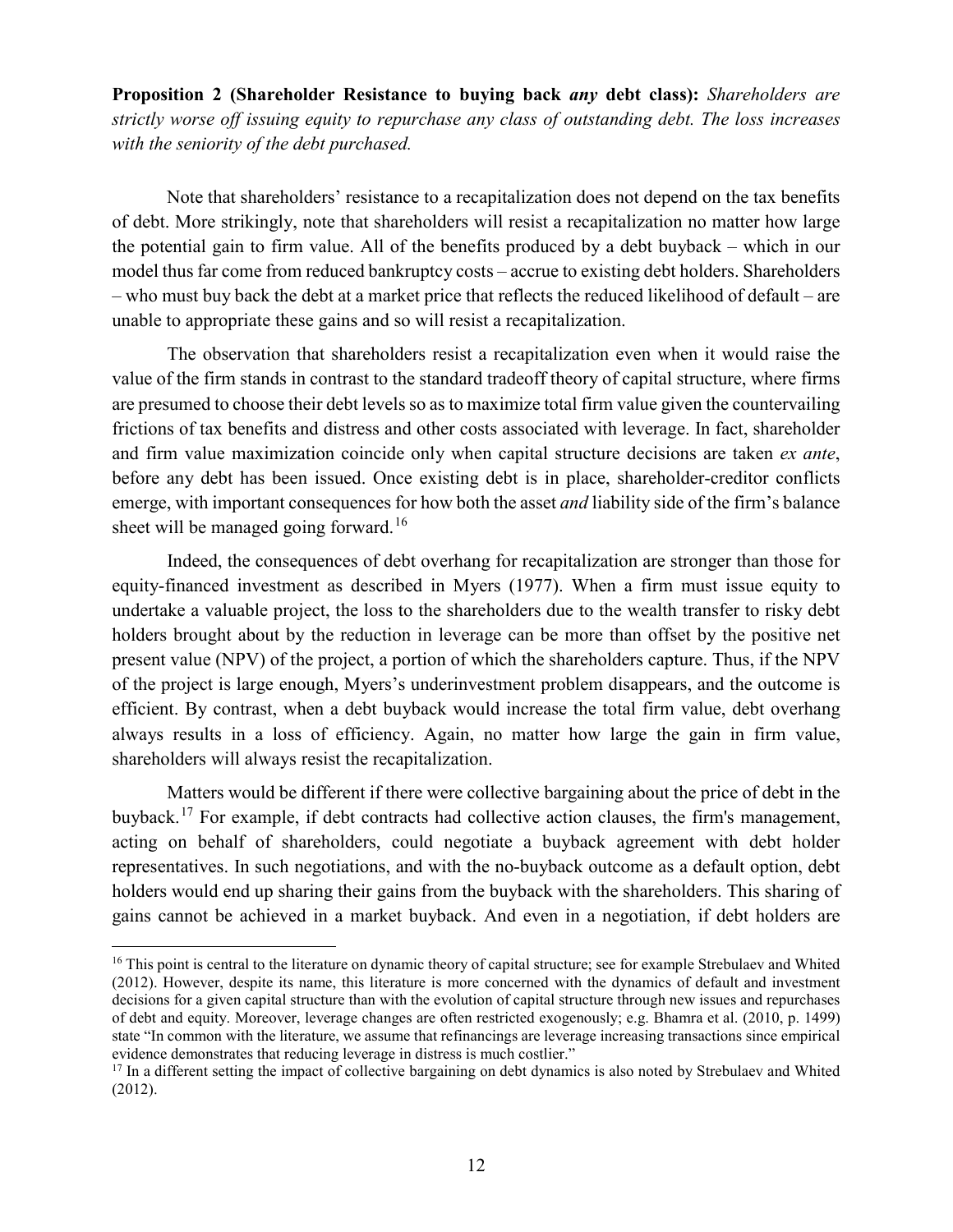**Proposition 2 (Shareholder Resistance to buying back *any* debt class):** *Shareholders are strictly worse off issuing equity to repurchase any class of outstanding debt. The loss increases with the seniority of the debt purchased.*

Note that shareholders' resistance to a recapitalization does not depend on the tax benefits of debt. More strikingly, note that shareholders will resist a recapitalization no matter how large the potential gain to firm value. All of the benefits produced by a debt buyback – which in our model thus far come from reduced bankruptcy costs – accrue to existing debt holders. Shareholders – who must buy back the debt at a market price that reflects the reduced likelihood of default – are unable to appropriate these gains and so will resist a recapitalization.

The observation that shareholders resist a recapitalization even when it would raise the value of the firm stands in contrast to the standard tradeoff theory of capital structure, where firms are presumed to choose their debt levels so as to maximize total firm value given the countervailing frictions of tax benefits and distress and other costs associated with leverage. In fact, shareholder and firm value maximization coincide only when capital structure decisions are taken *ex ante*, before any debt has been issued. Once existing debt is in place, shareholder-creditor conflicts emerge, with important consequences for how both the asset *and* liability side of the firm's balance sheet will be managed going forward.[16]

Indeed, the consequences of debt overhang for recapitalization are stronger than those for equity-financed investment as described in Myers (1977). When a firm must issue equity to undertake a valuable project, the loss to the shareholders due to the wealth transfer to risky debt holders brought about by the reduction in leverage can be more than offset by the positive net present value (NPV) of the project, a portion of which the shareholders capture. Thus, if the NPV of the project is large enough, Myers's underinvestment problem disappears, and the outcome is efficient. By contrast, when a debt buyback would increase the total firm value, debt overhang always results in a loss of efficiency. Again, no matter how large the gain in firm value, shareholders will always resist the recapitalization.

Matters would be different if there were collective bargaining about the price of debt in the buyback.[17] For example, if debt contracts had collective action clauses, the firm's management, acting on behalf of shareholders, could negotiate a buyback agreement with debt holder representatives. In such negotiations, and with the no-buyback outcome as a default option, debt holders would end up sharing their gains from the buyback with the shareholders. This sharing of gains cannot be achieved in a market buyback. And even in a negotiation, if debt holders are

---

[16] This point is central to the literature on dynamic theory of capital structure; see for example Strebulaev and Whited (2012). However, despite its name, this literature is more concerned with the dynamics of default and investment decisions for a given capital structure than with the evolution of capital structure through new issues and repurchases of debt and equity. Moreover, leverage changes are often restricted exogenously; e.g. Bhamra et al. (2010, p. 1499) state "In common with the literature, we assume that refinancings are leverage increasing transactions since empirical evidence demonstrates that reducing leverage in distress is much costlier."

[17] In a different setting the impact of collective bargaining on debt dynamics is also noted by Strebulaev and Whited (2012).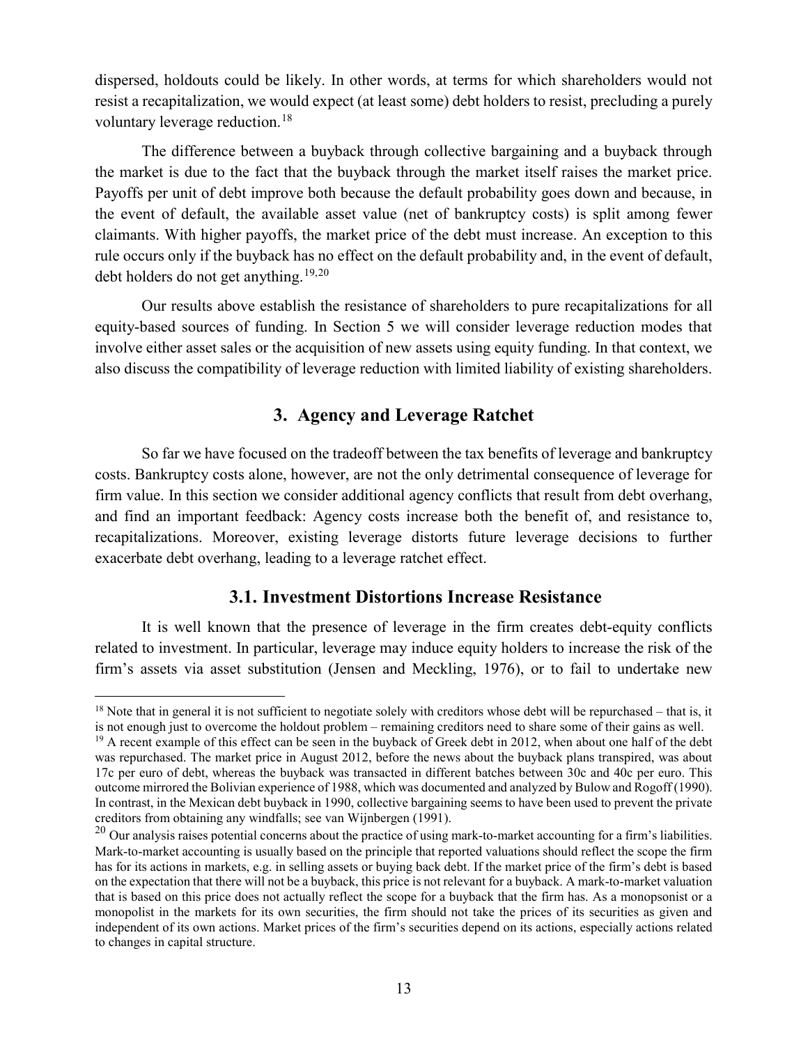dispersed, holdouts could be likely. In other words, at terms for which shareholders would not resist a recapitalization, we would expect (at least some) debt holders to resist, precluding a purely voluntary leverage reduction.[18]

The difference between a buyback through collective bargaining and a buyback through the market is due to the fact that the buyback through the market itself raises the market price. Payoffs per unit of debt improve both because the default probability goes down and because, in the event of default, the available asset value (net of bankruptcy costs) is split among fewer claimants. With higher payoffs, the market price of the debt must increase. An exception to this rule occurs only if the buyback has no effect on the default probability and, in the event of default, debt holders do not get anything.[19,20]

Our results above establish the resistance of shareholders to pure recapitalizations for all equity-based sources of funding. In Section 5 we will consider leverage reduction modes that involve either asset sales or the acquisition of new assets using equity funding. In that context, we also discuss the compatibility of leverage reduction with limited liability of existing shareholders.

## 3. Agency and Leverage Ratchet

So far we have focused on the tradeoff between the tax benefits of leverage and bankruptcy costs. Bankruptcy costs alone, however, are not the only detrimental consequence of leverage for firm value. In this section we consider additional agency conflicts that result from debt overhang, and find an important feedback: Agency costs increase both the benefit of, and resistance to, recapitalizations. Moreover, existing leverage distorts future leverage decisions to further exacerbate debt overhang, leading to a leverage ratchet effect.

### 3.1. Investment Distortions Increase Resistance

It is well known that the presence of leverage in the firm creates debt-equity conflicts related to investment. In particular, leverage may induce equity holders to increase the risk of the firm's assets via asset substitution (Jensen and Meckling, 1976), or to fail to undertake new

---

[18] Note that in general it is not sufficient to negotiate solely with creditors whose debt will be repurchased – that is, it is not enough just to overcome the holdout problem – remaining creditors need to share some of their gains as well.

[19] A recent example of this effect can be seen in the buyback of Greek debt in 2012, when about one half of the debt was repurchased. The market price in August 2012, before the news about the buyback plans transpired, was about 17c per euro of debt, whereas the buyback was transacted in different batches between 30c and 40c per euro. This outcome mirrored the Bolivian experience of 1988, which was documented and analyzed by Bulow and Rogoff (1990). In contrast, in the Mexican debt buyback in 1990, collective bargaining seems to have been used to prevent the private creditors from obtaining any windfalls; see van Wijnbergen (1991).

[20] Our analysis raises potential concerns about the practice of using mark-to-market accounting for a firm's liabilities. Mark-to-market accounting is usually based on the principle that reported valuations should reflect the scope the firm has for its actions in markets, e.g. in selling assets or buying back debt. If the market price of the firm's debt is based on the expectation that there will not be a buyback, this price is not relevant for a buyback. A mark-to-market valuation that is based on this price does not actually reflect the scope for a buyback that the firm has. As a monopsonist or a monopolist in the markets for its own securities, the firm should not take the prices of its securities as given and independent of its own actions. Market prices of the firm's securities depend on its actions, especially actions related to changes in capital structure.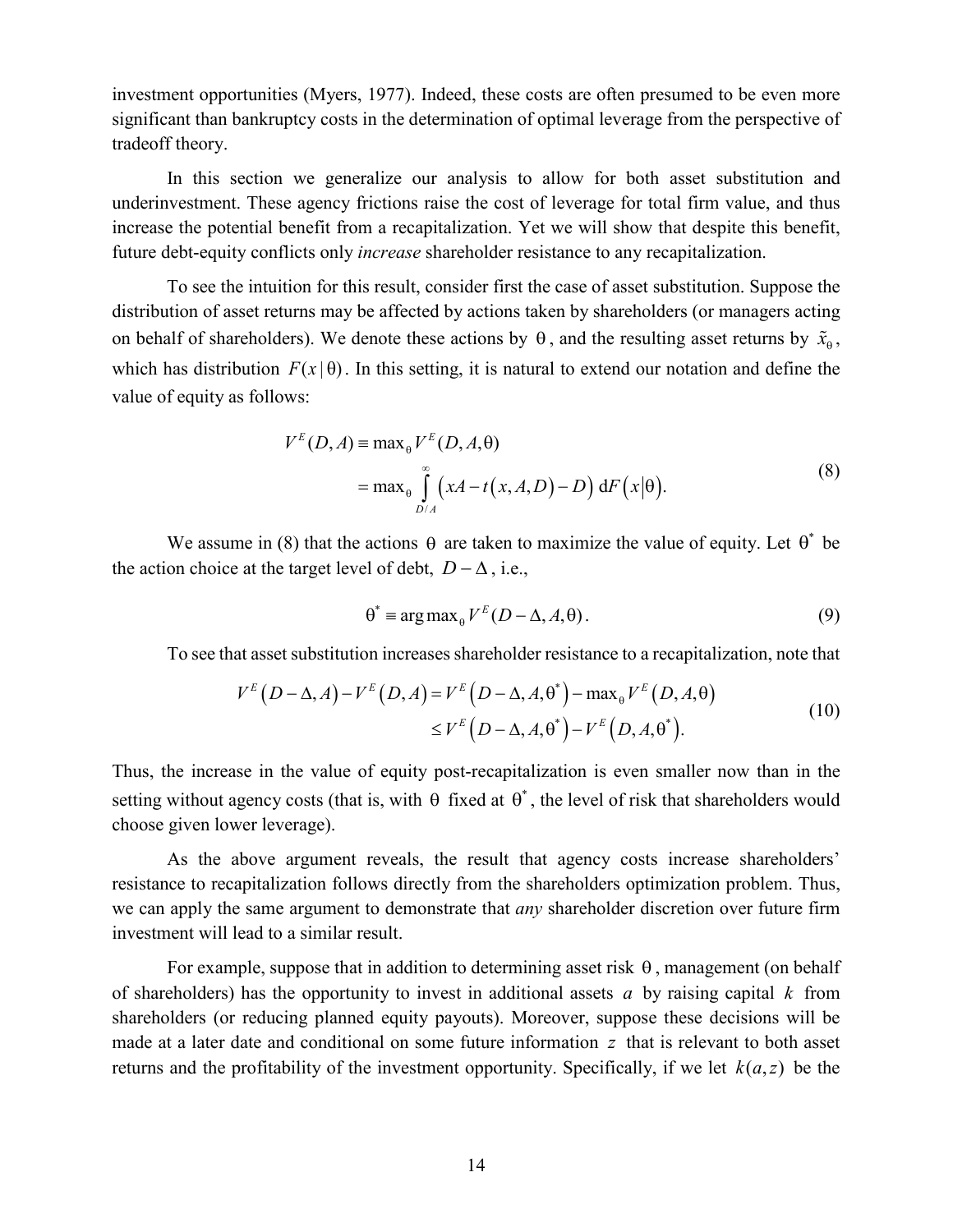investment opportunities (Myers, 1977). Indeed, these costs are often presumed to be even more significant than bankruptcy costs in the determination of optimal leverage from the perspective of tradeoff theory.

In this section we generalize our analysis to allow for both asset substitution and underinvestment. These agency frictions raise the cost of leverage for total firm value, and thus increase the potential benefit from a recapitalization. Yet we will show that despite this benefit, future debt-equity conflicts only *increase* shareholder resistance to any recapitalization.

To see the intuition for this result, consider first the case of asset substitution. Suppose the distribution of asset returns may be affected by actions taken by shareholders (or managers acting on behalf of shareholders). We denote these actions by $\theta$, and the resulting asset returns by $\tilde{x}_\theta$, which has distribution $F(x \mid \theta)$. In this setting, it is natural to extend our notation and define the value of equity as follows:

$$
\begin{aligned}
V^E(D, A) &\equiv \max_\theta V^E(D, A, \theta) \\
&= \max_\theta \int_{D/A}^{\infty} \big(xA - t(x, A, D) - D\big) \, \mathrm{d}F\big(x \big| \theta\big).
\end{aligned} \tag{8}
$$

We assume in (8) that the actions $\theta$ are taken to maximize the value of equity. Let $\theta^*$ be the action choice at the target level of debt, $D - \Delta$, i.e.,

$$
\theta^* \equiv \arg\max_\theta V^E(D - \Delta, A, \theta). \tag{9}
$$

To see that asset substitution increases shareholder resistance to a recapitalization, note that

$$
\begin{aligned}
V^E\big(D - \Delta, A\big) - V^E\big(D, A\big) &= V^E\big(D - \Delta, A, \theta^*\big) - \max_\theta V^E\big(D, A, \theta\big) \\
&\leq V^E\big(D - \Delta, A, \theta^*\big) - V^E\big(D, A, \theta^*\big).
\end{aligned} \tag{10}
$$

Thus, the increase in the value of equity post-recapitalization is even smaller now than in the setting without agency costs (that is, with $\theta$ fixed at $\theta^*$, the level of risk that shareholders would choose given lower leverage).

As the above argument reveals, the result that agency costs increase shareholders' resistance to recapitalization follows directly from the shareholders optimization problem. Thus, we can apply the same argument to demonstrate that *any* shareholder discretion over future firm investment will lead to a similar result.

For example, suppose that in addition to determining asset risk $\theta$, management (on behalf of shareholders) has the opportunity to invest in additional assets $a$ by raising capital $k$ from shareholders (or reducing planned equity payouts). Moreover, suppose these decisions will be made at a later date and conditional on some future information $z$ that is relevant to both asset returns and the profitability of the investment opportunity. Specifically, if we let $k(a, z)$ be the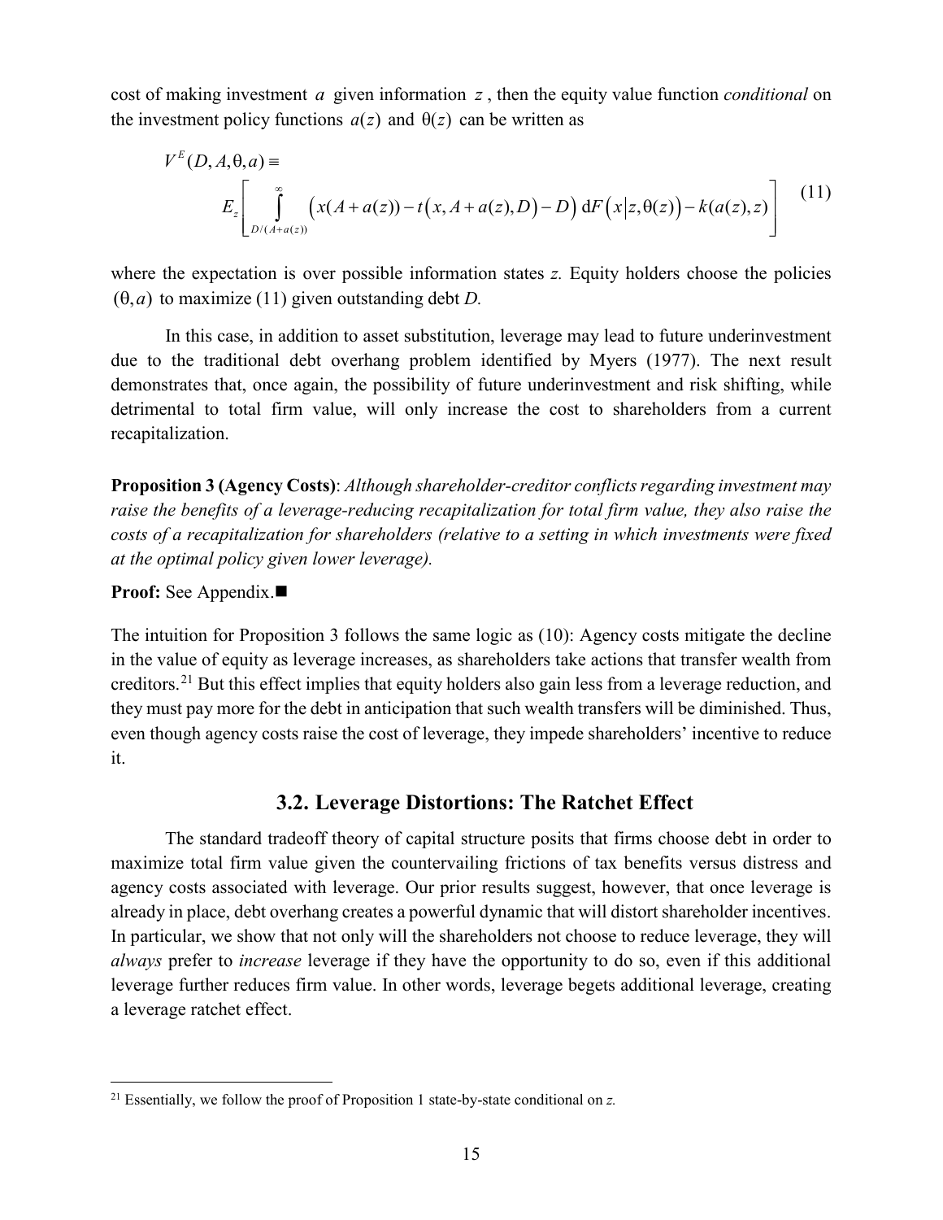cost of making investment $a$ given information $z$, then the equity value function *conditional* on the investment policy functions $a(z)$ and $\theta(z)$ can be written as

$$V^E(D, A, \theta, a) \equiv E_z\left[\int_{D/(A+a(z))}^{\infty} \left(x(A+a(z)) - t\left(x, A+a(z), D\right) - D\right) \mathrm{d}F\left(x \middle| z, \theta(z)\right) - k(a(z), z)\right] \tag{11}$$

where the expectation is over possible information states $z$. Equity holders choose the policies $(\theta, a)$ to maximize (11) given outstanding debt $D$.

In this case, in addition to asset substitution, leverage may lead to future underinvestment due to the traditional debt overhang problem identified by Myers (1977). The next result demonstrates that, once again, the possibility of future underinvestment and risk shifting, while detrimental to total firm value, will only increase the cost to shareholders from a current recapitalization.

**Proposition 3 (Agency Costs)**: *Although shareholder-creditor conflicts regarding investment may raise the benefits of a leverage-reducing recapitalization for total firm value, they also raise the costs of a recapitalization for shareholders (relative to a setting in which investments were fixed at the optimal policy given lower leverage).*

**Proof:** See Appendix.■

The intuition for Proposition 3 follows the same logic as (10): Agency costs mitigate the decline in the value of equity as leverage increases, as shareholders take actions that transfer wealth from creditors.[21] But this effect implies that equity holders also gain less from a leverage reduction, and they must pay more for the debt in anticipation that such wealth transfers will be diminished. Thus, even though agency costs raise the cost of leverage, they impede shareholders' incentive to reduce it.

## 3.2. Leverage Distortions: The Ratchet Effect

The standard tradeoff theory of capital structure posits that firms choose debt in order to maximize total firm value given the countervailing frictions of tax benefits versus distress and agency costs associated with leverage. Our prior results suggest, however, that once leverage is already in place, debt overhang creates a powerful dynamic that will distort shareholder incentives. In particular, we show that not only will the shareholders not choose to reduce leverage, they will *always* prefer to *increase* leverage if they have the opportunity to do so, even if this additional leverage further reduces firm value. In other words, leverage begets additional leverage, creating a leverage ratchet effect.

[21] Essentially, we follow the proof of Proposition 1 state-by-state conditional on $z$.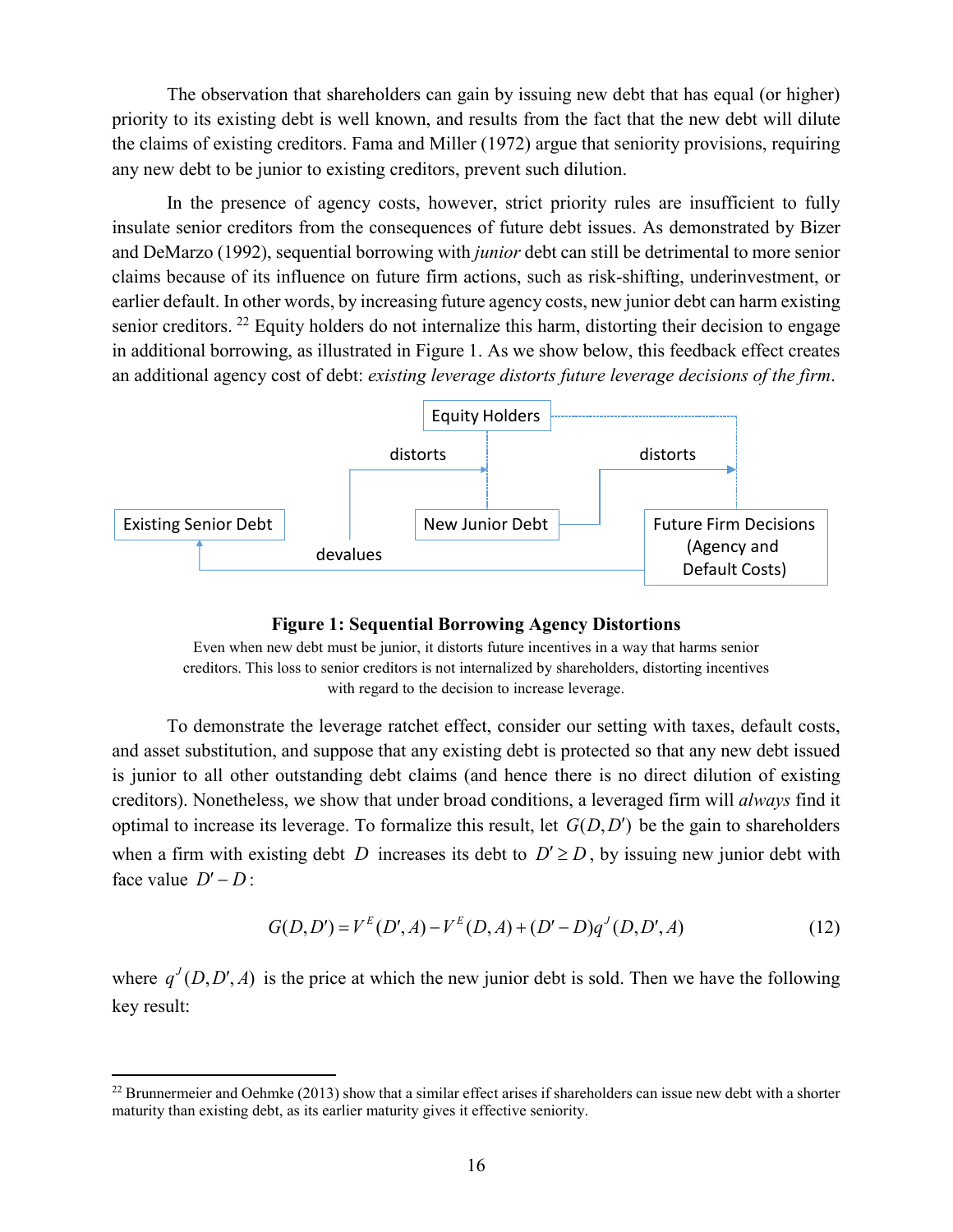The observation that shareholders can gain by issuing new debt that has equal (or higher) priority to its existing debt is well known, and results from the fact that the new debt will dilute the claims of existing creditors. Fama and Miller (1972) argue that seniority provisions, requiring any new debt to be junior to existing creditors, prevent such dilution.

In the presence of agency costs, however, strict priority rules are insufficient to fully insulate senior creditors from the consequences of future debt issues. As demonstrated by Bizer and DeMarzo (1992), sequential borrowing with *junior* debt can still be detrimental to more senior claims because of its influence on future firm actions, such as risk-shifting, underinvestment, or earlier default. In other words, by increasing future agency costs, new junior debt can harm existing senior creditors. [22] Equity holders do not internalize this harm, distorting their decision to engage in additional borrowing, as illustrated in Figure 1. As we show below, this feedback effect creates an additional agency cost of debt: *existing leverage distorts future leverage decisions of the firm*.

Equity Holders

distorts | distorts

Existing Senior Debt | New Junior Debt | Future Firm Decisions (Agency and Default Costs)

devalues

**Figure 1: Sequential Borrowing Agency Distortions**

Even when new debt must be junior, it distorts future incentives in a way that harms senior creditors. This loss to senior creditors is not internalized by shareholders, distorting incentives with regard to the decision to increase leverage.

To demonstrate the leverage ratchet effect, consider our setting with taxes, default costs, and asset substitution, and suppose that any existing debt is protected so that any new debt issued is junior to all other outstanding debt claims (and hence there is no direct dilution of existing creditors). Nonetheless, we show that under broad conditions, a leveraged firm will *always* find it optimal to increase its leverage. To formalize this result, let $G(D, D')$ be the gain to shareholders when a firm with existing debt $D$ increases its debt to $D' \geq D$, by issuing new junior debt with face value $D' - D$:

$$G(D, D') = V^E(D', A) - V^E(D, A) + (D' - D)q^J(D, D', A) \tag{12}$$

where $q^J(D, D', A)$ is the price at which the new junior debt is sold. Then we have the following key result:

[22] Brunnermeier and Oehmke (2013) show that a similar effect arises if shareholders can issue new debt with a shorter maturity than existing debt, as its earlier maturity gives it effective seniority.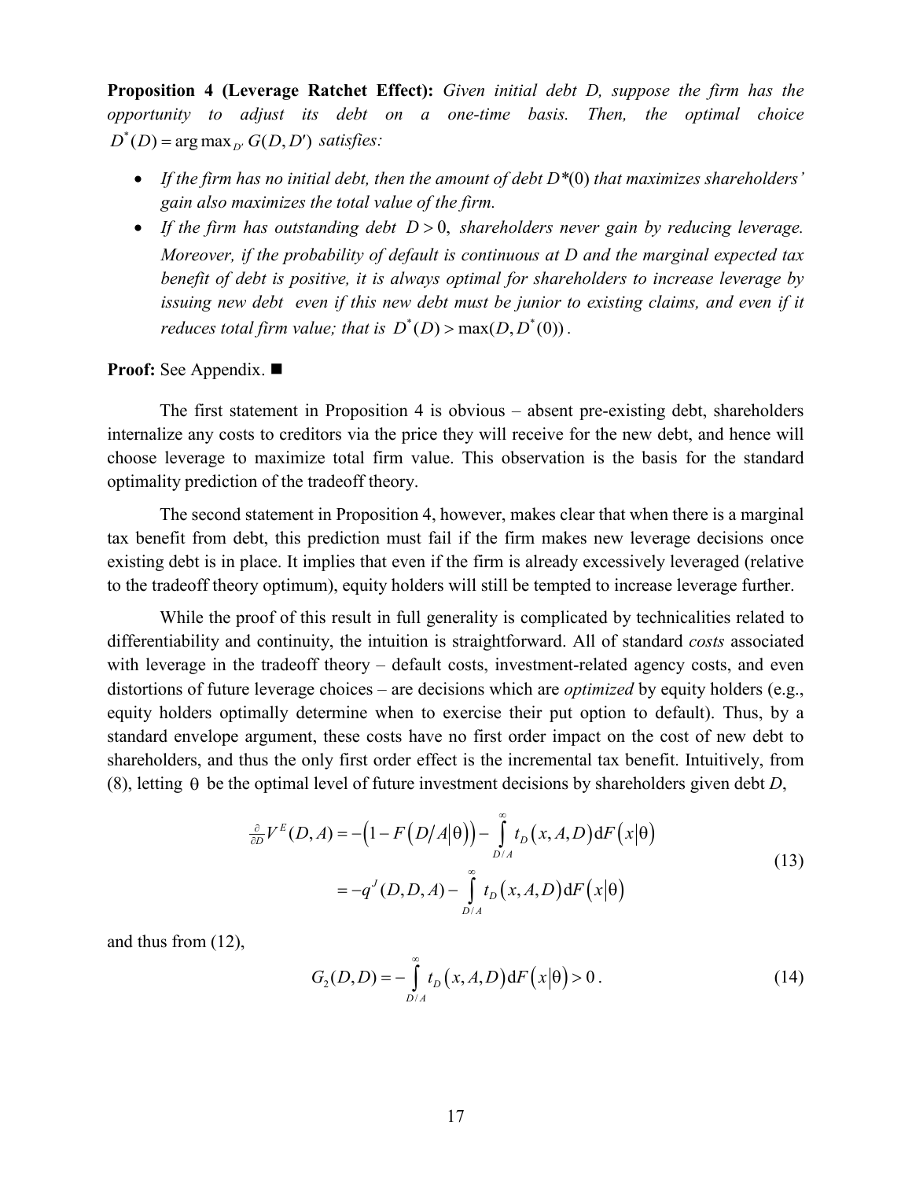**Proposition 4 (Leverage Ratchet Effect):** *Given initial debt D, suppose the firm has the opportunity to adjust its debt on a one-time basis. Then, the optimal choice $D^*(D) = \arg\max_{D'} G(D, D')$ satisfies:*

- *If the firm has no initial debt, then the amount of debt $D^*(0)$ that maximizes shareholders' gain also maximizes the total value of the firm.*
- *If the firm has outstanding debt $D > 0$, shareholders never gain by reducing leverage. Moreover, if the probability of default is continuous at D and the marginal expected tax benefit of debt is positive, it is always optimal for shareholders to increase leverage by issuing new debt even if this new debt must be junior to existing claims, and even if it reduces total firm value; that is $D^*(D) > \max(D, D^*(0))$.*

**Proof:** See Appendix. ■

The first statement in Proposition 4 is obvious – absent pre-existing debt, shareholders internalize any costs to creditors via the price they will receive for the new debt, and hence will choose leverage to maximize total firm value. This observation is the basis for the standard optimality prediction of the tradeoff theory.

The second statement in Proposition 4, however, makes clear that when there is a marginal tax benefit from debt, this prediction must fail if the firm makes new leverage decisions once existing debt is in place. It implies that even if the firm is already excessively leveraged (relative to the tradeoff theory optimum), equity holders will still be tempted to increase leverage further.

While the proof of this result in full generality is complicated by technicalities related to differentiability and continuity, the intuition is straightforward. All of standard *costs* associated with leverage in the tradeoff theory – default costs, investment-related agency costs, and even distortions of future leverage choices – are decisions which are *optimized* by equity holders (e.g., equity holders optimally determine when to exercise their put option to default). Thus, by a standard envelope argument, these costs have no first order impact on the cost of new debt to shareholders, and thus the only first order effect is the incremental tax benefit. Intuitively, from (8), letting $\theta$ be the optimal level of future investment decisions by shareholders given debt $D$,

$$
\begin{aligned}
\tfrac{\partial}{\partial D} V^E(D, A) &= -\left(1 - F\left(D/A \middle| \theta\right)\right) - \int_{D/A}^{\infty} t_D\left(x, A, D\right) \mathrm{d}F\left(x \middle| \theta\right) \\
&= -q^J(D, D, A) - \int_{D/A}^{\infty} t_D\left(x, A, D\right) \mathrm{d}F\left(x \middle| \theta\right)
\end{aligned}
\tag{13}
$$

and thus from (12),

$$
G_2(D, D) = -\int_{D/A}^{\infty} t_D\left(x, A, D\right) \mathrm{d}F\left(x \middle| \theta\right) > 0. \tag{14}
$$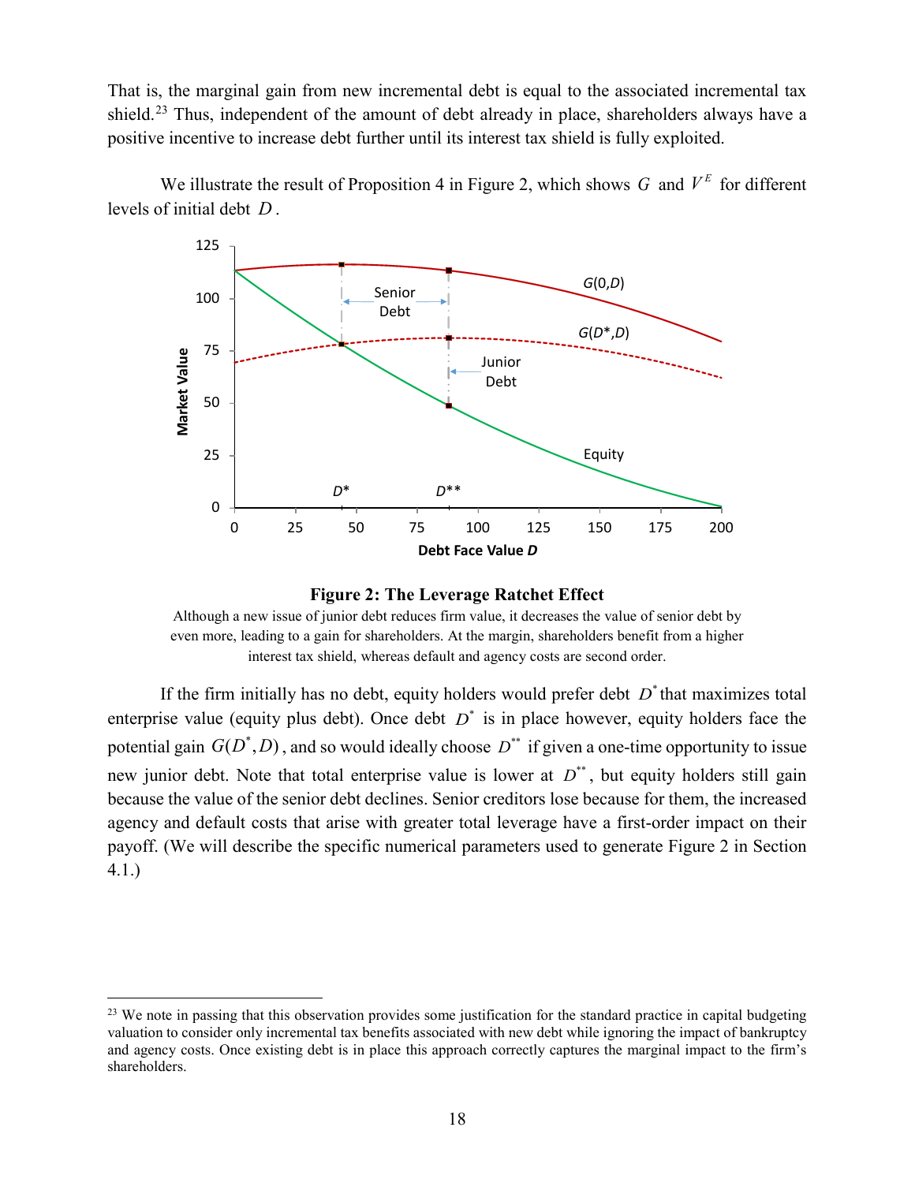That is, the marginal gain from new incremental debt is equal to the associated incremental tax shield.[23] Thus, independent of the amount of debt already in place, shareholders always have a positive incentive to increase debt further until its interest tax shield is fully exploited.

We illustrate the result of Proposition 4 in Figure 2, which shows $G$ and $V^E$ for different levels of initial debt $D$.

**Figure 2: The Leverage Ratchet Effect**

Although a new issue of junior debt reduces firm value, it decreases the value of senior debt by even more, leading to a gain for shareholders. At the margin, shareholders benefit from a higher interest tax shield, whereas default and agency costs are second order.

If the firm initially has no debt, equity holders would prefer debt $D^*$ that maximizes total enterprise value (equity plus debt). Once debt $D^*$ is in place however, equity holders face the potential gain $G(D^*, D)$, and so would ideally choose $D^{**}$ if given a one-time opportunity to issue new junior debt. Note that total enterprise value is lower at $D^{**}$, but equity holders still gain because the value of the senior debt declines. Senior creditors lose because for them, the increased agency and default costs that arise with greater total leverage have a first-order impact on their payoff. (We will describe the specific numerical parameters used to generate Figure 2 in Section 4.1.)

[23] We note in passing that this observation provides some justification for the standard practice in capital budgeting valuation to consider only incremental tax benefits associated with new debt while ignoring the impact of bankruptcy and agency costs. Once existing debt is in place this approach correctly captures the marginal impact to the firm's shareholders.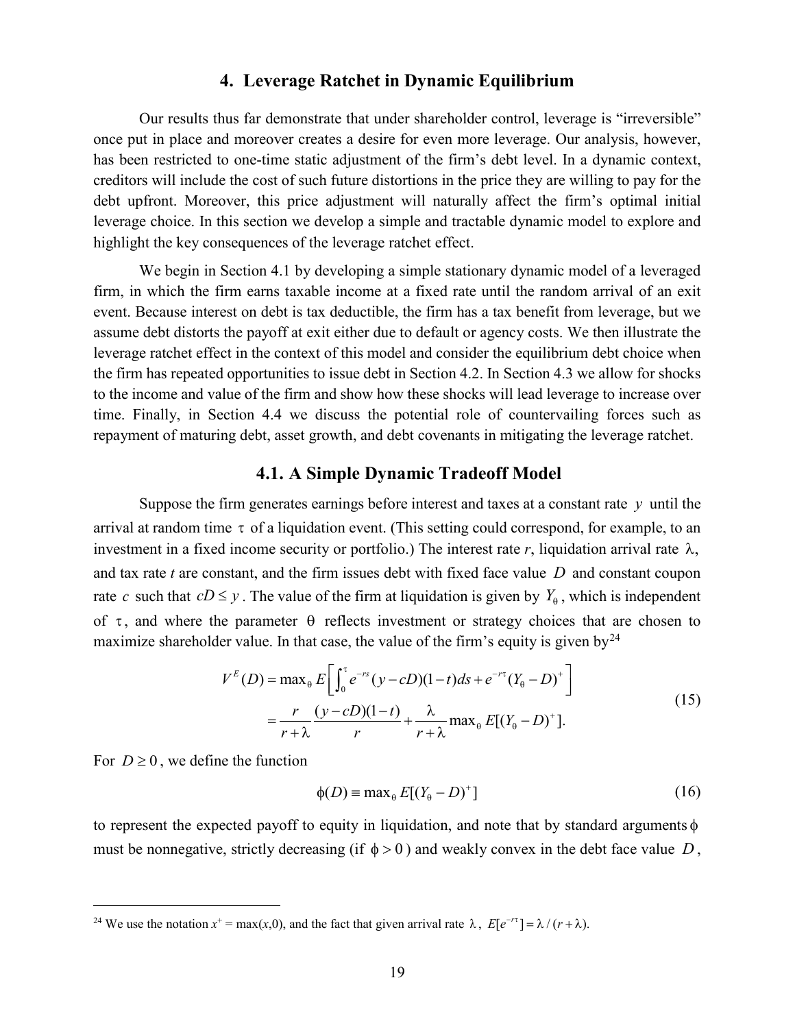## 4. Leverage Ratchet in Dynamic Equilibrium

Our results thus far demonstrate that under shareholder control, leverage is "irreversible" once put in place and moreover creates a desire for even more leverage. Our analysis, however, has been restricted to one-time static adjustment of the firm's debt level. In a dynamic context, creditors will include the cost of such future distortions in the price they are willing to pay for the debt upfront. Moreover, this price adjustment will naturally affect the firm's optimal initial leverage choice. In this section we develop a simple and tractable dynamic model to explore and highlight the key consequences of the leverage ratchet effect.

We begin in Section 4.1 by developing a simple stationary dynamic model of a leveraged firm, in which the firm earns taxable income at a fixed rate until the random arrival of an exit event. Because interest on debt is tax deductible, the firm has a tax benefit from leverage, but we assume debt distorts the payoff at exit either due to default or agency costs. We then illustrate the leverage ratchet effect in the context of this model and consider the equilibrium debt choice when the firm has repeated opportunities to issue debt in Section 4.2. In Section 4.3 we allow for shocks to the income and value of the firm and show how these shocks will lead leverage to increase over time. Finally, in Section 4.4 we discuss the potential role of countervailing forces such as repayment of maturing debt, asset growth, and debt covenants in mitigating the leverage ratchet.

### 4.1. A Simple Dynamic Tradeoff Model

Suppose the firm generates earnings before interest and taxes at a constant rate $y$ until the arrival at random time $\tau$ of a liquidation event. (This setting could correspond, for example, to an investment in a fixed income security or portfolio.) The interest rate $r$, liquidation arrival rate $\lambda$, and tax rate $t$ are constant, and the firm issues debt with fixed face value $D$ and constant coupon rate $c$ such that $cD \le y$. The value of the firm at liquidation is given by $Y_\theta$, which is independent of $\tau$, and where the parameter $\theta$ reflects investment or strategy choices that are chosen to maximize shareholder value. In that case, the value of the firm's equity is given by[24]

$$
\begin{aligned}
V^E(D) &= \max_\theta E\left[\int_0^\tau e^{-rs}(y - cD)(1-t)ds + e^{-r\tau}(Y_\theta - D)^+\right] \\
&= \frac{r}{r+\lambda}\frac{(y-cD)(1-t)}{r} + \frac{\lambda}{r+\lambda}\max_\theta E[(Y_\theta - D)^+].
\end{aligned}
\tag{15}
$$

For $D \ge 0$, we define the function

$$
\phi(D) \equiv \max_\theta E[(Y_\theta - D)^+] \tag{16}
$$

to represent the expected payoff to equity in liquidation, and note that by standard arguments $\phi$ must be nonnegative, strictly decreasing (if $\phi > 0$) and weakly convex in the debt face value $D$,

---

[24] We use the notation $x^+ = \max(x,0)$, and the fact that given arrival rate $\lambda$, $E[e^{-r\tau}] = \lambda/(r+\lambda)$.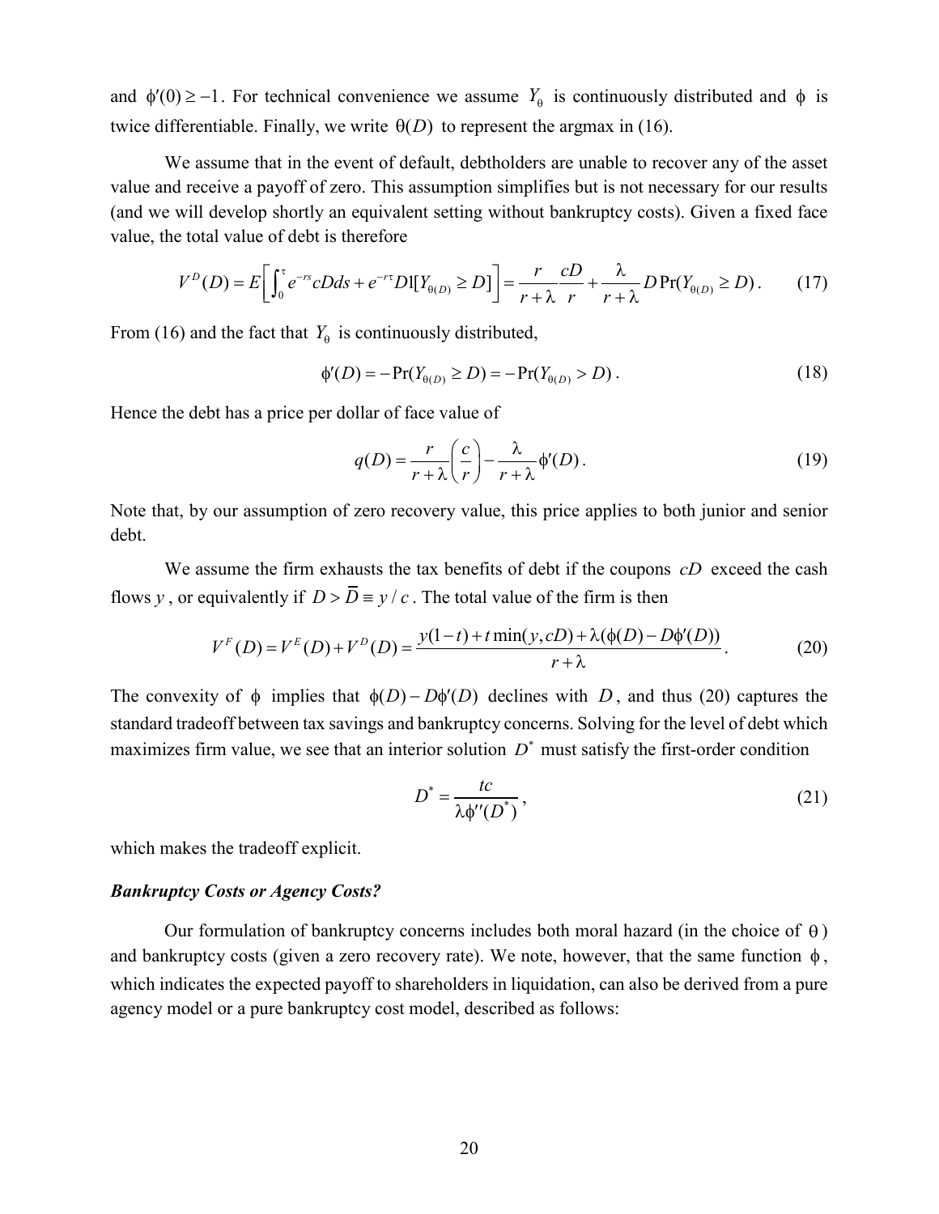and $\phi'(0) \geq -1$. For technical convenience we assume $Y_\theta$ is continuously distributed and $\phi$ is twice differentiable. Finally, we write $\theta(D)$ to represent the argmax in (16).

We assume that in the event of default, debtholders are unable to recover any of the asset value and receive a payoff of zero. This assumption simplifies but is not necessary for our results (and we will develop shortly an equivalent setting without bankruptcy costs). Given a fixed face value, the total value of debt is therefore

$$V^D(D) = E\left[\int_0^\tau e^{-rs} cD ds + e^{-r\tau} D 1[Y_{\theta(D)} \geq D]\right] = \frac{r}{r+\lambda}\frac{cD}{r} + \frac{\lambda}{r+\lambda} D \Pr(Y_{\theta(D)} \geq D). \tag{17}$$

From (16) and the fact that $Y_\theta$ is continuously distributed,

$$\phi'(D) = -\Pr(Y_{\theta(D)} \geq D) = -\Pr(Y_{\theta(D)} > D). \tag{18}$$

Hence the debt has a price per dollar of face value of

$$q(D) = \frac{r}{r+\lambda}\left(\frac{c}{r}\right) - \frac{\lambda}{r+\lambda}\phi'(D). \tag{19}$$

Note that, by our assumption of zero recovery value, this price applies to both junior and senior debt.

We assume the firm exhausts the tax benefits of debt if the coupons $cD$ exceed the cash flows $y$, or equivalently if $D > \overline{D} \equiv y/c$. The total value of the firm is then

$$V^F(D) = V^E(D) + V^D(D) = \frac{y(1-t) + t\min(y, cD) + \lambda(\phi(D) - D\phi'(D))}{r+\lambda}. \tag{20}$$

The convexity of $\phi$ implies that $\phi(D) - D\phi'(D)$ declines with $D$, and thus (20) captures the standard tradeoff between tax savings and bankruptcy concerns. Solving for the level of debt which maximizes firm value, we see that an interior solution $D^*$ must satisfy the first-order condition

$$D^* = \frac{tc}{\lambda\phi''(D^*)}, \tag{21}$$

which makes the tradeoff explicit.

***Bankruptcy Costs or Agency Costs?***

Our formulation of bankruptcy concerns includes both moral hazard (in the choice of $\theta$) and bankruptcy costs (given a zero recovery rate). We note, however, that the same function $\phi$, which indicates the expected payoff to shareholders in liquidation, can also be derived from a pure agency model or a pure bankruptcy cost model, described as follows: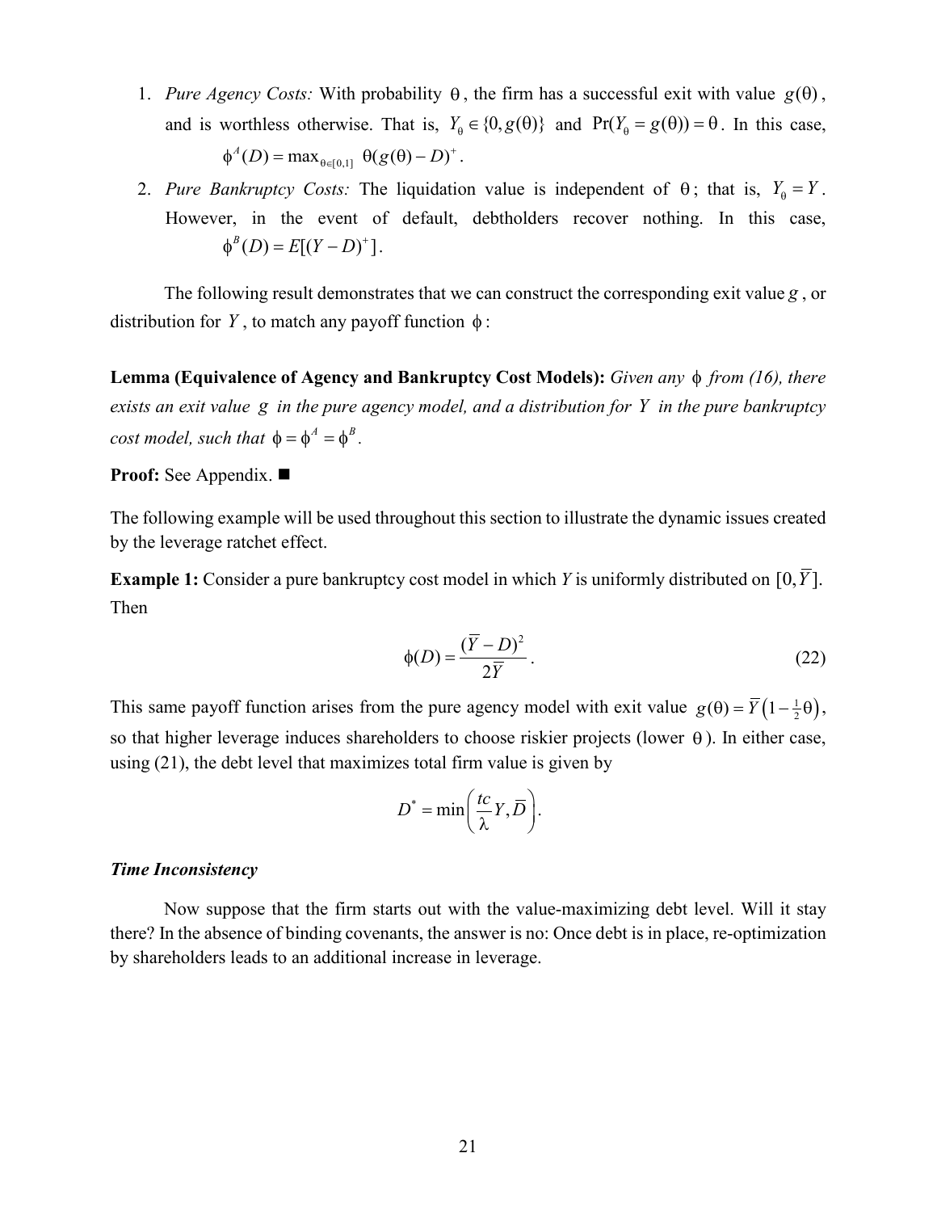1. *Pure Agency Costs:* With probability $\theta$, the firm has a successful exit with value $g(\theta)$, and is worthless otherwise. That is, $Y_\theta \in \{0, g(\theta)\}$ and $\Pr(Y_\theta = g(\theta)) = \theta$. In this case, $\phi^A(D) = \max_{\theta \in [0,1]} \; \theta(g(\theta) - D)^+$.

2. *Pure Bankruptcy Costs:* The liquidation value is independent of $\theta$; that is, $Y_\theta = Y$. However, in the event of default, debtholders recover nothing. In this case, $\phi^B(D) = E[(Y - D)^+]$.

The following result demonstrates that we can construct the corresponding exit value $g$, or distribution for $Y$, to match any payoff function $\phi$:

**Lemma (Equivalence of Agency and Bankruptcy Cost Models):** *Given any $\phi$ from (16), there exists an exit value $g$ in the pure agency model, and a distribution for $Y$ in the pure bankruptcy cost model, such that $\phi = \phi^A = \phi^B$.*

**Proof:** See Appendix. ■

The following example will be used throughout this section to illustrate the dynamic issues created by the leverage ratchet effect.

**Example 1:** Consider a pure bankruptcy cost model in which $Y$ is uniformly distributed on $[0, \bar{Y}]$. Then

$$\phi(D) = \frac{(\bar{Y} - D)^2}{2\bar{Y}}. \tag{22}$$

This same payoff function arises from the pure agency model with exit value $g(\theta) = \bar{Y}\left(1 - \tfrac{1}{2}\theta\right)$, so that higher leverage induces shareholders to choose riskier projects (lower $\theta$). In either case, using (21), the debt level that maximizes total firm value is given by

$$D^* = \min\left(\frac{tc}{\lambda} Y, \bar{D}\right).$$

***Time Inconsistency***

Now suppose that the firm starts out with the value-maximizing debt level. Will it stay there? In the absence of binding covenants, the answer is no: Once debt is in place, re-optimization by shareholders leads to an additional increase in leverage.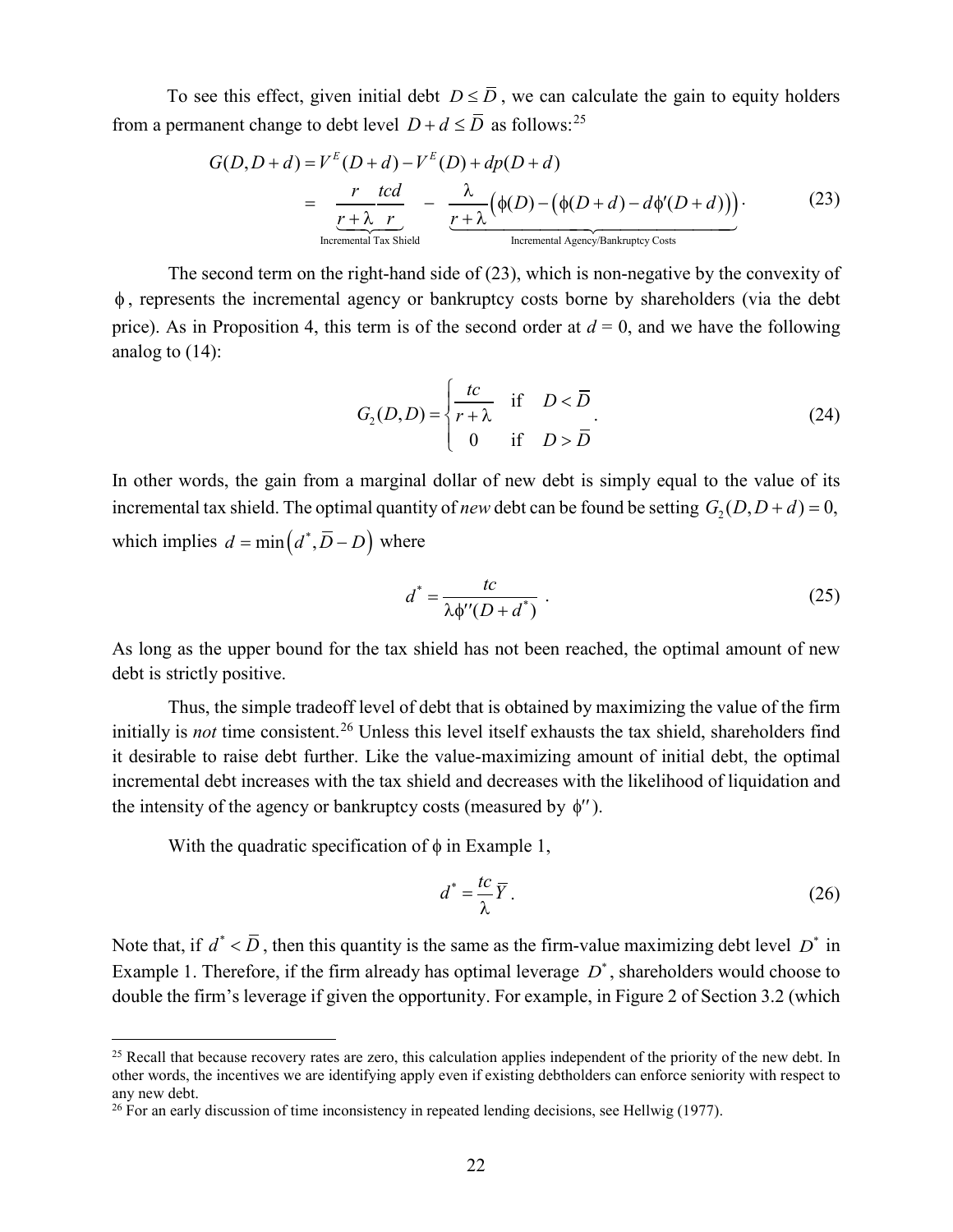To see this effect, given initial debt $D \le \bar{D}$, we can calculate the gain to equity holders from a permanent change to debt level $D + d \le \bar{D}$ as follows:[25]

$$
\begin{aligned}
G(D, D+d) &= V^E(D+d) - V^E(D) + dp(D+d) \\
&= \underbrace{\frac{r}{r+\lambda}\frac{tcd}{r}}_{\text{Incremental Tax Shield}} - \underbrace{\frac{\lambda}{r+\lambda}\Big(\phi(D) - \big(\phi(D+d) - d\phi'(D+d)\big)\Big)}_{\text{Incremental Agency/Bankruptcy Costs}}.
\end{aligned}
\tag{23}
$$

The second term on the right-hand side of (23), which is non-negative by the convexity of $\phi$, represents the incremental agency or bankruptcy costs borne by shareholders (via the debt price). As in Proposition 4, this term is of the second order at $d = 0$, and we have the following analog to (14):

$$
G_2(D, D) = \begin{cases} \dfrac{tc}{r+\lambda} & \text{if} \quad D < \bar{D} \\ 0 & \text{if} \quad D > \bar{D} \end{cases}.
\tag{24}
$$

In other words, the gain from a marginal dollar of new debt is simply equal to the value of its incremental tax shield. The optimal quantity of *new* debt can be found be setting $G_2(D, D+d) = 0$, which implies $d = \min\left(d^*, \bar{D} - D\right)$ where

$$
d^* = \frac{tc}{\lambda \phi''(D + d^*)} .
\tag{25}
$$

As long as the upper bound for the tax shield has not been reached, the optimal amount of new debt is strictly positive.

Thus, the simple tradeoff level of debt that is obtained by maximizing the value of the firm initially is *not* time consistent.[26] Unless this level itself exhausts the tax shield, shareholders find it desirable to raise debt further. Like the value-maximizing amount of initial debt, the optimal incremental debt increases with the tax shield and decreases with the likelihood of liquidation and the intensity of the agency or bankruptcy costs (measured by $\phi''$).

With the quadratic specification of $\phi$ in Example 1,

$$
d^* = \frac{tc}{\lambda}\bar{Y} .
\tag{26}
$$

Note that, if $d^* < \bar{D}$, then this quantity is the same as the firm-value maximizing debt level $D^*$ in Example 1. Therefore, if the firm already has optimal leverage $D^*$, shareholders would choose to double the firm's leverage if given the opportunity. For example, in Figure 2 of Section 3.2 (which

[25] Recall that because recovery rates are zero, this calculation applies independent of the priority of the new debt. In other words, the incentives we are identifying apply even if existing debtholders can enforce seniority with respect to any new debt.

[26] For an early discussion of time inconsistency in repeated lending decisions, see Hellwig (1977).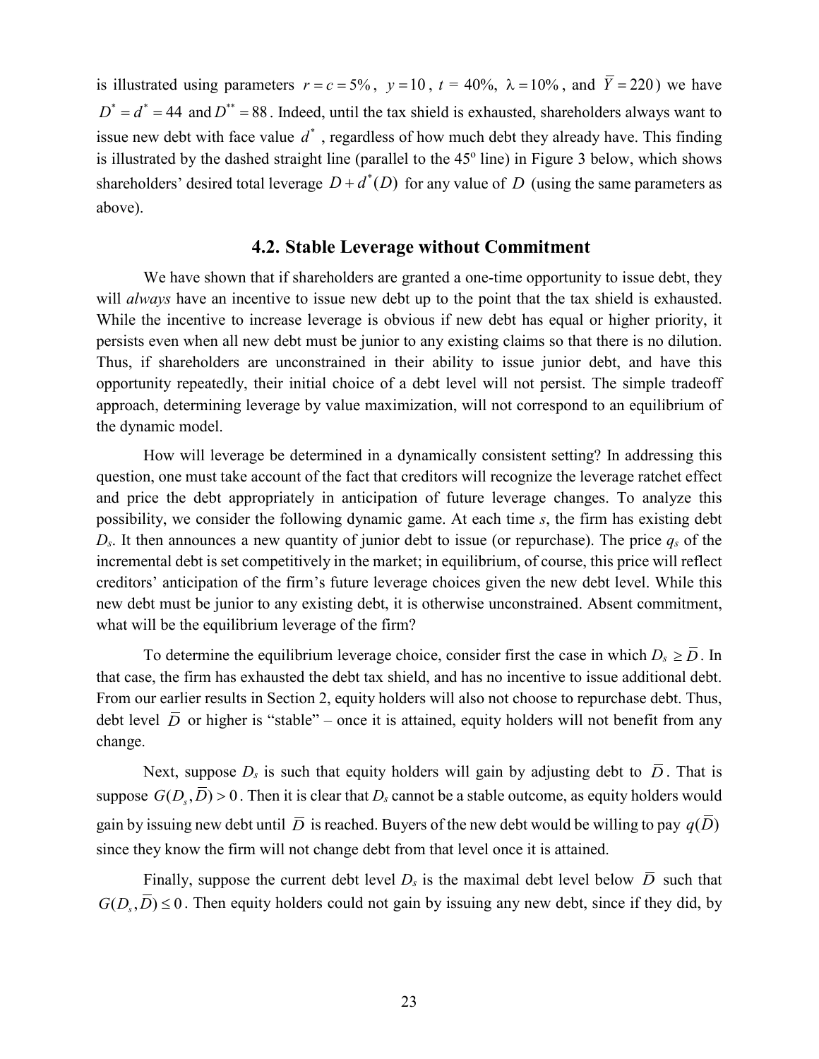is illustrated using parameters $r = c = 5\%$, $y = 10$, $t$ = 40%, $\lambda = 10\%$, and $\bar{Y} = 220$) we have $D^* = d^* = 44$ and $D^{**} = 88$. Indeed, until the tax shield is exhausted, shareholders always want to issue new debt with face value $d^*$, regardless of how much debt they already have. This finding is illustrated by the dashed straight line (parallel to the 45° line) in Figure 3 below, which shows shareholders' desired total leverage $D + d^*(D)$ for any value of $D$ (using the same parameters as above).

## 4.2. Stable Leverage without Commitment

We have shown that if shareholders are granted a one-time opportunity to issue debt, they will *always* have an incentive to issue new debt up to the point that the tax shield is exhausted. While the incentive to increase leverage is obvious if new debt has equal or higher priority, it persists even when all new debt must be junior to any existing claims so that there is no dilution. Thus, if shareholders are unconstrained in their ability to issue junior debt, and have this opportunity repeatedly, their initial choice of a debt level will not persist. The simple tradeoff approach, determining leverage by value maximization, will not correspond to an equilibrium of the dynamic model.

How will leverage be determined in a dynamically consistent setting? In addressing this question, one must take account of the fact that creditors will recognize the leverage ratchet effect and price the debt appropriately in anticipation of future leverage changes. To analyze this possibility, we consider the following dynamic game. At each time *s*, the firm has existing debt $D_s$. It then announces a new quantity of junior debt to issue (or repurchase). The price $q_s$ of the incremental debt is set competitively in the market; in equilibrium, of course, this price will reflect creditors' anticipation of the firm's future leverage choices given the new debt level. While this new debt must be junior to any existing debt, it is otherwise unconstrained. Absent commitment, what will be the equilibrium leverage of the firm?

To determine the equilibrium leverage choice, consider first the case in which $D_s \geq \bar{D}$. In that case, the firm has exhausted the debt tax shield, and has no incentive to issue additional debt. From our earlier results in Section 2, equity holders will also not choose to repurchase debt. Thus, debt level $\bar{D}$ or higher is "stable" – once it is attained, equity holders will not benefit from any change.

Next, suppose $D_s$ is such that equity holders will gain by adjusting debt to $\bar{D}$. That is suppose $G(D_s, \bar{D}) > 0$. Then it is clear that $D_s$ cannot be a stable outcome, as equity holders would gain by issuing new debt until $\bar{D}$ is reached. Buyers of the new debt would be willing to pay $q(\bar{D})$ since they know the firm will not change debt from that level once it is attained.

Finally, suppose the current debt level $D_s$ is the maximal debt level below $\bar{D}$ such that $G(D_s, \bar{D}) \leq 0$. Then equity holders could not gain by issuing any new debt, since if they did, by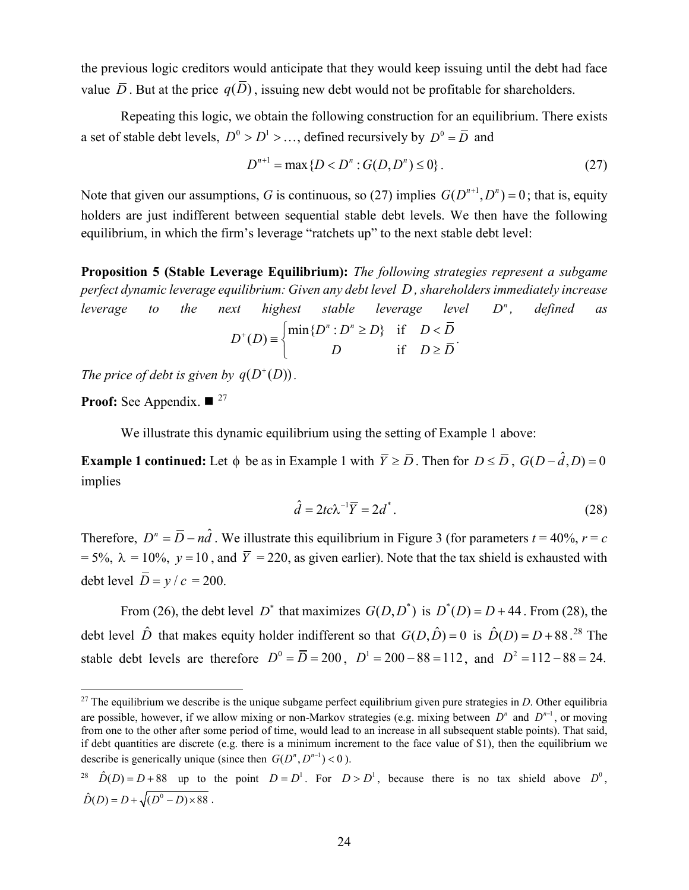the previous logic creditors would anticipate that they would keep issuing until the debt had face value $\bar{D}$. But at the price $q(\bar{D})$, issuing new debt would not be profitable for shareholders.

Repeating this logic, we obtain the following construction for an equilibrium. There exists a set of stable debt levels, $D^0 > D^1 > \ldots$, defined recursively by $D^0 = \bar{D}$ and

$$D^{n+1} = \max\{D < D^n : G(D, D^n) \leq 0\}. \tag{27}$$

Note that given our assumptions, *G* is continuous, so (27) implies $G(D^{n+1}, D^n) = 0$; that is, equity holders are just indifferent between sequential stable debt levels. We then have the following equilibrium, in which the firm's leverage "ratchets up" to the next stable debt level:

**Proposition 5 (Stable Leverage Equilibrium):** *The following strategies represent a subgame perfect dynamic leverage equilibrium: Given any debt level $D$, shareholders immediately increase leverage to the next highest stable leverage level $D^n$, defined as*

$$D^+(D) \equiv \begin{cases} \min\{D^n : D^n \geq D\} & \text{if} \quad D < \bar{D} \\ D & \text{if} \quad D \geq \bar{D} \end{cases}.$$

*The price of debt is given by $q(D^+(D))$.*

**Proof:** See Appendix. ■ [27]

We illustrate this dynamic equilibrium using the setting of Example 1 above:

**Example 1 continued:** Let $\phi$ be as in Example 1 with $\bar{Y} \geq \bar{D}$. Then for $D \leq \bar{D}$, $G(D - \hat{d}, D) = 0$ implies

$$\hat{d} = 2tc\lambda^{-1}\bar{Y} = 2d^*. \tag{28}$$

Therefore, $D^n = \bar{D} - n\hat{d}$. We illustrate this equilibrium in Figure 3 (for parameters $t$ = 40%, $r = c$ = 5%, $\lambda$ = 10%, $y = 10$, and $\bar{Y}$ = 220, as given earlier). Note that the tax shield is exhausted with debt level $\bar{D} = y / c$ = 200.

From (26), the debt level $D^*$ that maximizes $G(D, D^*)$ is $D^*(D) = D + 44$. From (28), the debt level $\hat{D}$ that makes equity holder indifferent so that $G(D, \hat{D}) = 0$ is $\hat{D}(D) = D + 88$.[28] The stable debt levels are therefore $D^0 = \bar{D} = 200$, $D^1 = 200 - 88 = 112$, and $D^2 = 112 - 88 = 24$.

---

[27] The equilibrium we describe is the unique subgame perfect equilibrium given pure strategies in *D*. Other equilibria are possible, however, if we allow mixing or non-Markov strategies (e.g. mixing between $D^n$ and $D^{n-1}$, or moving from one to the other after some period of time, would lead to an increase in all subsequent stable points). That said, if debt quantities are discrete (e.g. there is a minimum increment to the face value of \$1), then the equilibrium we describe is generically unique (since then $G(D^n, D^{n-1}) < 0$).

[28] $\hat{D}(D) = D + 88$ up to the point $D = D^1$. For $D > D^1$, because there is no tax shield above $D^0$, $\hat{D}(D) = D + \sqrt{(D^0 - D) \times 88}$.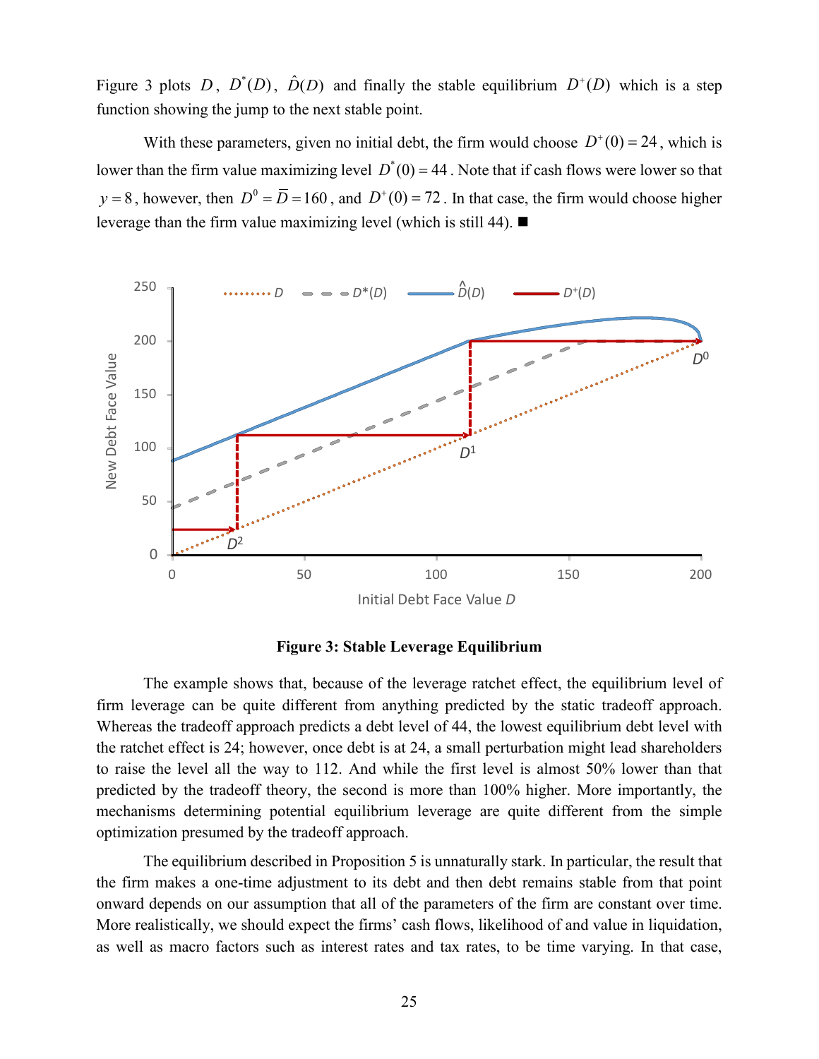Figure 3 plots $D$, $D^*(D)$, $\hat{D}(D)$ and finally the stable equilibrium $D^+(D)$ which is a step function showing the jump to the next stable point.

With these parameters, given no initial debt, the firm would choose $D^+(0) = 24$, which is lower than the firm value maximizing level $D^*(0) = 44$. Note that if cash flows were lower so that $y = 8$, however, then $D^0 = \bar{D} = 160$, and $D^+(0) = 72$. In that case, the firm would choose higher leverage than the firm value maximizing level (which is still 44). ■

**Figure 3: Stable Leverage Equilibrium**

The example shows that, because of the leverage ratchet effect, the equilibrium level of firm leverage can be quite different from anything predicted by the static tradeoff approach. Whereas the tradeoff approach predicts a debt level of 44, the lowest equilibrium debt level with the ratchet effect is 24; however, once debt is at 24, a small perturbation might lead shareholders to raise the level all the way to 112. And while the first level is almost 50% lower than that predicted by the tradeoff theory, the second is more than 100% higher. More importantly, the mechanisms determining potential equilibrium leverage are quite different from the simple optimization presumed by the tradeoff approach.

The equilibrium described in Proposition 5 is unnaturally stark. In particular, the result that the firm makes a one-time adjustment to its debt and then debt remains stable from that point onward depends on our assumption that all of the parameters of the firm are constant over time. More realistically, we should expect the firms' cash flows, likelihood of and value in liquidation, as well as macro factors such as interest rates and tax rates, to be time varying. In that case,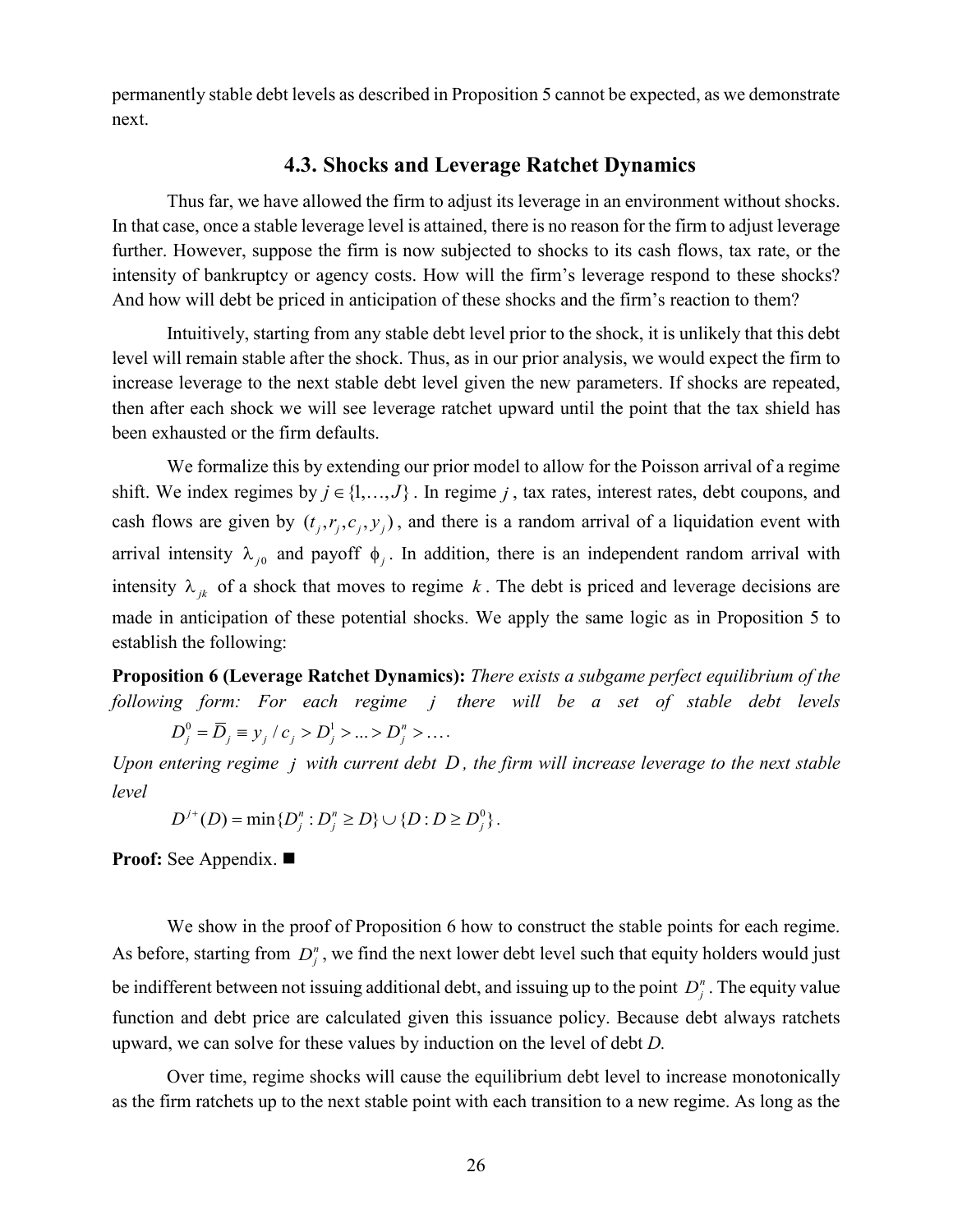permanently stable debt levels as described in Proposition 5 cannot be expected, as we demonstrate next.

### 4.3. Shocks and Leverage Ratchet Dynamics

Thus far, we have allowed the firm to adjust its leverage in an environment without shocks. In that case, once a stable leverage level is attained, there is no reason for the firm to adjust leverage further. However, suppose the firm is now subjected to shocks to its cash flows, tax rate, or the intensity of bankruptcy or agency costs. How will the firm's leverage respond to these shocks? And how will debt be priced in anticipation of these shocks and the firm's reaction to them?

Intuitively, starting from any stable debt level prior to the shock, it is unlikely that this debt level will remain stable after the shock. Thus, as in our prior analysis, we would expect the firm to increase leverage to the next stable debt level given the new parameters. If shocks are repeated, then after each shock we will see leverage ratchet upward until the point that the tax shield has been exhausted or the firm defaults.

We formalize this by extending our prior model to allow for the Poisson arrival of a regime shift. We index regimes by $j \in \{1,\ldots,J\}$. In regime $j$, tax rates, interest rates, debt coupons, and cash flows are given by $(t_j, r_j, c_j, y_j)$, and there is a random arrival of a liquidation event with arrival intensity $\lambda_{j0}$ and payoff $\phi_j$. In addition, there is an independent random arrival with intensity $\lambda_{jk}$ of a shock that moves to regime $k$. The debt is priced and leverage decisions are made in anticipation of these potential shocks. We apply the same logic as in Proposition 5 to establish the following:

**Proposition 6 (Leverage Ratchet Dynamics):** *There exists a subgame perfect equilibrium of the following form: For each regime $j$ there will be a set of stable debt levels*

$$D_j^0 = \bar{D}_j \equiv y_j / c_j > D_j^1 > \ldots > D_j^n > \ldots.$$

*Upon entering regime $j$ with current debt $D$, the firm will increase leverage to the next stable level*

$$D^{j+}(D) = \min\{D_j^n : D_j^n \geq D\} \cup \{D : D \geq D_j^0\}.$$

**Proof:** See Appendix. ■

We show in the proof of Proposition 6 how to construct the stable points for each regime. As before, starting from $D_j^n$, we find the next lower debt level such that equity holders would just be indifferent between not issuing additional debt, and issuing up to the point $D_j^n$. The equity value function and debt price are calculated given this issuance policy. Because debt always ratchets upward, we can solve for these values by induction on the level of debt *D*.

Over time, regime shocks will cause the equilibrium debt level to increase monotonically as the firm ratchets up to the next stable point with each transition to a new regime. As long as the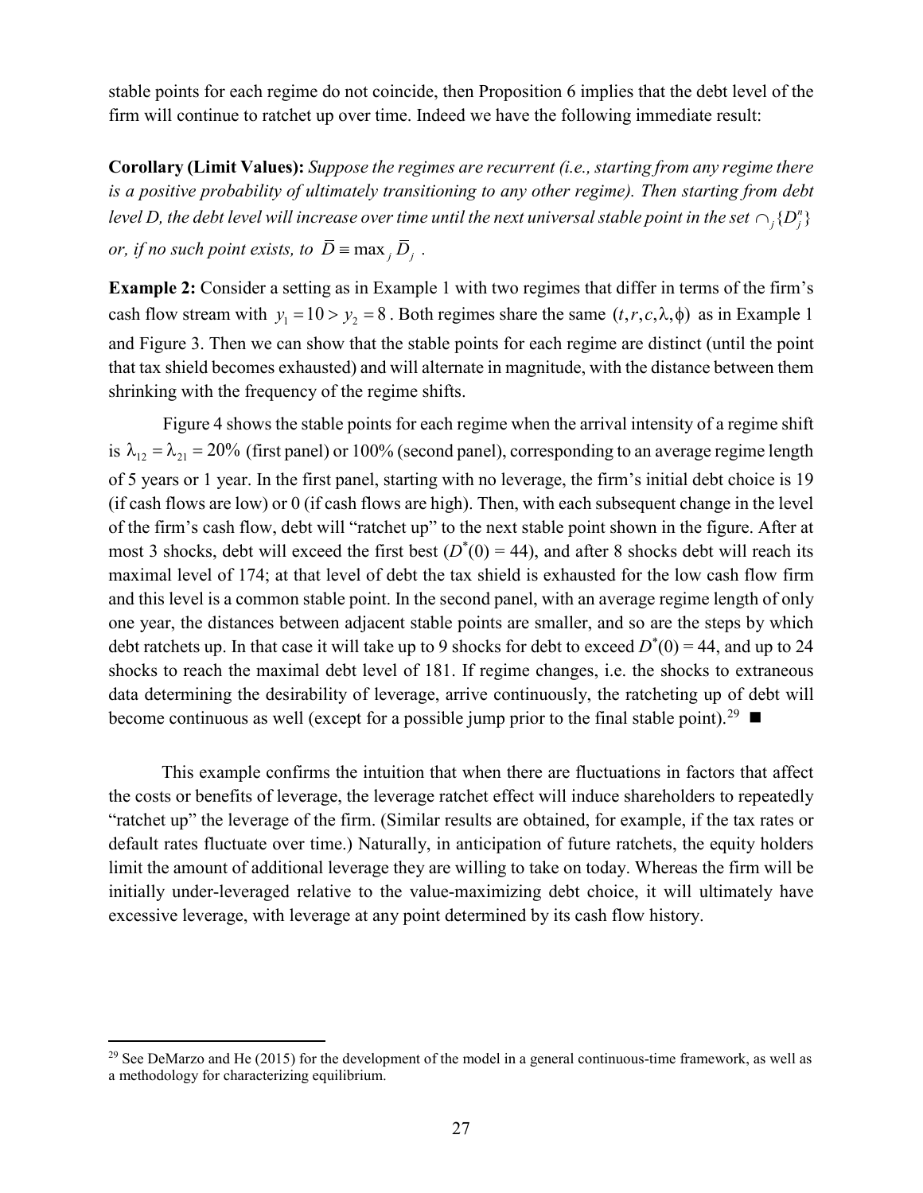stable points for each regime do not coincide, then Proposition 6 implies that the debt level of the firm will continue to ratchet up over time. Indeed we have the following immediate result:

**Corollary (Limit Values):** *Suppose the regimes are recurrent (i.e., starting from any regime there is a positive probability of ultimately transitioning to any other regime). Then starting from debt level D, the debt level will increase over time until the next universal stable point in the set* $\cap_j \{D_j^n\}$ *or, if no such point exists, to* $\bar{D} \equiv \max_j \bar{D}_j$ .

**Example 2:** Consider a setting as in Example 1 with two regimes that differ in terms of the firm's cash flow stream with $y_1 = 10 > y_2 = 8$ . Both regimes share the same $(t, r, c, \lambda, \phi)$ as in Example 1 and Figure 3. Then we can show that the stable points for each regime are distinct (until the point that tax shield becomes exhausted) and will alternate in magnitude, with the distance between them shrinking with the frequency of the regime shifts.

Figure 4 shows the stable points for each regime when the arrival intensity of a regime shift is $\lambda_{12} = \lambda_{21} = 20\%$ (first panel) or 100% (second panel), corresponding to an average regime length of 5 years or 1 year. In the first panel, starting with no leverage, the firm's initial debt choice is 19 (if cash flows are low) or 0 (if cash flows are high). Then, with each subsequent change in the level of the firm's cash flow, debt will "ratchet up" to the next stable point shown in the figure. After at most 3 shocks, debt will exceed the first best ($D^*(0) = 44$), and after 8 shocks debt will reach its maximal level of 174; at that level of debt the tax shield is exhausted for the low cash flow firm and this level is a common stable point. In the second panel, with an average regime length of only one year, the distances between adjacent stable points are smaller, and so are the steps by which debt ratchets up. In that case it will take up to 9 shocks for debt to exceed $D^*(0) = 44$, and up to 24 shocks to reach the maximal debt level of 181. If regime changes, i.e. the shocks to extraneous data determining the desirability of leverage, arrive continuously, the ratcheting up of debt will become continuous as well (except for a possible jump prior to the final stable point).[29] ■

This example confirms the intuition that when there are fluctuations in factors that affect the costs or benefits of leverage, the leverage ratchet effect will induce shareholders to repeatedly "ratchet up" the leverage of the firm. (Similar results are obtained, for example, if the tax rates or default rates fluctuate over time.) Naturally, in anticipation of future ratchets, the equity holders limit the amount of additional leverage they are willing to take on today. Whereas the firm will be initially under-leveraged relative to the value-maximizing debt choice, it will ultimately have excessive leverage, with leverage at any point determined by its cash flow history.

[29] See DeMarzo and He (2015) for the development of the model in a general continuous-time framework, as well as a methodology for characterizing equilibrium.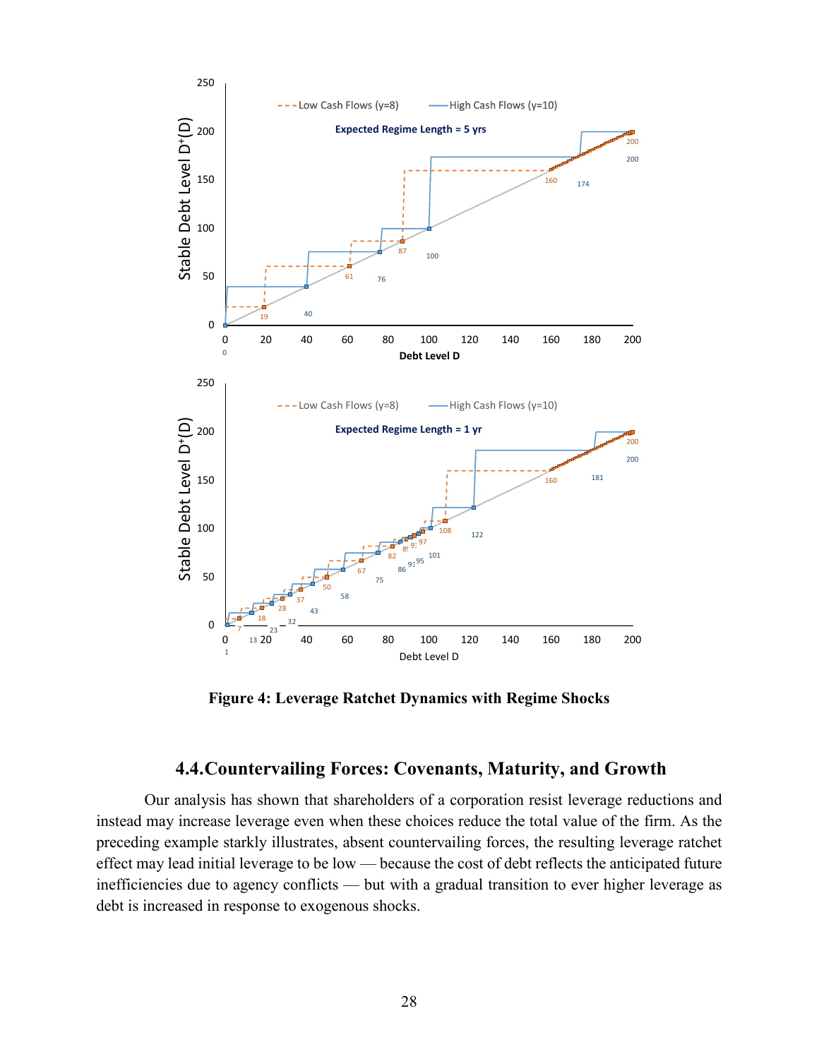**Figure 4: Leverage Ratchet Dynamics with Regime Shocks**

## 4.4. Countervailing Forces: Covenants, Maturity, and Growth

Our analysis has shown that shareholders of a corporation resist leverage reductions and instead may increase leverage even when these choices reduce the total value of the firm. As the preceding example starkly illustrates, absent countervailing forces, the resulting leverage ratchet effect may lead initial leverage to be low — because the cost of debt reflects the anticipated future inefficiencies due to agency conflicts — but with a gradual transition to ever higher leverage as debt is increased in response to exogenous shocks.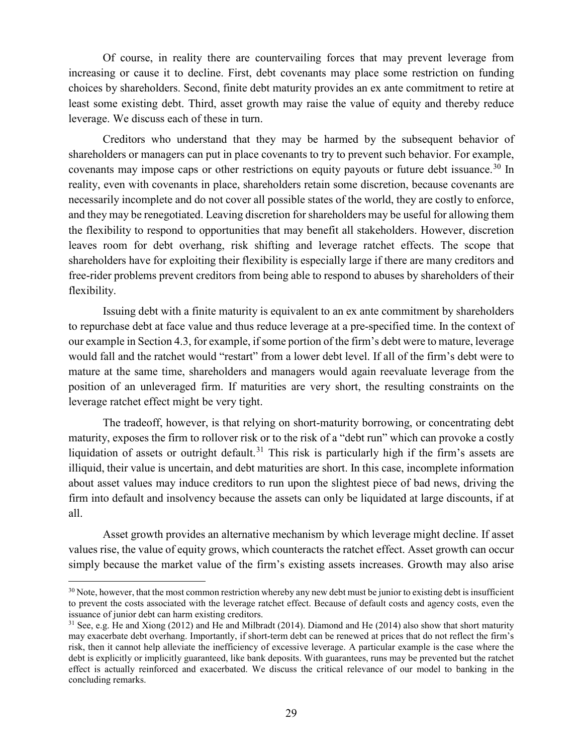Of course, in reality there are countervailing forces that may prevent leverage from increasing or cause it to decline. First, debt covenants may place some restriction on funding choices by shareholders. Second, finite debt maturity provides an ex ante commitment to retire at least some existing debt. Third, asset growth may raise the value of equity and thereby reduce leverage. We discuss each of these in turn.

Creditors who understand that they may be harmed by the subsequent behavior of shareholders or managers can put in place covenants to try to prevent such behavior. For example, covenants may impose caps or other restrictions on equity payouts or future debt issuance.[30] In reality, even with covenants in place, shareholders retain some discretion, because covenants are necessarily incomplete and do not cover all possible states of the world, they are costly to enforce, and they may be renegotiated. Leaving discretion for shareholders may be useful for allowing them the flexibility to respond to opportunities that may benefit all stakeholders. However, discretion leaves room for debt overhang, risk shifting and leverage ratchet effects. The scope that shareholders have for exploiting their flexibility is especially large if there are many creditors and free-rider problems prevent creditors from being able to respond to abuses by shareholders of their flexibility.

Issuing debt with a finite maturity is equivalent to an ex ante commitment by shareholders to repurchase debt at face value and thus reduce leverage at a pre-specified time. In the context of our example in Section 4.3, for example, if some portion of the firm's debt were to mature, leverage would fall and the ratchet would "restart" from a lower debt level. If all of the firm's debt were to mature at the same time, shareholders and managers would again reevaluate leverage from the position of an unleveraged firm. If maturities are very short, the resulting constraints on the leverage ratchet effect might be very tight.

The tradeoff, however, is that relying on short-maturity borrowing, or concentrating debt maturity, exposes the firm to rollover risk or to the risk of a "debt run" which can provoke a costly liquidation of assets or outright default.[31] This risk is particularly high if the firm's assets are illiquid, their value is uncertain, and debt maturities are short. In this case, incomplete information about asset values may induce creditors to run upon the slightest piece of bad news, driving the firm into default and insolvency because the assets can only be liquidated at large discounts, if at all.

Asset growth provides an alternative mechanism by which leverage might decline. If asset values rise, the value of equity grows, which counteracts the ratchet effect. Asset growth can occur simply because the market value of the firm's existing assets increases. Growth may also arise

---

[30] Note, however, that the most common restriction whereby any new debt must be junior to existing debt is insufficient to prevent the costs associated with the leverage ratchet effect. Because of default costs and agency costs, even the issuance of junior debt can harm existing creditors.

[31] See, e.g. He and Xiong (2012) and He and Milbradt (2014). Diamond and He (2014) also show that short maturity may exacerbate debt overhang. Importantly, if short-term debt can be renewed at prices that do not reflect the firm's risk, then it cannot help alleviate the inefficiency of excessive leverage. A particular example is the case where the debt is explicitly or implicitly guaranteed, like bank deposits. With guarantees, runs may be prevented but the ratchet effect is actually reinforced and exacerbated. We discuss the critical relevance of our model to banking in the concluding remarks.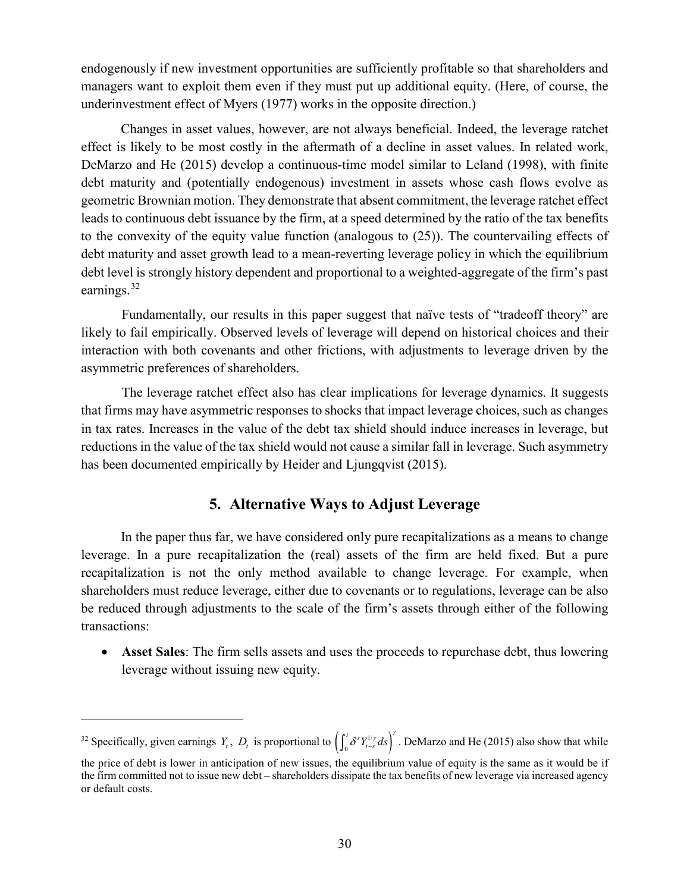endogenously if new investment opportunities are sufficiently profitable so that shareholders and managers want to exploit them even if they must put up additional equity. (Here, of course, the underinvestment effect of Myers (1977) works in the opposite direction.)

Changes in asset values, however, are not always beneficial. Indeed, the leverage ratchet effect is likely to be most costly in the aftermath of a decline in asset values. In related work, DeMarzo and He (2015) develop a continuous-time model similar to Leland (1998), with finite debt maturity and (potentially endogenous) investment in assets whose cash flows evolve as geometric Brownian motion. They demonstrate that absent commitment, the leverage ratchet effect leads to continuous debt issuance by the firm, at a speed determined by the ratio of the tax benefits to the convexity of the equity value function (analogous to (25)). The countervailing effects of debt maturity and asset growth lead to a mean-reverting leverage policy in which the equilibrium debt level is strongly history dependent and proportional to a weighted-aggregate of the firm's past earnings.[32]

Fundamentally, our results in this paper suggest that naïve tests of "tradeoff theory" are likely to fail empirically. Observed levels of leverage will depend on historical choices and their interaction with both covenants and other frictions, with adjustments to leverage driven by the asymmetric preferences of shareholders.

The leverage ratchet effect also has clear implications for leverage dynamics. It suggests that firms may have asymmetric responses to shocks that impact leverage choices, such as changes in tax rates. Increases in the value of the debt tax shield should induce increases in leverage, but reductions in the value of the tax shield would not cause a similar fall in leverage. Such asymmetry has been documented empirically by Heider and Ljungqvist (2015).

## 5. Alternative Ways to Adjust Leverage

In the paper thus far, we have considered only pure recapitalizations as a means to change leverage. In a pure recapitalization the (real) assets of the firm are held fixed. But a pure recapitalization is not the only method available to change leverage. For example, when shareholders must reduce leverage, either due to covenants or to regulations, leverage can be also be reduced through adjustments to the scale of the firm's assets through either of the following transactions:

- **Asset Sales**: The firm sells assets and uses the proceeds to repurchase debt, thus lowering leverage without issuing new equity.

---

[32] Specifically, given earnings $Y_t$, $D_t$ is proportional to $\left(\int_0^t \delta^s Y_{t-s}^{1/\gamma} ds\right)^\gamma$. DeMarzo and He (2015) also show that while the price of debt is lower in anticipation of new issues, the equilibrium value of equity is the same as it would be if the firm committed not to issue new debt – shareholders dissipate the tax benefits of new leverage via increased agency or default costs.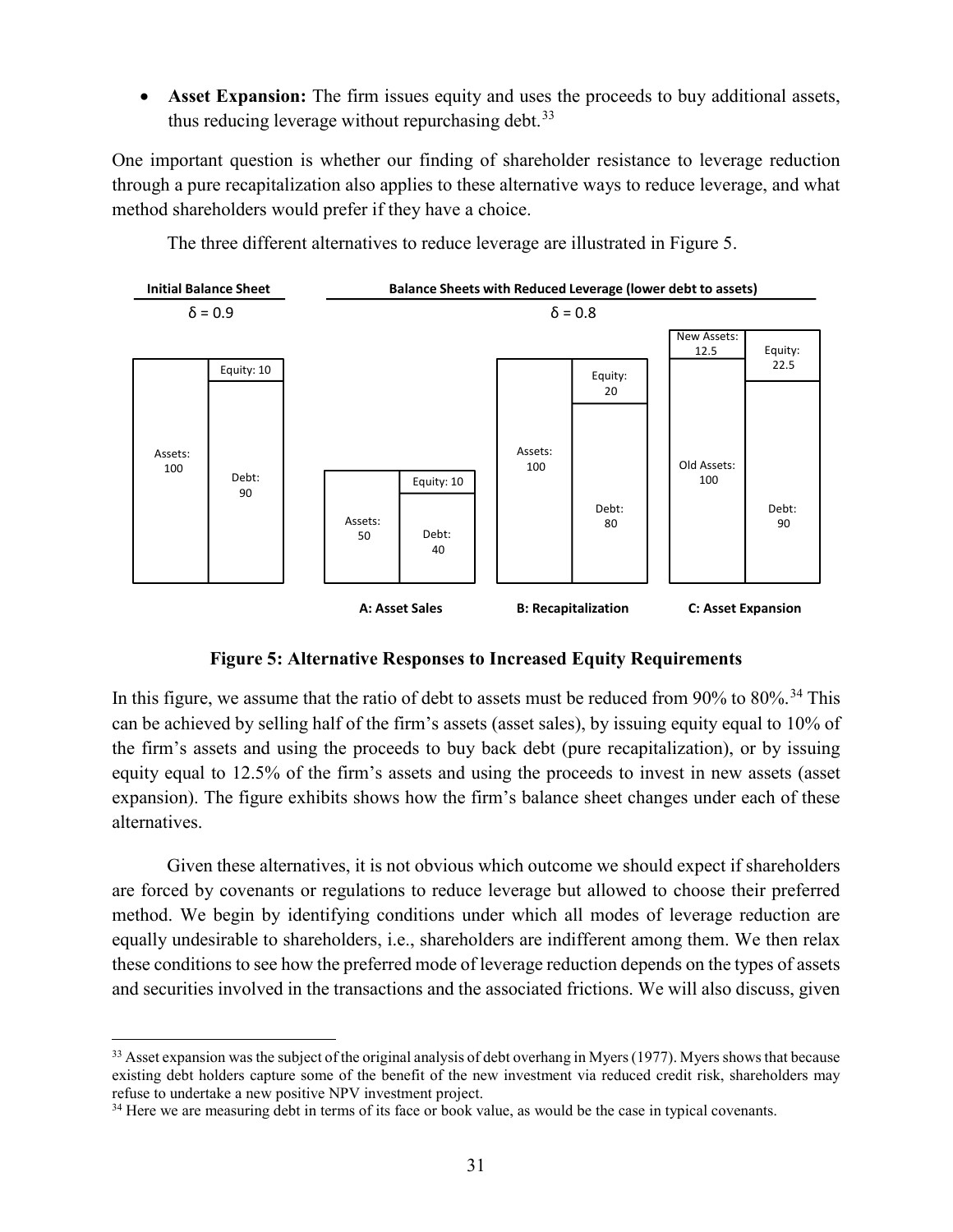- **Asset Expansion:** The firm issues equity and uses the proceeds to buy additional assets, thus reducing leverage without repurchasing debt.[33]

One important question is whether our finding of shareholder resistance to leverage reduction through a pure recapitalization also applies to these alternative ways to reduce leverage, and what method shareholders would prefer if they have a choice.

The three different alternatives to reduce leverage are illustrated in Figure 5.

**Figure 5: Alternative Responses to Increased Equity Requirements**

In this figure, we assume that the ratio of debt to assets must be reduced from 90% to 80%.[34] This can be achieved by selling half of the firm's assets (asset sales), by issuing equity equal to 10% of the firm's assets and using the proceeds to buy back debt (pure recapitalization), or by issuing equity equal to 12.5% of the firm's assets and using the proceeds to invest in new assets (asset expansion). The figure exhibits shows how the firm's balance sheet changes under each of these alternatives.

Given these alternatives, it is not obvious which outcome we should expect if shareholders are forced by covenants or regulations to reduce leverage but allowed to choose their preferred method. We begin by identifying conditions under which all modes of leverage reduction are equally undesirable to shareholders, i.e., shareholders are indifferent among them. We then relax these conditions to see how the preferred mode of leverage reduction depends on the types of assets and securities involved in the transactions and the associated frictions. We will also discuss, given

---

[33] Asset expansion was the subject of the original analysis of debt overhang in Myers (1977). Myers shows that because existing debt holders capture some of the benefit of the new investment via reduced credit risk, shareholders may refuse to undertake a new positive NPV investment project.

[34] Here we are measuring debt in terms of its face or book value, as would be the case in typical covenants.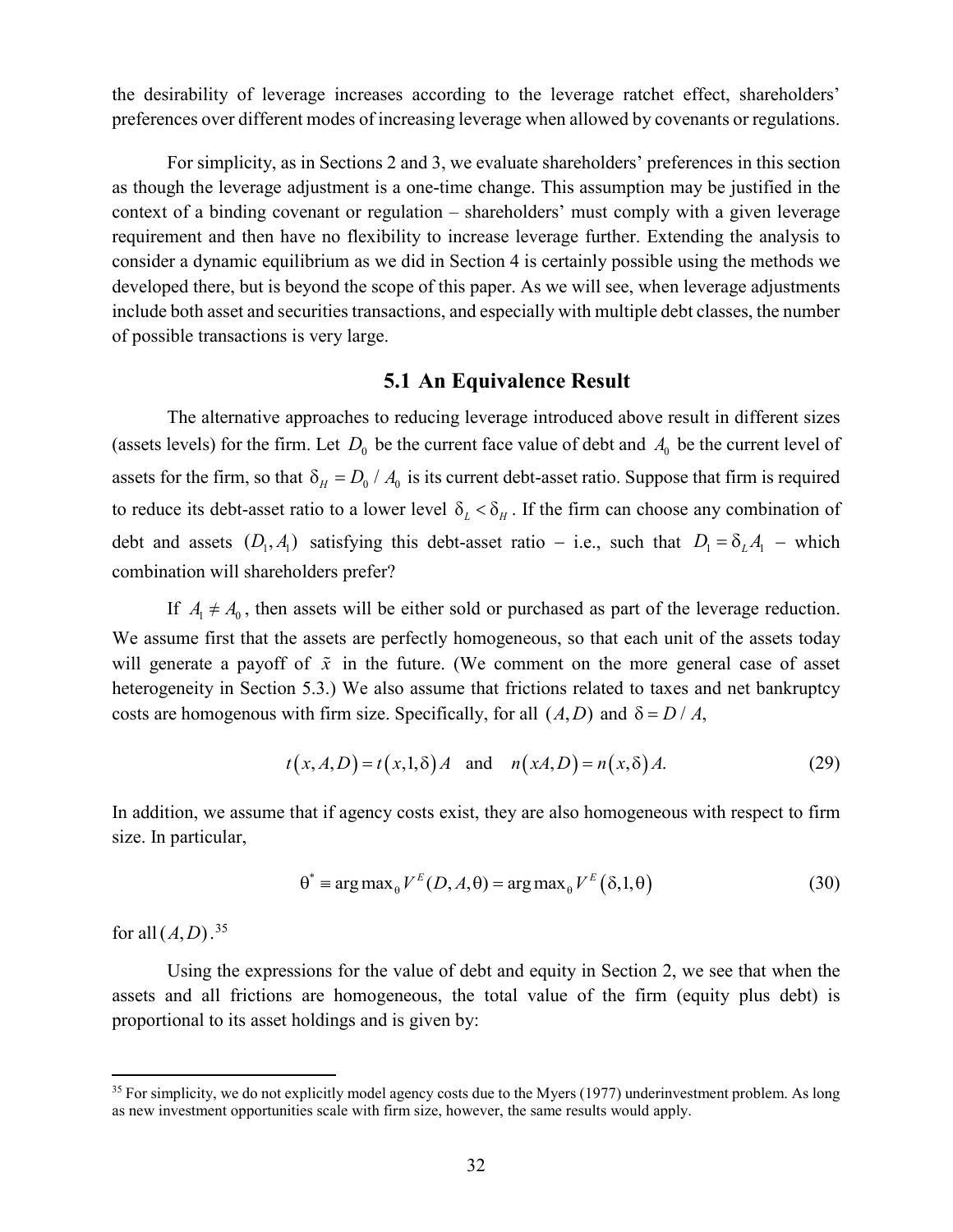the desirability of leverage increases according to the leverage ratchet effect, shareholders' preferences over different modes of increasing leverage when allowed by covenants or regulations.

For simplicity, as in Sections 2 and 3, we evaluate shareholders' preferences in this section as though the leverage adjustment is a one-time change. This assumption may be justified in the context of a binding covenant or regulation – shareholders' must comply with a given leverage requirement and then have no flexibility to increase leverage further. Extending the analysis to consider a dynamic equilibrium as we did in Section 4 is certainly possible using the methods we developed there, but is beyond the scope of this paper. As we will see, when leverage adjustments include both asset and securities transactions, and especially with multiple debt classes, the number of possible transactions is very large.

## 5.1 An Equivalence Result

The alternative approaches to reducing leverage introduced above result in different sizes (assets levels) for the firm. Let $D_0$ be the current face value of debt and $A_0$ be the current level of assets for the firm, so that $\delta_H = D_0 / A_0$ is its current debt-asset ratio. Suppose that firm is required to reduce its debt-asset ratio to a lower level $\delta_L < \delta_H$. If the firm can choose any combination of debt and assets $(D_1, A_1)$ satisfying this debt-asset ratio – i.e., such that $D_1 = \delta_L A_1$ – which combination will shareholders prefer?

If $A_1 \neq A_0$, then assets will be either sold or purchased as part of the leverage reduction. We assume first that the assets are perfectly homogeneous, so that each unit of the assets today will generate a payoff of $\tilde{x}$ in the future. (We comment on the more general case of asset heterogeneity in Section 5.3.) We also assume that frictions related to taxes and net bankruptcy costs are homogenous with firm size. Specifically, for all $(A, D)$ and $\delta = D / A$,

$$t\left(x, A, D\right) = t\left(x, 1, \delta\right) A \quad \text{and} \quad n\left(xA, D\right) = n\left(x, \delta\right) A. \tag{29}$$

In addition, we assume that if agency costs exist, they are also homogeneous with respect to firm size. In particular,

$$\theta^* \equiv \arg\max_\theta V^E(D, A, \theta) = \arg\max_\theta V^E\left(\delta, 1, \theta\right) \tag{30}$$

for all $(A, D)$.[35]

Using the expressions for the value of debt and equity in Section 2, we see that when the assets and all frictions are homogeneous, the total value of the firm (equity plus debt) is proportional to its asset holdings and is given by:

[35] For simplicity, we do not explicitly model agency costs due to the Myers (1977) underinvestment problem. As long as new investment opportunities scale with firm size, however, the same results would apply.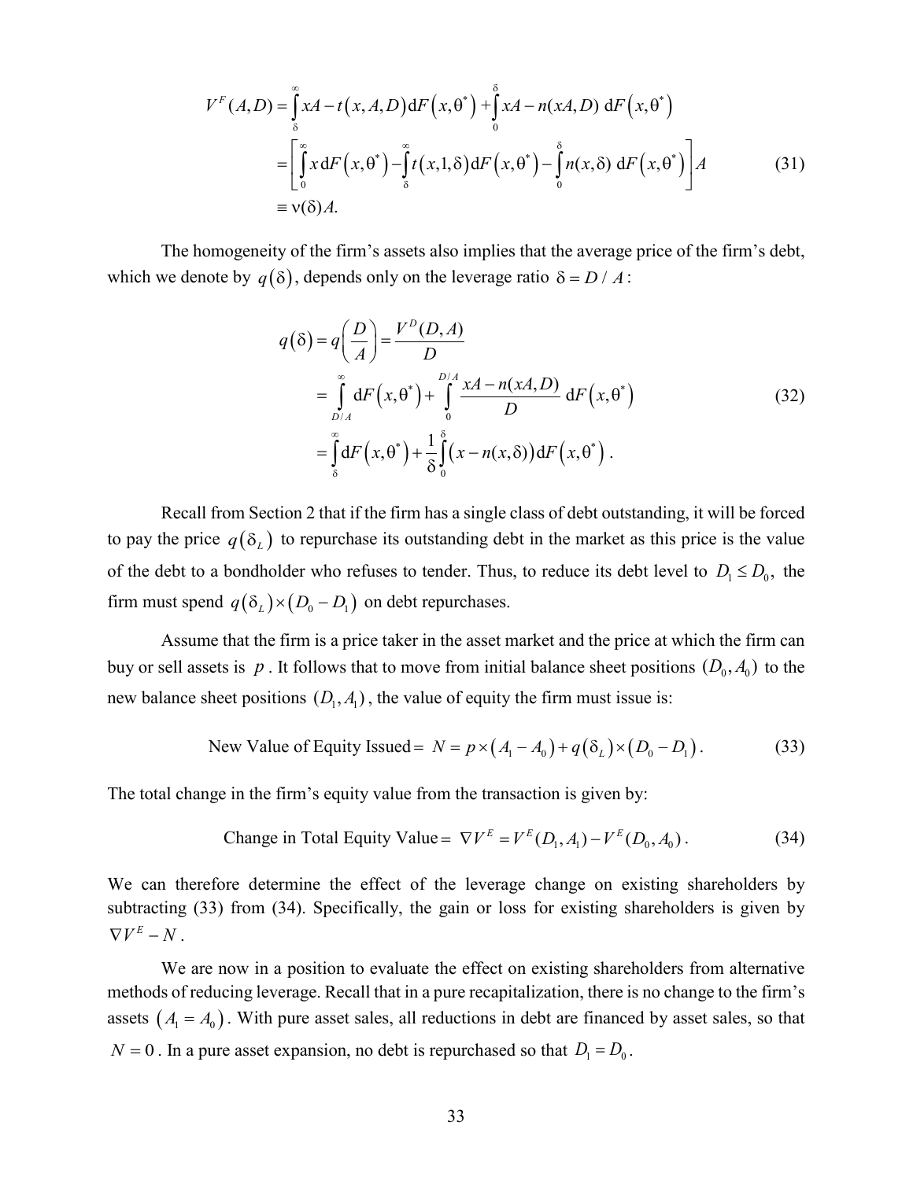$$
\begin{aligned}
V^F(A,D) &= \int_{\delta}^{\infty} xA - t\left(x,A,D\right)\mathrm{d}F\left(x,\theta^*\right) + \int_{0}^{\delta} xA - n(xA,D)\ \mathrm{d}F\left(x,\theta^*\right) \\
&= \left[\int_{0}^{\infty} x\,\mathrm{d}F\left(x,\theta^*\right) - \int_{\delta}^{\infty} t\left(x,1,\delta\right)\mathrm{d}F\left(x,\theta^*\right) - \int_{0}^{\delta} n(x,\delta)\ \mathrm{d}F\left(x,\theta^*\right)\right] A \\
&\equiv \nu(\delta) A.
\end{aligned}
\tag{31}
$$

The homogeneity of the firm's assets also implies that the average price of the firm's debt, which we denote by $q\left(\delta\right)$, depends only on the leverage ratio $\delta = D / A$:

$$
\begin{aligned}
q\left(\delta\right) = q\left(\frac{D}{A}\right) &= \frac{V^D(D,A)}{D} \\
&= \int_{D/A}^{\infty} \mathrm{d}F\left(x,\theta^*\right) + \int_{0}^{D/A} \frac{xA - n(xA,D)}{D}\ \mathrm{d}F\left(x,\theta^*\right) \\
&= \int_{\delta}^{\infty} \mathrm{d}F\left(x,\theta^*\right) + \frac{1}{\delta}\int_{0}^{\delta}\left(x - n(x,\delta)\right)\mathrm{d}F\left(x,\theta^*\right).
\end{aligned}
\tag{32}
$$

Recall from Section 2 that if the firm has a single class of debt outstanding, it will be forced to pay the price $q\left(\delta_L\right)$ to repurchase its outstanding debt in the market as this price is the value of the debt to a bondholder who refuses to tender. Thus, to reduce its debt level to $D_1 \leq D_0$, the firm must spend $q\left(\delta_L\right) \times \left(D_0 - D_1\right)$ on debt repurchases.

Assume that the firm is a price taker in the asset market and the price at which the firm can buy or sell assets is $p$. It follows that to move from initial balance sheet positions $(D_0, A_0)$ to the new balance sheet positions $(D_1, A_1)$, the value of equity the firm must issue is:

$$
\text{New Value of Equity Issued} = \ N = p \times \left(A_1 - A_0\right) + q\left(\delta_L\right) \times \left(D_0 - D_1\right). \tag{33}
$$

The total change in the firm's equity value from the transaction is given by:

$$
\text{Change in Total Equity Value} = \ \nabla V^E = V^E(D_1, A_1) - V^E(D_0, A_0). \tag{34}
$$

We can therefore determine the effect of the leverage change on existing shareholders by subtracting (33) from (34). Specifically, the gain or loss for existing shareholders is given by $\nabla V^E - N$.

We are now in a position to evaluate the effect on existing shareholders from alternative methods of reducing leverage. Recall that in a pure recapitalization, there is no change to the firm's assets $\left(A_1 = A_0\right)$. With pure asset sales, all reductions in debt are financed by asset sales, so that $N = 0$. In a pure asset expansion, no debt is repurchased so that $D_1 = D_0$.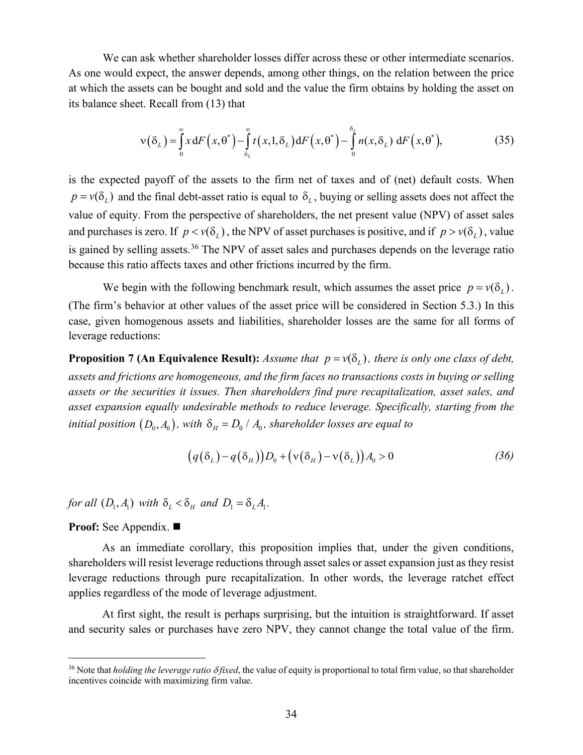We can ask whether shareholder losses differ across these or other intermediate scenarios. As one would expect, the answer depends, among other things, on the relation between the price at which the assets can be bought and sold and the value the firm obtains by holding the asset on its balance sheet. Recall from (13) that

$$\nu(\delta_L) = \int_0^\infty x \, \mathrm{d}F(x,\theta^*) - \int_{\delta_L}^\infty t(x,1,\delta_L)\,\mathrm{d}F(x,\theta^*) - \int_0^{\delta_L} n(x,\delta_L)\;\mathrm{d}F(x,\theta^*), \tag{35}$$

is the expected payoff of the assets to the firm net of taxes and of (net) default costs. When $p = v(\delta_L)$ and the final debt-asset ratio is equal to $\delta_L$, buying or selling assets does not affect the value of equity. From the perspective of shareholders, the net present value (NPV) of asset sales and purchases is zero. If $p < v(\delta_L)$, the NPV of asset purchases is positive, and if $p > v(\delta_L)$, value is gained by selling assets.[36] The NPV of asset sales and purchases depends on the leverage ratio because this ratio affects taxes and other frictions incurred by the firm.

We begin with the following benchmark result, which assumes the asset price $p = v(\delta_L)$. (The firm's behavior at other values of the asset price will be considered in Section 5.3.) In this case, given homogenous assets and liabilities, shareholder losses are the same for all forms of leverage reductions:

**Proposition 7 (An Equivalence Result):** *Assume that $p = v(\delta_L)$, there is only one class of debt, assets and frictions are homogeneous, and the firm faces no transactions costs in buying or selling assets or the securities it issues. Then shareholders find pure recapitalization, asset sales, and asset expansion equally undesirable methods to reduce leverage. Specifically, starting from the initial position $(D_0, A_0)$, with $\delta_H = D_0 / A_0$, shareholder losses are equal to*

$$\big(q(\delta_L) - q(\delta_H)\big)D_0 + \big(\nu(\delta_H) - \nu(\delta_L)\big)A_0 > 0 \tag{36}$$

*for all $(D_1, A_1)$ with $\delta_L < \delta_H$ and $D_1 = \delta_L A_1$.*

**Proof:** See Appendix. ■

As an immediate corollary, this proposition implies that, under the given conditions, shareholders will resist leverage reductions through asset sales or asset expansion just as they resist leverage reductions through pure recapitalization. In other words, the leverage ratchet effect applies regardless of the mode of leverage adjustment.

At first sight, the result is perhaps surprising, but the intuition is straightforward. If asset and security sales or purchases have zero NPV, they cannot change the total value of the firm.

[36] Note that *holding the leverage ratio $\delta$ fixed*, the value of equity is proportional to total firm value, so that shareholder incentives coincide with maximizing firm value.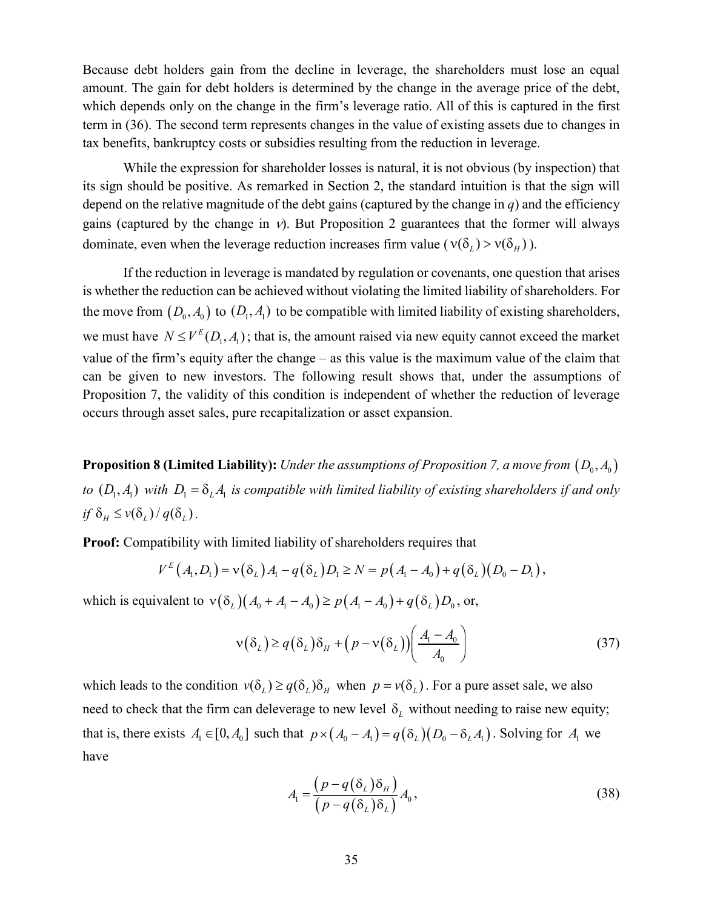Because debt holders gain from the decline in leverage, the shareholders must lose an equal amount. The gain for debt holders is determined by the change in the average price of the debt, which depends only on the change in the firm's leverage ratio. All of this is captured in the first term in (36). The second term represents changes in the value of existing assets due to changes in tax benefits, bankruptcy costs or subsidies resulting from the reduction in leverage.

While the expression for shareholder losses is natural, it is not obvious (by inspection) that its sign should be positive. As remarked in Section 2, the standard intuition is that the sign will depend on the relative magnitude of the debt gains (captured by the change in *q*) and the efficiency gains (captured by the change in $\nu$). But Proposition 2 guarantees that the former will always dominate, even when the leverage reduction increases firm value ($\nu(\delta_L) > \nu(\delta_H)$).

If the reduction in leverage is mandated by regulation or covenants, one question that arises is whether the reduction can be achieved without violating the limited liability of shareholders. For the move from $(D_0, A_0)$ to $(D_1, A_1)$ to be compatible with limited liability of existing shareholders, we must have $N \le V^E(D_1, A_1)$; that is, the amount raised via new equity cannot exceed the market value of the firm's equity after the change – as this value is the maximum value of the claim that can be given to new investors. The following result shows that, under the assumptions of Proposition 7, the validity of this condition is independent of whether the reduction of leverage occurs through asset sales, pure recapitalization or asset expansion.

**Proposition 8 (Limited Liability):** *Under the assumptions of Proposition 7, a move from $(D_0, A_0)$ to $(D_1, A_1)$ with $D_1 = \delta_L A_1$ is compatible with limited liability of existing shareholders if and only if $\delta_H \le v(\delta_L)/q(\delta_L)$.*

**Proof:** Compatibility with limited liability of shareholders requires that

$$V^E(A_1, D_1) = \nu(\delta_L)A_1 - q(\delta_L)D_1 \ge N = p(A_1 - A_0) + q(\delta_L)(D_0 - D_1),$$

which is equivalent to $\nu(\delta_L)(A_0 + A_1 - A_0) \ge p(A_1 - A_0) + q(\delta_L)D_0$, or,

$$\nu(\delta_L) \ge q(\delta_L)\delta_H + (p - \nu(\delta_L))\left(\frac{A_1 - A_0}{A_0}\right) \tag{37}$$

which leads to the condition $v(\delta_L) \ge q(\delta_L)\delta_H$ when $p = v(\delta_L)$. For a pure asset sale, we also need to check that the firm can deleverage to new level $\delta_L$ without needing to raise new equity; that is, there exists $A_1 \in [0, A_0]$ such that $p \times (A_0 - A_1) = q(\delta_L)(D_0 - \delta_L A_1)$. Solving for $A_1$ we have

$$A_1 = \frac{(p - q(\delta_L)\delta_H)}{(p - q(\delta_L)\delta_L)} A_0, \tag{38}$$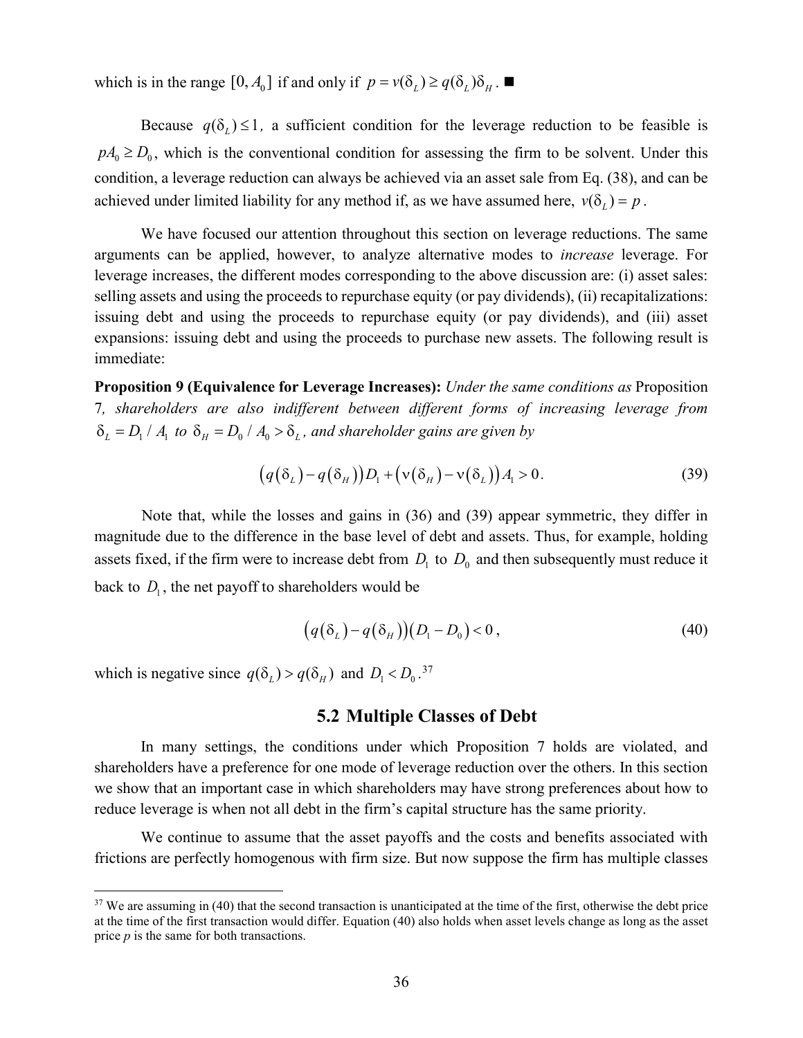which is in the range $[0, A_0]$ if and only if $p = v(\delta_L) \geq q(\delta_L)\delta_H$. ■

Because $q(\delta_L) \leq 1$, a sufficient condition for the leverage reduction to be feasible is $pA_0 \geq D_0$, which is the conventional condition for assessing the firm to be solvent. Under this condition, a leverage reduction can always be achieved via an asset sale from Eq. (38), and can be achieved under limited liability for any method if, as we have assumed here, $v(\delta_L) = p$.

We have focused our attention throughout this section on leverage reductions. The same arguments can be applied, however, to analyze alternative modes to *increase* leverage. For leverage increases, the different modes corresponding to the above discussion are: (i) asset sales: selling assets and using the proceeds to repurchase equity (or pay dividends), (ii) recapitalizations: issuing debt and using the proceeds to repurchase equity (or pay dividends), and (iii) asset expansions: issuing debt and using the proceeds to purchase new assets. The following result is immediate:

**Proposition 9 (Equivalence for Leverage Increases):** *Under the same conditions as* Proposition 7*, shareholders are also indifferent between different forms of increasing leverage from* $\delta_L = D_1 / A_1$ *to* $\delta_H = D_0 / A_0 > \delta_L$*, and shareholder gains are given by*

$$\left(q(\delta_L) - q(\delta_H)\right)D_1 + \left(\nu(\delta_H) - \nu(\delta_L)\right)A_1 > 0. \tag{39}$$

Note that, while the losses and gains in (36) and (39) appear symmetric, they differ in magnitude due to the difference in the base level of debt and assets. Thus, for example, holding assets fixed, if the firm were to increase debt from $D_1$ to $D_0$ and then subsequently must reduce it back to $D_1$, the net payoff to shareholders would be

$$\left(q(\delta_L) - q(\delta_H)\right)\left(D_1 - D_0\right) < 0, \tag{40}$$

which is negative since $q(\delta_L) > q(\delta_H)$ and $D_1 < D_0$.[37]

## 5.2 Multiple Classes of Debt

In many settings, the conditions under which Proposition 7 holds are violated, and shareholders have a preference for one mode of leverage reduction over the others. In this section we show that an important case in which shareholders may have strong preferences about how to reduce leverage is when not all debt in the firm's capital structure has the same priority.

We continue to assume that the asset payoffs and the costs and benefits associated with frictions are perfectly homogenous with firm size. But now suppose the firm has multiple classes

---

[37] We are assuming in (40) that the second transaction is unanticipated at the time of the first, otherwise the debt price at the time of the first transaction would differ. Equation (40) also holds when asset levels change as long as the asset price $p$ is the same for both transactions.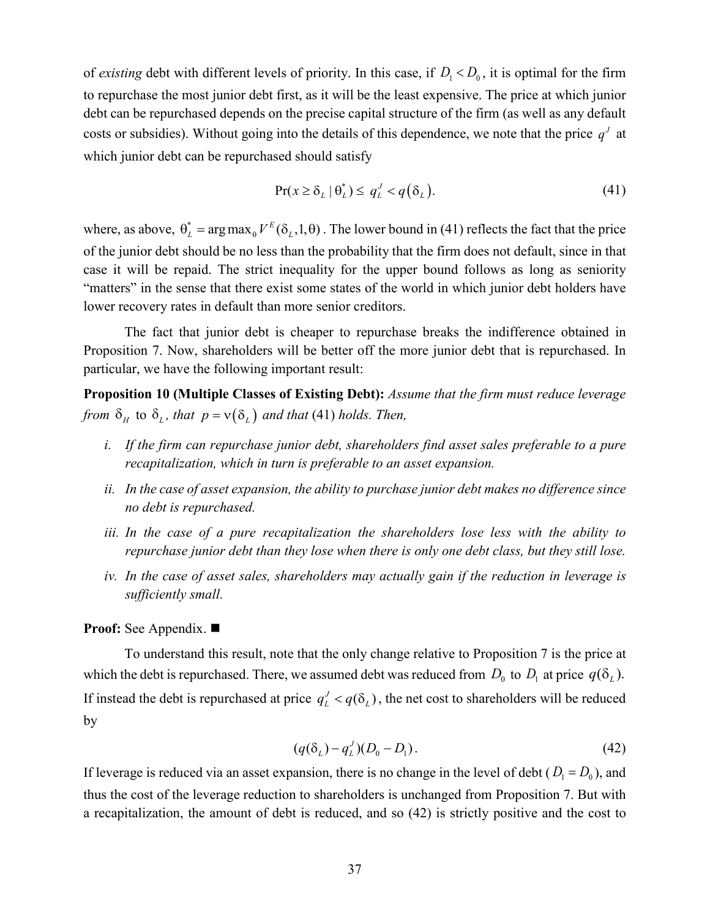of *existing* debt with different levels of priority. In this case, if $D_1 < D_0$, it is optimal for the firm to repurchase the most junior debt first, as it will be the least expensive. The price at which junior debt can be repurchased depends on the precise capital structure of the firm (as well as any default costs or subsidies). Without going into the details of this dependence, we note that the price $q^J$ at which junior debt can be repurchased should satisfy

$$\Pr(x \geq \delta_L \mid \theta_L^*) \leq q_L^J < q(\delta_L). \tag{41}$$

where, as above, $\theta_L^* = \arg\max_\theta V^E(\delta_L, 1, \theta)$. The lower bound in (41) reflects the fact that the price of the junior debt should be no less than the probability that the firm does not default, since in that case it will be repaid. The strict inequality for the upper bound follows as long as seniority "matters" in the sense that there exist some states of the world in which junior debt holders have lower recovery rates in default than more senior creditors.

The fact that junior debt is cheaper to repurchase breaks the indifference obtained in Proposition 7. Now, shareholders will be better off the more junior debt that is repurchased. In particular, we have the following important result:

**Proposition 10 (Multiple Classes of Existing Debt):** *Assume that the firm must reduce leverage from* $\delta_H$ *to* $\delta_L$*, that* $p = \nu(\delta_L)$ *and that* (41) *holds. Then,*

i. *If the firm can repurchase junior debt, shareholders find asset sales preferable to a pure recapitalization, which in turn is preferable to an asset expansion.*

ii. *In the case of asset expansion, the ability to purchase junior debt makes no difference since no debt is repurchased.*

iii. *In the case of a pure recapitalization the shareholders lose less with the ability to repurchase junior debt than they lose when there is only one debt class, but they still lose.*

iv. *In the case of asset sales, shareholders may actually gain if the reduction in leverage is sufficiently small.*

**Proof:** See Appendix. ■

To understand this result, note that the only change relative to Proposition 7 is the price at which the debt is repurchased. There, we assumed debt was reduced from $D_0$ to $D_1$ at price $q(\delta_L)$. If instead the debt is repurchased at price $q_L^J < q(\delta_L)$, the net cost to shareholders will be reduced by

$$(q(\delta_L) - q_L^J)(D_0 - D_1). \tag{42}$$

If leverage is reduced via an asset expansion, there is no change in the level of debt ($D_1 = D_0$), and thus the cost of the leverage reduction to shareholders is unchanged from Proposition 7. But with a recapitalization, the amount of debt is reduced, and so (42) is strictly positive and the cost to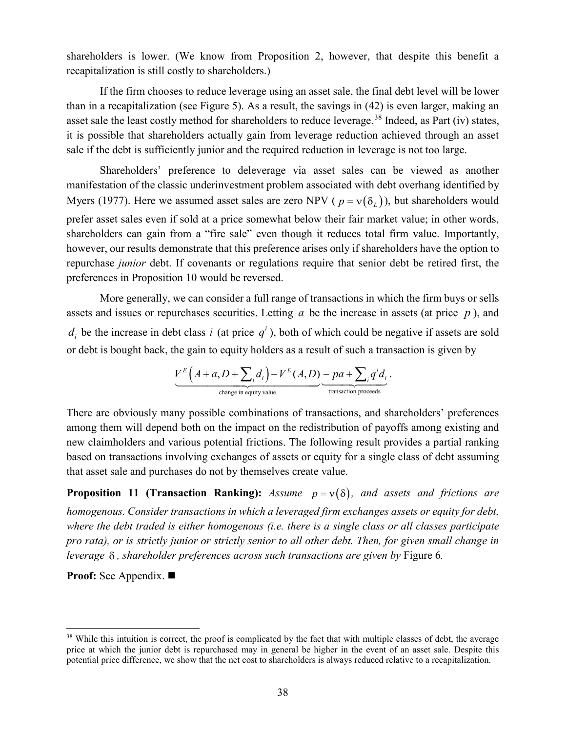shareholders is lower. (We know from Proposition 2, however, that despite this benefit a recapitalization is still costly to shareholders.)

If the firm chooses to reduce leverage using an asset sale, the final debt level will be lower than in a recapitalization (see Figure 5). As a result, the savings in (42) is even larger, making an asset sale the least costly method for shareholders to reduce leverage.[38] Indeed, as Part (iv) states, it is possible that shareholders actually gain from leverage reduction achieved through an asset sale if the debt is sufficiently junior and the required reduction in leverage is not too large.

Shareholders' preference to deleverage via asset sales can be viewed as another manifestation of the classic underinvestment problem associated with debt overhang identified by Myers (1977). Here we assumed asset sales are zero NPV ($p = \nu(\delta_L)$), but shareholders would prefer asset sales even if sold at a price somewhat below their fair market value; in other words, shareholders can gain from a "fire sale" even though it reduces total firm value. Importantly, however, our results demonstrate that this preference arises only if shareholders have the option to repurchase *junior* debt. If covenants or regulations require that senior debt be retired first, the preferences in Proposition 10 would be reversed.

More generally, we can consider a full range of transactions in which the firm buys or sells assets and issues or repurchases securities. Letting $a$ be the increase in assets (at price $p$), and $d_i$ be the increase in debt class $i$ (at price $q^i$), both of which could be negative if assets are sold or debt is bought back, the gain to equity holders as a result of such a transaction is given by

$$\underbrace{V^E\left(A+a, D+\sum_i d_i\right) - V^E(A,D)}_{\text{change in equity value}} \underbrace{- pa + \sum_i q^i d_i}_{\text{transaction proceeds}}.$$

There are obviously many possible combinations of transactions, and shareholders' preferences among them will depend both on the impact on the redistribution of payoffs among existing and new claimholders and various potential frictions. The following result provides a partial ranking based on transactions involving exchanges of assets or equity for a single class of debt assuming that asset sale and purchases do not by themselves create value.

**Proposition 11 (Transaction Ranking):** *Assume $p = \nu(\delta)$, and assets and frictions are homogenous. Consider transactions in which a leveraged firm exchanges assets or equity for debt, where the debt traded is either homogenous (i.e. there is a single class or all classes participate pro rata), or is strictly junior or strictly senior to all other debt. Then, for given small change in leverage $\delta$, shareholder preferences across such transactions are given by* Figure 6*.*

**Proof:** See Appendix. ■

[38] While this intuition is correct, the proof is complicated by the fact that with multiple classes of debt, the average price at which the junior debt is repurchased may in general be higher in the event of an asset sale. Despite this potential price difference, we show that the net cost to shareholders is always reduced relative to a recapitalization.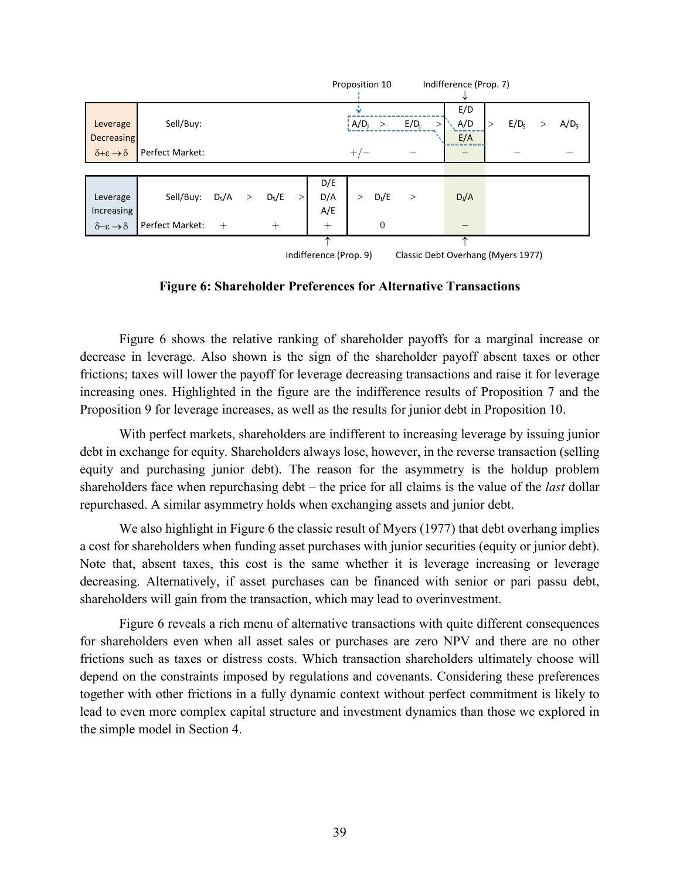| | | Proposition 10 | | Indifference (Prop. 7) | | |
|---|---|---|---|---|---|---|
| Leverage Decreasing $\delta+\varepsilon \to \delta$ | Sell/Buy: | $A/D_J$ > | $E/D_J$ > | E/D, A/D, E/A | > $E/D_S$ > | $A/D_S$ |
| | Perfect Market: | $+/-$ | $-$ | $-$ | $-$ | $-$ |

| | | | | | | |
|---|---|---|---|---|---|---|
| Leverage Increasing $\delta-\varepsilon \to \delta$ | Sell/Buy: | $D_S/A$ > | $D_S/E$ > | D/E, D/A, A/E | > $D_J/E$ > | $D_J/A$ |
| | Perfect Market: | $+$ | $+$ | $+$ | $0$ | $-$ |
| | | | | Indifference (Prop. 9) | | Classic Debt Overhang (Myers 1977) |

**Figure 6: Shareholder Preferences for Alternative Transactions**

Figure 6 shows the relative ranking of shareholder payoffs for a marginal increase or decrease in leverage. Also shown is the sign of the shareholder payoff absent taxes or other frictions; taxes will lower the payoff for leverage decreasing transactions and raise it for leverage increasing ones. Highlighted in the figure are the indifference results of Proposition 7 and the Proposition 9 for leverage increases, as well as the results for junior debt in Proposition 10.

With perfect markets, shareholders are indifferent to increasing leverage by issuing junior debt in exchange for equity. Shareholders always lose, however, in the reverse transaction (selling equity and purchasing junior debt). The reason for the asymmetry is the holdup problem shareholders face when repurchasing debt – the price for all claims is the value of the *last* dollar repurchased. A similar asymmetry holds when exchanging assets and junior debt.

We also highlight in Figure 6 the classic result of Myers (1977) that debt overhang implies a cost for shareholders when funding asset purchases with junior securities (equity or junior debt). Note that, absent taxes, this cost is the same whether it is leverage increasing or leverage decreasing. Alternatively, if asset purchases can be financed with senior or pari passu debt, shareholders will gain from the transaction, which may lead to overinvestment.

Figure 6 reveals a rich menu of alternative transactions with quite different consequences for shareholders even when all asset sales or purchases are zero NPV and there are no other frictions such as taxes or distress costs. Which transaction shareholders ultimately choose will depend on the constraints imposed by regulations and covenants. Considering these preferences together with other frictions in a fully dynamic context without perfect commitment is likely to lead to even more complex capital structure and investment dynamics than those we explored in the simple model in Section 4.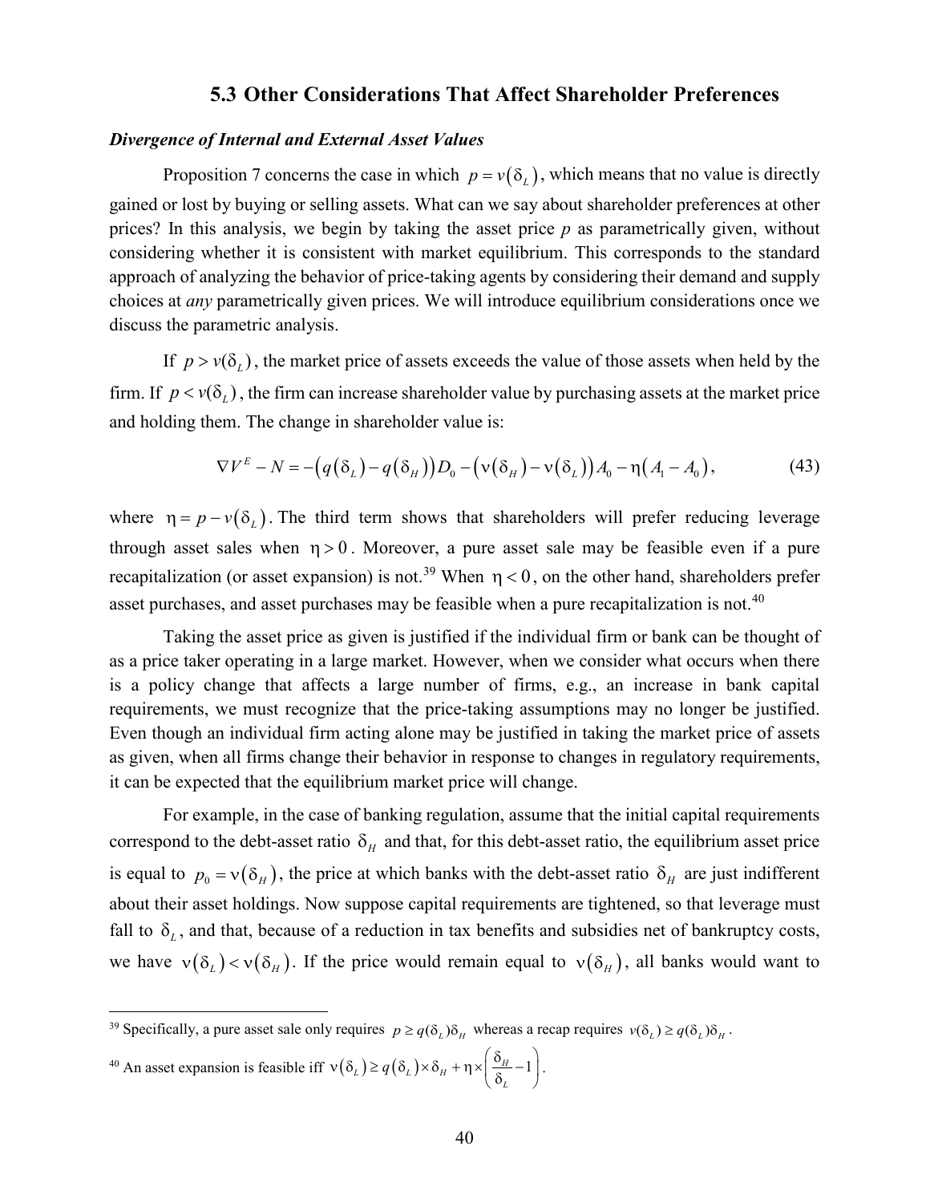## 5.3 Other Considerations That Affect Shareholder Preferences

***Divergence of Internal and External Asset Values***

Proposition 7 concerns the case in which $p = v(\delta_L)$, which means that no value is directly gained or lost by buying or selling assets. What can we say about shareholder preferences at other prices? In this analysis, we begin by taking the asset price *p* as parametrically given, without considering whether it is consistent with market equilibrium. This corresponds to the standard approach of analyzing the behavior of price-taking agents by considering their demand and supply choices at *any* parametrically given prices. We will introduce equilibrium considerations once we discuss the parametric analysis.

If $p > v(\delta_L)$, the market price of assets exceeds the value of those assets when held by the firm. If $p < v(\delta_L)$, the firm can increase shareholder value by purchasing assets at the market price and holding them. The change in shareholder value is:

$$\nabla V^E - N = -\left(q(\delta_L) - q(\delta_H)\right)D_0 - \left(\nu(\delta_H) - \nu(\delta_L)\right)A_0 - \eta\left(A_1 - A_0\right), \tag{43}$$

where $\eta = p - v(\delta_L)$. The third term shows that shareholders will prefer reducing leverage through asset sales when $\eta > 0$. Moreover, a pure asset sale may be feasible even if a pure recapitalization (or asset expansion) is not.[39] When $\eta < 0$, on the other hand, shareholders prefer asset purchases, and asset purchases may be feasible when a pure recapitalization is not.[40]

Taking the asset price as given is justified if the individual firm or bank can be thought of as a price taker operating in a large market. However, when we consider what occurs when there is a policy change that affects a large number of firms, e.g., an increase in bank capital requirements, we must recognize that the price-taking assumptions may no longer be justified. Even though an individual firm acting alone may be justified in taking the market price of assets as given, when all firms change their behavior in response to changes in regulatory requirements, it can be expected that the equilibrium market price will change.

For example, in the case of banking regulation, assume that the initial capital requirements correspond to the debt-asset ratio $\delta_H$ and that, for this debt-asset ratio, the equilibrium asset price is equal to $p_0 = \nu(\delta_H)$, the price at which banks with the debt-asset ratio $\delta_H$ are just indifferent about their asset holdings. Now suppose capital requirements are tightened, so that leverage must fall to $\delta_L$, and that, because of a reduction in tax benefits and subsidies net of bankruptcy costs, we have $\nu(\delta_L) < \nu(\delta_H)$. If the price would remain equal to $\nu(\delta_H)$, all banks would want to

---

[39] Specifically, a pure asset sale only requires $p \geq q(\delta_L)\delta_H$ whereas a recap requires $v(\delta_L) \geq q(\delta_L)\delta_H$.

[40] An asset expansion is feasible iff $\nu(\delta_L) \geq q(\delta_L) \times \delta_H + \eta \times \left(\frac{\delta_H}{\delta_L} - 1\right)$.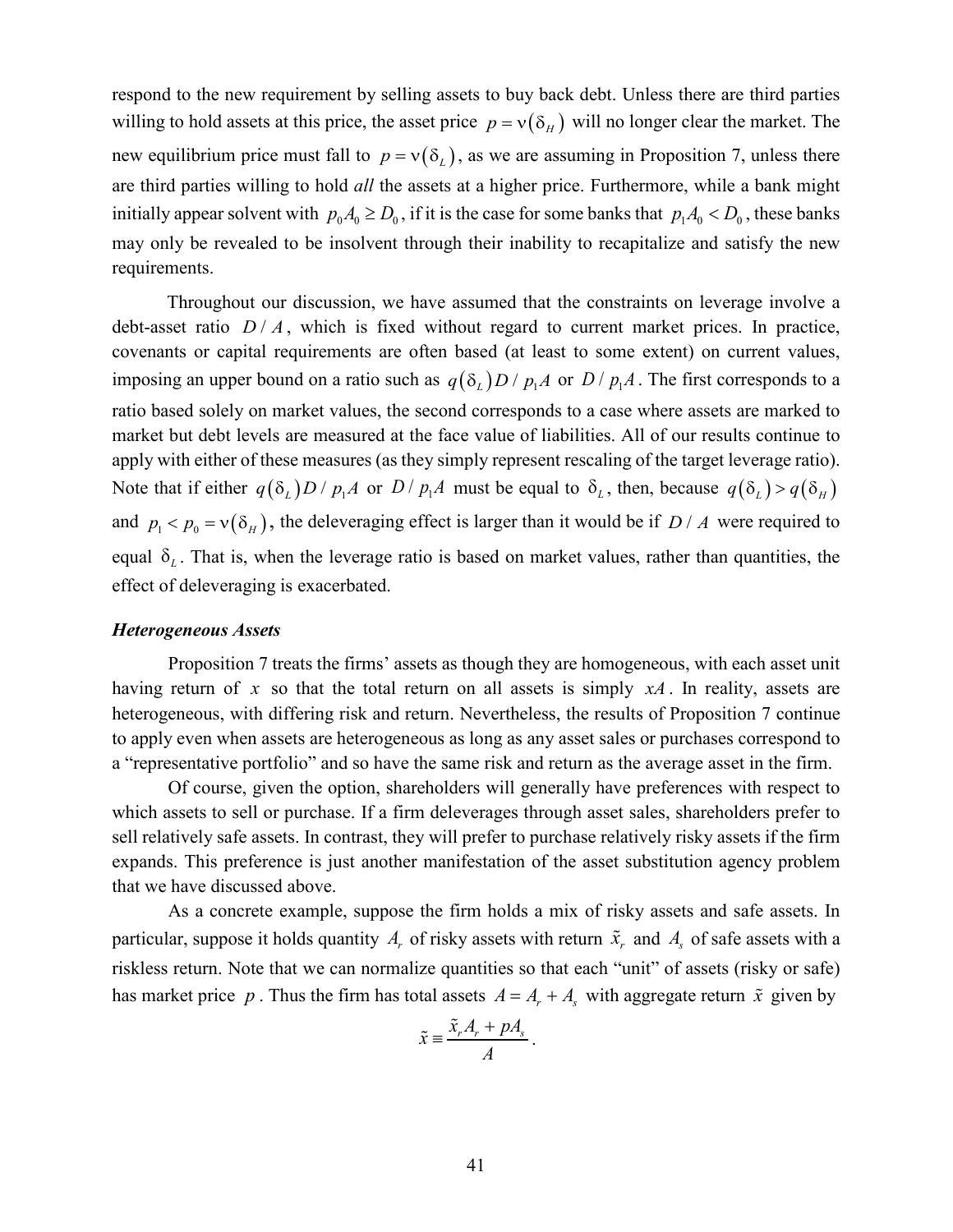respond to the new requirement by selling assets to buy back debt. Unless there are third parties willing to hold assets at this price, the asset price $p = \nu(\delta_H)$ will no longer clear the market. The new equilibrium price must fall to $p = \nu(\delta_L)$, as we are assuming in Proposition 7, unless there are third parties willing to hold *all* the assets at a higher price. Furthermore, while a bank might initially appear solvent with $p_0 A_0 \geq D_0$, if it is the case for some banks that $p_1 A_0 < D_0$, these banks may only be revealed to be insolvent through their inability to recapitalize and satisfy the new requirements.

Throughout our discussion, we have assumed that the constraints on leverage involve a debt-asset ratio $D/A$, which is fixed without regard to current market prices. In practice, covenants or capital requirements are often based (at least to some extent) on current values, imposing an upper bound on a ratio such as $q(\delta_L)D/p_1 A$ or $D/p_1 A$. The first corresponds to a ratio based solely on market values, the second corresponds to a case where assets are marked to market but debt levels are measured at the face value of liabilities. All of our results continue to apply with either of these measures (as they simply represent rescaling of the target leverage ratio). Note that if either $q(\delta_L)D/p_1 A$ or $D/p_1 A$ must be equal to $\delta_L$, then, because $q(\delta_L) > q(\delta_H)$ and $p_1 < p_0 = \nu(\delta_H)$, the deleveraging effect is larger than it would be if $D/A$ were required to equal $\delta_L$. That is, when the leverage ratio is based on market values, rather than quantities, the effect of deleveraging is exacerbated.

***Heterogeneous Assets***

Proposition 7 treats the firms' assets as though they are homogeneous, with each asset unit having return of $x$ so that the total return on all assets is simply $xA$. In reality, assets are heterogeneous, with differing risk and return. Nevertheless, the results of Proposition 7 continue to apply even when assets are heterogeneous as long as any asset sales or purchases correspond to a "representative portfolio" and so have the same risk and return as the average asset in the firm.

Of course, given the option, shareholders will generally have preferences with respect to which assets to sell or purchase. If a firm deleverages through asset sales, shareholders prefer to sell relatively safe assets. In contrast, they will prefer to purchase relatively risky assets if the firm expands. This preference is just another manifestation of the asset substitution agency problem that we have discussed above.

As a concrete example, suppose the firm holds a mix of risky assets and safe assets. In particular, suppose it holds quantity $A_r$ of risky assets with return $\tilde{x}_r$ and $A_s$ of safe assets with a riskless return. Note that we can normalize quantities so that each "unit" of assets (risky or safe) has market price $p$. Thus the firm has total assets $A = A_r + A_s$ with aggregate return $\tilde{x}$ given by

$$\tilde{x} \equiv \frac{\tilde{x}_r A_r + p A_s}{A}.$$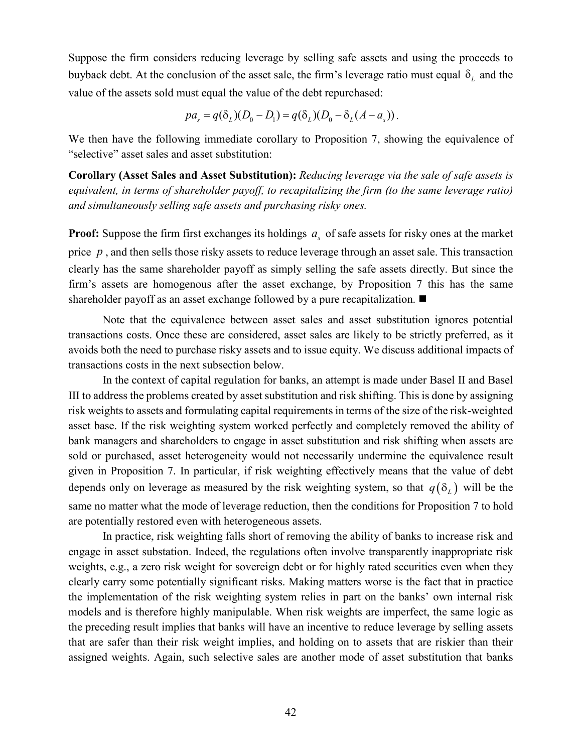Suppose the firm considers reducing leverage by selling safe assets and using the proceeds to buyback debt. At the conclusion of the asset sale, the firm's leverage ratio must equal $\delta_L$ and the value of the assets sold must equal the value of the debt repurchased:

$$pa_s = q(\delta_L)(D_0 - D_1) = q(\delta_L)(D_0 - \delta_L(A - a_s)).$$

We then have the following immediate corollary to Proposition 7, showing the equivalence of "selective" asset sales and asset substitution:

**Corollary (Asset Sales and Asset Substitution):** *Reducing leverage via the sale of safe assets is equivalent, in terms of shareholder payoff, to recapitalizing the firm (to the same leverage ratio) and simultaneously selling safe assets and purchasing risky ones.*

**Proof:** Suppose the firm first exchanges its holdings $a_s$ of safe assets for risky ones at the market price $p$, and then sells those risky assets to reduce leverage through an asset sale. This transaction clearly has the same shareholder payoff as simply selling the safe assets directly. But since the firm's assets are homogenous after the asset exchange, by Proposition 7 this has the same shareholder payoff as an asset exchange followed by a pure recapitalization. ■

Note that the equivalence between asset sales and asset substitution ignores potential transactions costs. Once these are considered, asset sales are likely to be strictly preferred, as it avoids both the need to purchase risky assets and to issue equity. We discuss additional impacts of transactions costs in the next subsection below.

In the context of capital regulation for banks, an attempt is made under Basel II and Basel III to address the problems created by asset substitution and risk shifting. This is done by assigning risk weights to assets and formulating capital requirements in terms of the size of the risk-weighted asset base. If the risk weighting system worked perfectly and completely removed the ability of bank managers and shareholders to engage in asset substitution and risk shifting when assets are sold or purchased, asset heterogeneity would not necessarily undermine the equivalence result given in Proposition 7. In particular, if risk weighting effectively means that the value of debt depends only on leverage as measured by the risk weighting system, so that $q(\delta_L)$ will be the same no matter what the mode of leverage reduction, then the conditions for Proposition 7 to hold are potentially restored even with heterogeneous assets.

In practice, risk weighting falls short of removing the ability of banks to increase risk and engage in asset substation. Indeed, the regulations often involve transparently inappropriate risk weights, e.g., a zero risk weight for sovereign debt or for highly rated securities even when they clearly carry some potentially significant risks. Making matters worse is the fact that in practice the implementation of the risk weighting system relies in part on the banks' own internal risk models and is therefore highly manipulable. When risk weights are imperfect, the same logic as the preceding result implies that banks will have an incentive to reduce leverage by selling assets that are safer than their risk weight implies, and holding on to assets that are riskier than their assigned weights. Again, such selective sales are another mode of asset substitution that banks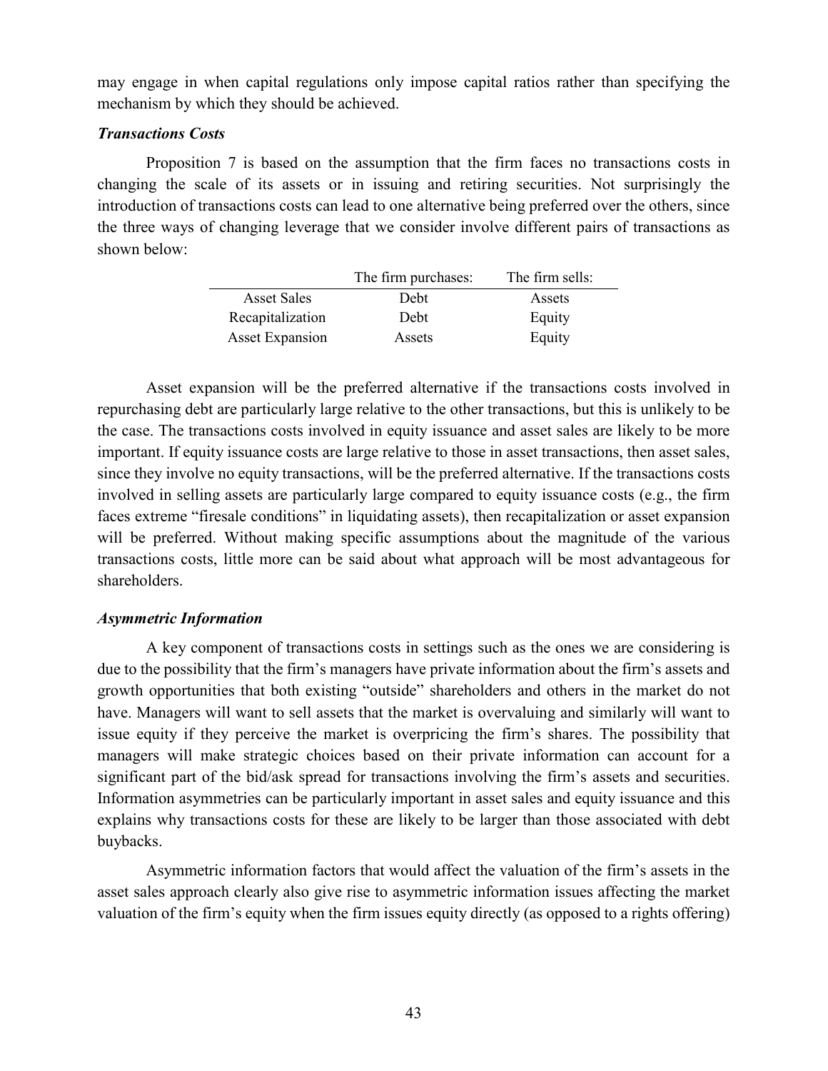may engage in when capital regulations only impose capital ratios rather than specifying the mechanism by which they should be achieved.

### *Transactions Costs*

Proposition 7 is based on the assumption that the firm faces no transactions costs in changing the scale of its assets or in issuing and retiring securities. Not surprisingly the introduction of transactions costs can lead to one alternative being preferred over the others, since the three ways of changing leverage that we consider involve different pairs of transactions as shown below:

| | The firm purchases: | The firm sells: |
|---|---|---|
| Asset Sales | Debt | Assets |
| Recapitalization | Debt | Equity |
| Asset Expansion | Assets | Equity |

Asset expansion will be the preferred alternative if the transactions costs involved in repurchasing debt are particularly large relative to the other transactions, but this is unlikely to be the case. The transactions costs involved in equity issuance and asset sales are likely to be more important. If equity issuance costs are large relative to those in asset transactions, then asset sales, since they involve no equity transactions, will be the preferred alternative. If the transactions costs involved in selling assets are particularly large compared to equity issuance costs (e.g., the firm faces extreme "firesale conditions" in liquidating assets), then recapitalization or asset expansion will be preferred. Without making specific assumptions about the magnitude of the various transactions costs, little more can be said about what approach will be most advantageous for shareholders.

### *Asymmetric Information*

A key component of transactions costs in settings such as the ones we are considering is due to the possibility that the firm's managers have private information about the firm's assets and growth opportunities that both existing "outside" shareholders and others in the market do not have. Managers will want to sell assets that the market is overvaluing and similarly will want to issue equity if they perceive the market is overpricing the firm's shares. The possibility that managers will make strategic choices based on their private information can account for a significant part of the bid/ask spread for transactions involving the firm's assets and securities. Information asymmetries can be particularly important in asset sales and equity issuance and this explains why transactions costs for these are likely to be larger than those associated with debt buybacks.

Asymmetric information factors that would affect the valuation of the firm's assets in the asset sales approach clearly also give rise to asymmetric information issues affecting the market valuation of the firm's equity when the firm issues equity directly (as opposed to a rights offering)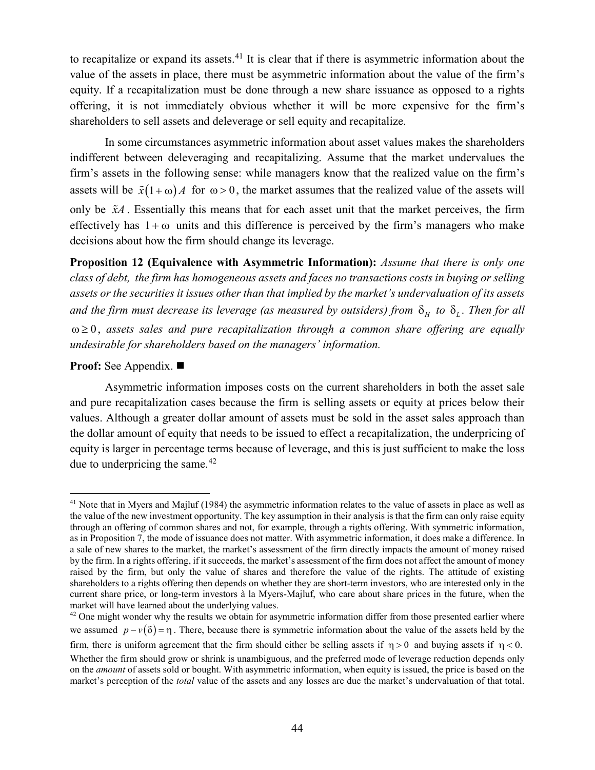to recapitalize or expand its assets.[41] It is clear that if there is asymmetric information about the value of the assets in place, there must be asymmetric information about the value of the firm's equity. If a recapitalization must be done through a new share issuance as opposed to a rights offering, it is not immediately obvious whether it will be more expensive for the firm's shareholders to sell assets and deleverage or sell equity and recapitalize.

In some circumstances asymmetric information about asset values makes the shareholders indifferent between deleveraging and recapitalizing. Assume that the market undervalues the firm's assets in the following sense: while managers know that the realized value on the firm's assets will be $\tilde{x}(1+\omega)A$ for $\omega > 0$, the market assumes that the realized value of the assets will only be $\tilde{x}A$. Essentially this means that for each asset unit that the market perceives, the firm effectively has $1+\omega$ units and this difference is perceived by the firm's managers who make decisions about how the firm should change its leverage.

**Proposition 12 (Equivalence with Asymmetric Information):** *Assume that there is only one class of debt, the firm has homogeneous assets and faces no transactions costs in buying or selling assets or the securities it issues other than that implied by the market's undervaluation of its assets and the firm must decrease its leverage (as measured by outsiders) from $\delta_H$ to $\delta_L$. Then for all $\omega \geq 0$, assets sales and pure recapitalization through a common share offering are equally undesirable for shareholders based on the managers' information.*

**Proof:** See Appendix. ■

Asymmetric information imposes costs on the current shareholders in both the asset sale and pure recapitalization cases because the firm is selling assets or equity at prices below their values. Although a greater dollar amount of assets must be sold in the asset sales approach than the dollar amount of equity that needs to be issued to effect a recapitalization, the underpricing of equity is larger in percentage terms because of leverage, and this is just sufficient to make the loss due to underpricing the same.[42]

---

[41] Note that in Myers and Majluf (1984) the asymmetric information relates to the value of assets in place as well as the value of the new investment opportunity. The key assumption in their analysis is that the firm can only raise equity through an offering of common shares and not, for example, through a rights offering. With symmetric information, as in Proposition 7, the mode of issuance does not matter. With asymmetric information, it does make a difference. In a sale of new shares to the market, the market's assessment of the firm directly impacts the amount of money raised by the firm. In a rights offering, if it succeeds, the market's assessment of the firm does not affect the amount of money raised by the firm, but only the value of shares and therefore the value of the rights. The attitude of existing shareholders to a rights offering then depends on whether they are short-term investors, who are interested only in the current share price, or long-term investors à la Myers-Majluf, who care about share prices in the future, when the market will have learned about the underlying values.

[42] One might wonder why the results we obtain for asymmetric information differ from those presented earlier where we assumed $p - v(\delta) = \eta$. There, because there is symmetric information about the value of the assets held by the firm, there is uniform agreement that the firm should either be selling assets if $\eta > 0$ and buying assets if $\eta < 0$. Whether the firm should grow or shrink is unambiguous, and the preferred mode of leverage reduction depends only on the *amount* of assets sold or bought. With asymmetric information, when equity is issued, the price is based on the market's perception of the *total* value of the assets and any losses are due the market's undervaluation of that total.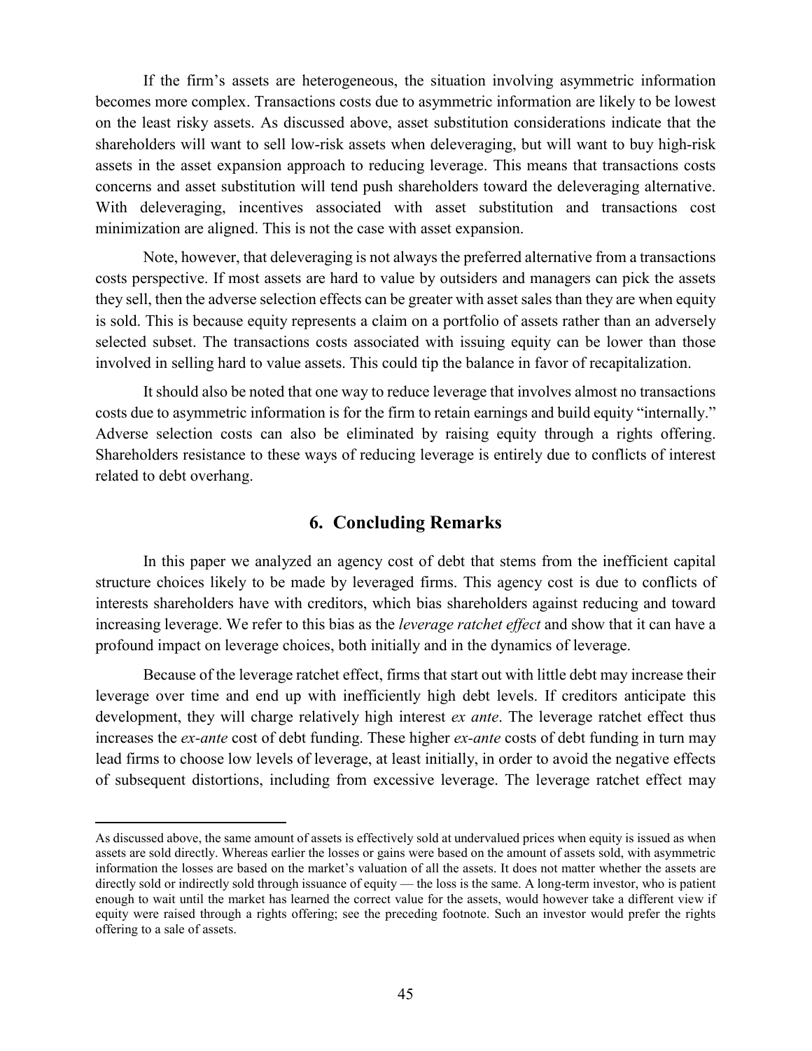If the firm's assets are heterogeneous, the situation involving asymmetric information becomes more complex. Transactions costs due to asymmetric information are likely to be lowest on the least risky assets. As discussed above, asset substitution considerations indicate that the shareholders will want to sell low-risk assets when deleveraging, but will want to buy high-risk assets in the asset expansion approach to reducing leverage. This means that transactions costs concerns and asset substitution will tend push shareholders toward the deleveraging alternative. With deleveraging, incentives associated with asset substitution and transactions cost minimization are aligned. This is not the case with asset expansion.

Note, however, that deleveraging is not always the preferred alternative from a transactions costs perspective. If most assets are hard to value by outsiders and managers can pick the assets they sell, then the adverse selection effects can be greater with asset sales than they are when equity is sold. This is because equity represents a claim on a portfolio of assets rather than an adversely selected subset. The transactions costs associated with issuing equity can be lower than those involved in selling hard to value assets. This could tip the balance in favor of recapitalization.

It should also be noted that one way to reduce leverage that involves almost no transactions costs due to asymmetric information is for the firm to retain earnings and build equity "internally." Adverse selection costs can also be eliminated by raising equity through a rights offering. Shareholders resistance to these ways of reducing leverage is entirely due to conflicts of interest related to debt overhang.

## 6. Concluding Remarks

In this paper we analyzed an agency cost of debt that stems from the inefficient capital structure choices likely to be made by leveraged firms. This agency cost is due to conflicts of interests shareholders have with creditors, which bias shareholders against reducing and toward increasing leverage. We refer to this bias as the *leverage ratchet effect* and show that it can have a profound impact on leverage choices, both initially and in the dynamics of leverage.

Because of the leverage ratchet effect, firms that start out with little debt may increase their leverage over time and end up with inefficiently high debt levels. If creditors anticipate this development, they will charge relatively high interest *ex ante*. The leverage ratchet effect thus increases the *ex-ante* cost of debt funding. These higher *ex-ante* costs of debt funding in turn may lead firms to choose low levels of leverage, at least initially, in order to avoid the negative effects of subsequent distortions, including from excessive leverage. The leverage ratchet effect may

---

As discussed above, the same amount of assets is effectively sold at undervalued prices when equity is issued as when assets are sold directly. Whereas earlier the losses or gains were based on the amount of assets sold, with asymmetric information the losses are based on the market's valuation of all the assets. It does not matter whether the assets are directly sold or indirectly sold through issuance of equity — the loss is the same. A long-term investor, who is patient enough to wait until the market has learned the correct value for the assets, would however take a different view if equity were raised through a rights offering; see the preceding footnote. Such an investor would prefer the rights offering to a sale of assets.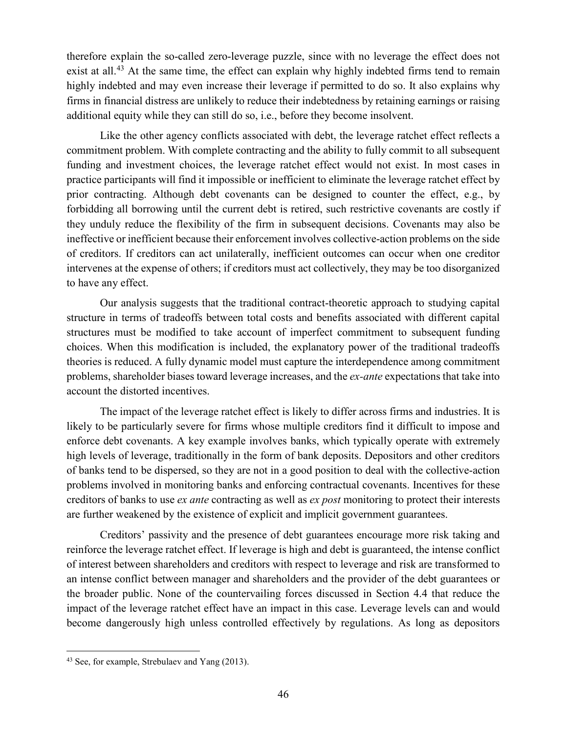therefore explain the so-called zero-leverage puzzle, since with no leverage the effect does not exist at all.[43] At the same time, the effect can explain why highly indebted firms tend to remain highly indebted and may even increase their leverage if permitted to do so. It also explains why firms in financial distress are unlikely to reduce their indebtedness by retaining earnings or raising additional equity while they can still do so, i.e., before they become insolvent.

Like the other agency conflicts associated with debt, the leverage ratchet effect reflects a commitment problem. With complete contracting and the ability to fully commit to all subsequent funding and investment choices, the leverage ratchet effect would not exist. In most cases in practice participants will find it impossible or inefficient to eliminate the leverage ratchet effect by prior contracting. Although debt covenants can be designed to counter the effect, e.g., by forbidding all borrowing until the current debt is retired, such restrictive covenants are costly if they unduly reduce the flexibility of the firm in subsequent decisions. Covenants may also be ineffective or inefficient because their enforcement involves collective-action problems on the side of creditors. If creditors can act unilaterally, inefficient outcomes can occur when one creditor intervenes at the expense of others; if creditors must act collectively, they may be too disorganized to have any effect.

Our analysis suggests that the traditional contract-theoretic approach to studying capital structure in terms of tradeoffs between total costs and benefits associated with different capital structures must be modified to take account of imperfect commitment to subsequent funding choices. When this modification is included, the explanatory power of the traditional tradeoffs theories is reduced. A fully dynamic model must capture the interdependence among commitment problems, shareholder biases toward leverage increases, and the *ex-ante* expectations that take into account the distorted incentives.

The impact of the leverage ratchet effect is likely to differ across firms and industries. It is likely to be particularly severe for firms whose multiple creditors find it difficult to impose and enforce debt covenants. A key example involves banks, which typically operate with extremely high levels of leverage, traditionally in the form of bank deposits. Depositors and other creditors of banks tend to be dispersed, so they are not in a good position to deal with the collective-action problems involved in monitoring banks and enforcing contractual covenants. Incentives for these creditors of banks to use *ex ante* contracting as well as *ex post* monitoring to protect their interests are further weakened by the existence of explicit and implicit government guarantees.

Creditors' passivity and the presence of debt guarantees encourage more risk taking and reinforce the leverage ratchet effect. If leverage is high and debt is guaranteed, the intense conflict of interest between shareholders and creditors with respect to leverage and risk are transformed to an intense conflict between manager and shareholders and the provider of the debt guarantees or the broader public. None of the countervailing forces discussed in Section 4.4 that reduce the impact of the leverage ratchet effect have an impact in this case. Leverage levels can and would become dangerously high unless controlled effectively by regulations. As long as depositors

[43] See, for example, Strebulaev and Yang (2013).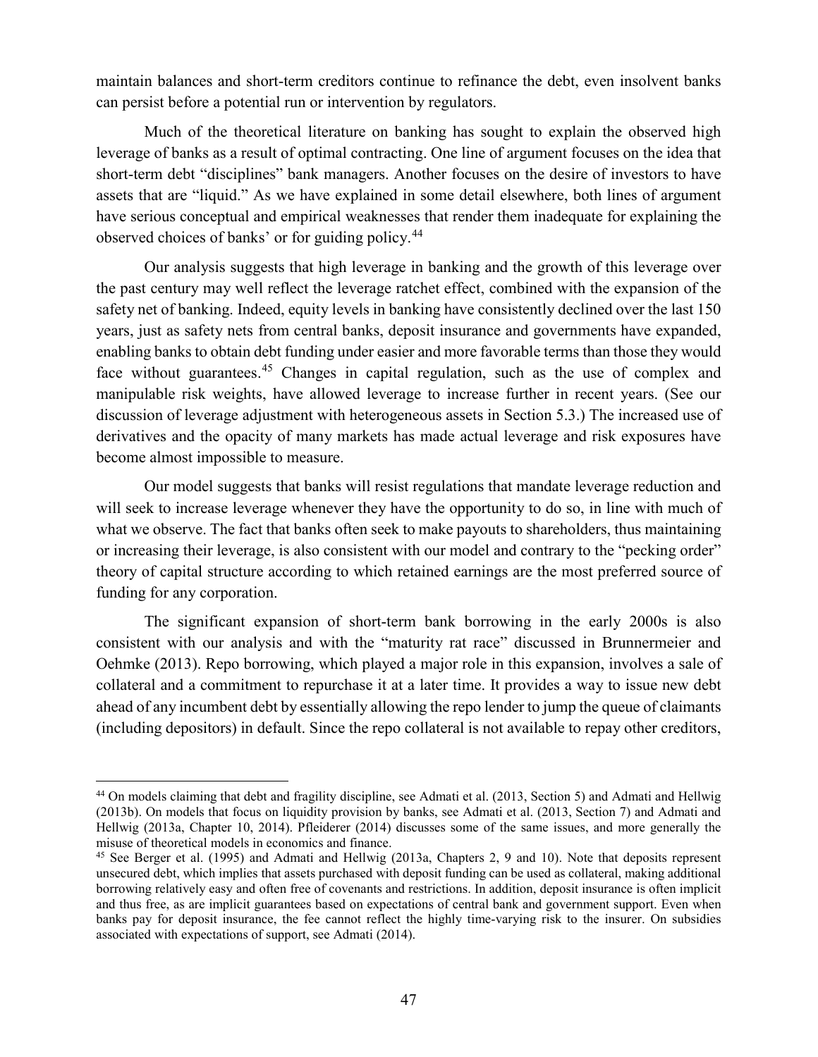maintain balances and short-term creditors continue to refinance the debt, even insolvent banks can persist before a potential run or intervention by regulators.

Much of the theoretical literature on banking has sought to explain the observed high leverage of banks as a result of optimal contracting. One line of argument focuses on the idea that short-term debt "disciplines" bank managers. Another focuses on the desire of investors to have assets that are "liquid." As we have explained in some detail elsewhere, both lines of argument have serious conceptual and empirical weaknesses that render them inadequate for explaining the observed choices of banks' or for guiding policy.[44]

Our analysis suggests that high leverage in banking and the growth of this leverage over the past century may well reflect the leverage ratchet effect, combined with the expansion of the safety net of banking. Indeed, equity levels in banking have consistently declined over the last 150 years, just as safety nets from central banks, deposit insurance and governments have expanded, enabling banks to obtain debt funding under easier and more favorable terms than those they would face without guarantees.[45] Changes in capital regulation, such as the use of complex and manipulable risk weights, have allowed leverage to increase further in recent years. (See our discussion of leverage adjustment with heterogeneous assets in Section 5.3.) The increased use of derivatives and the opacity of many markets has made actual leverage and risk exposures have become almost impossible to measure.

Our model suggests that banks will resist regulations that mandate leverage reduction and will seek to increase leverage whenever they have the opportunity to do so, in line with much of what we observe. The fact that banks often seek to make payouts to shareholders, thus maintaining or increasing their leverage, is also consistent with our model and contrary to the "pecking order" theory of capital structure according to which retained earnings are the most preferred source of funding for any corporation.

The significant expansion of short-term bank borrowing in the early 2000s is also consistent with our analysis and with the "maturity rat race" discussed in Brunnermeier and Oehmke (2013). Repo borrowing, which played a major role in this expansion, involves a sale of collateral and a commitment to repurchase it at a later time. It provides a way to issue new debt ahead of any incumbent debt by essentially allowing the repo lender to jump the queue of claimants (including depositors) in default. Since the repo collateral is not available to repay other creditors,

---

[44] On models claiming that debt and fragility discipline, see Admati et al. (2013, Section 5) and Admati and Hellwig (2013b). On models that focus on liquidity provision by banks, see Admati et al. (2013, Section 7) and Admati and Hellwig (2013a, Chapter 10, 2014). Pfleiderer (2014) discusses some of the same issues, and more generally the misuse of theoretical models in economics and finance.

[45] See Berger et al. (1995) and Admati and Hellwig (2013a, Chapters 2, 9 and 10). Note that deposits represent unsecured debt, which implies that assets purchased with deposit funding can be used as collateral, making additional borrowing relatively easy and often free of covenants and restrictions. In addition, deposit insurance is often implicit and thus free, as are implicit guarantees based on expectations of central bank and government support. Even when banks pay for deposit insurance, the fee cannot reflect the highly time-varying risk to the insurer. On subsidies associated with expectations of support, see Admati (2014).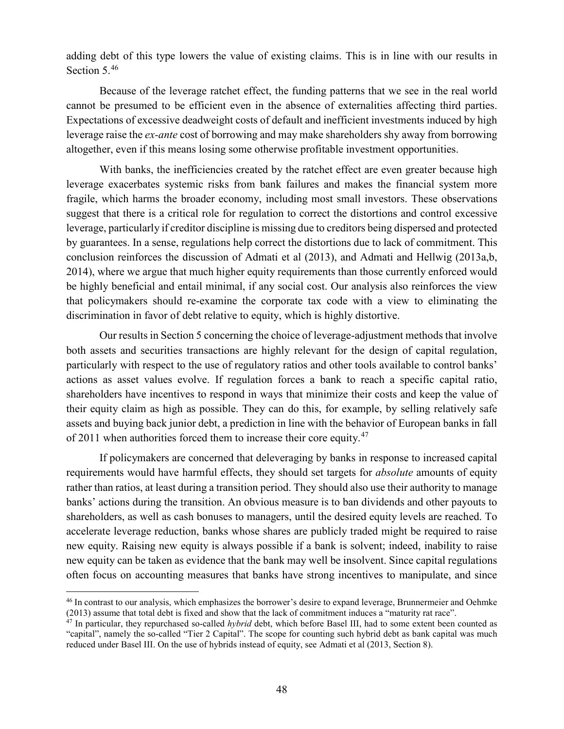adding debt of this type lowers the value of existing claims. This is in line with our results in Section 5.[46]

Because of the leverage ratchet effect, the funding patterns that we see in the real world cannot be presumed to be efficient even in the absence of externalities affecting third parties. Expectations of excessive deadweight costs of default and inefficient investments induced by high leverage raise the *ex-ante* cost of borrowing and may make shareholders shy away from borrowing altogether, even if this means losing some otherwise profitable investment opportunities.

With banks, the inefficiencies created by the ratchet effect are even greater because high leverage exacerbates systemic risks from bank failures and makes the financial system more fragile, which harms the broader economy, including most small investors. These observations suggest that there is a critical role for regulation to correct the distortions and control excessive leverage, particularly if creditor discipline is missing due to creditors being dispersed and protected by guarantees. In a sense, regulations help correct the distortions due to lack of commitment. This conclusion reinforces the discussion of Admati et al (2013), and Admati and Hellwig (2013a,b, 2014), where we argue that much higher equity requirements than those currently enforced would be highly beneficial and entail minimal, if any social cost. Our analysis also reinforces the view that policymakers should re-examine the corporate tax code with a view to eliminating the discrimination in favor of debt relative to equity, which is highly distortive.

Our results in Section 5 concerning the choice of leverage-adjustment methods that involve both assets and securities transactions are highly relevant for the design of capital regulation, particularly with respect to the use of regulatory ratios and other tools available to control banks' actions as asset values evolve. If regulation forces a bank to reach a specific capital ratio, shareholders have incentives to respond in ways that minimize their costs and keep the value of their equity claim as high as possible. They can do this, for example, by selling relatively safe assets and buying back junior debt, a prediction in line with the behavior of European banks in fall of 2011 when authorities forced them to increase their core equity.[47]

If policymakers are concerned that deleveraging by banks in response to increased capital requirements would have harmful effects, they should set targets for *absolute* amounts of equity rather than ratios, at least during a transition period. They should also use their authority to manage banks' actions during the transition. An obvious measure is to ban dividends and other payouts to shareholders, as well as cash bonuses to managers, until the desired equity levels are reached. To accelerate leverage reduction, banks whose shares are publicly traded might be required to raise new equity. Raising new equity is always possible if a bank is solvent; indeed, inability to raise new equity can be taken as evidence that the bank may well be insolvent. Since capital regulations often focus on accounting measures that banks have strong incentives to manipulate, and since

---

[46] In contrast to our analysis, which emphasizes the borrower's desire to expand leverage, Brunnermeier and Oehmke (2013) assume that total debt is fixed and show that the lack of commitment induces a "maturity rat race".

[47] In particular, they repurchased so-called *hybrid* debt, which before Basel III, had to some extent been counted as "capital", namely the so-called "Tier 2 Capital". The scope for counting such hybrid debt as bank capital was much reduced under Basel III. On the use of hybrids instead of equity, see Admati et al (2013, Section 8).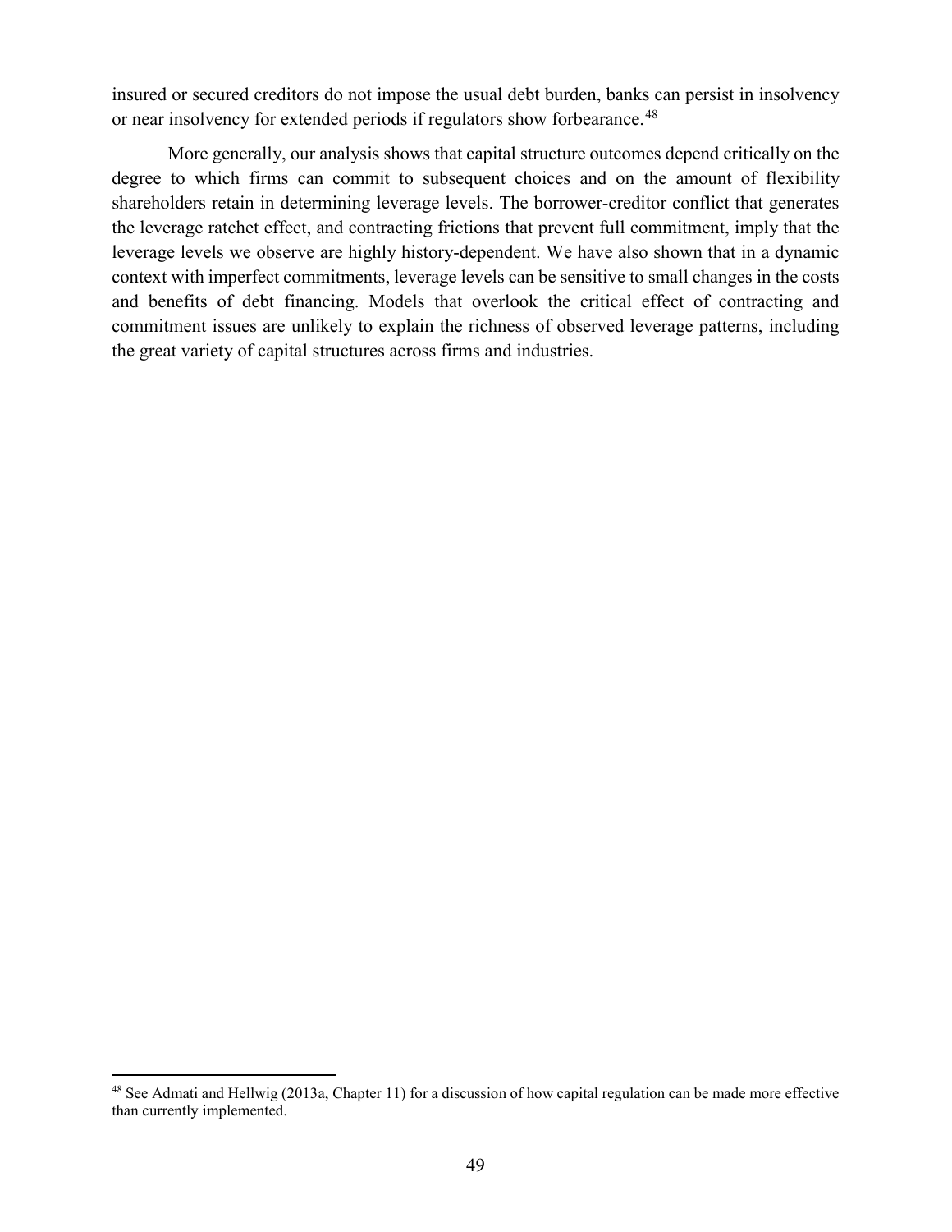insured or secured creditors do not impose the usual debt burden, banks can persist in insolvency or near insolvency for extended periods if regulators show forbearance.[48]

More generally, our analysis shows that capital structure outcomes depend critically on the degree to which firms can commit to subsequent choices and on the amount of flexibility shareholders retain in determining leverage levels. The borrower-creditor conflict that generates the leverage ratchet effect, and contracting frictions that prevent full commitment, imply that the leverage levels we observe are highly history-dependent. We have also shown that in a dynamic context with imperfect commitments, leverage levels can be sensitive to small changes in the costs and benefits of debt financing. Models that overlook the critical effect of contracting and commitment issues are unlikely to explain the richness of observed leverage patterns, including the great variety of capital structures across firms and industries.

---

[48] See Admati and Hellwig (2013a, Chapter 11) for a discussion of how capital regulation can be made more effective than currently implemented.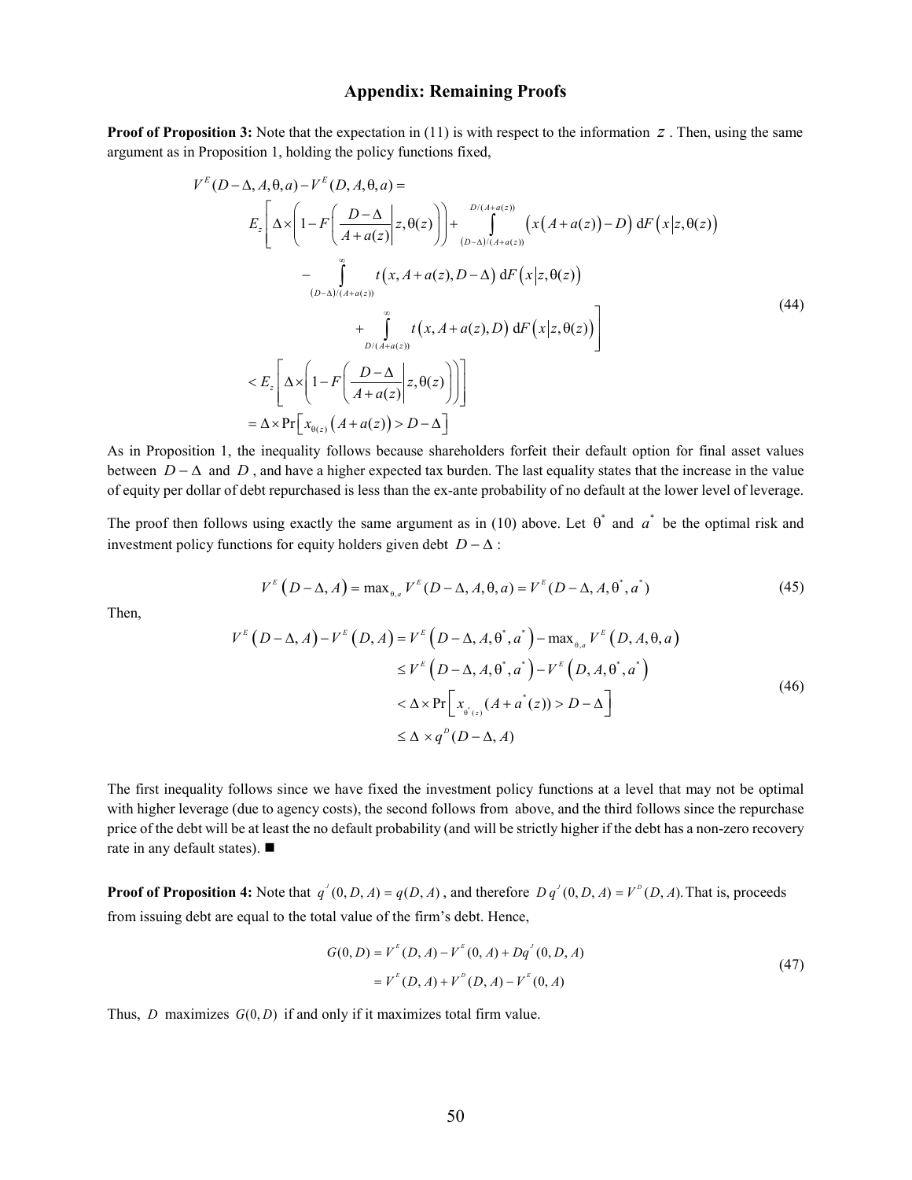## Appendix: Remaining Proofs

**Proof of Proposition 3:** Note that the expectation in (11) is with respect to the information $z$. Then, using the same argument as in Proposition 1, holding the policy functions fixed,

$$
\begin{aligned}
V^E(D-\Delta, A, \theta, a) - V^E(D, A, \theta, a) = \\
& E_z\left[\Delta \times \left(1 - F\left(\frac{D-\Delta}{A+a(z)}\middle| z, \theta(z)\right)\right) + \int_{(D-\Delta)/(A+a(z))}^{D/(A+a(z))} \left(x\left(A+a(z)\right) - D\right) \mathrm{d}F\left(x \middle| z, \theta(z)\right)\right. \\
& \quad - \int_{(D-\Delta)/(A+a(z))}^{\infty} t\left(x, A+a(z), D-\Delta\right) \mathrm{d}F\left(x \middle| z, \theta(z)\right) \\
& \quad \left. + \int_{D/(A+a(z))}^{\infty} t\left(x, A+a(z), D\right) \mathrm{d}F\left(x \middle| z, \theta(z)\right)\right] \\
& < E_z\left[\Delta \times \left(1 - F\left(\frac{D-\Delta}{A+a(z)}\middle| z, \theta(z)\right)\right)\right] \\
& = \Delta \times \Pr\left[x_{\theta(z)}\left(A+a(z)\right) > D - \Delta\right]
\end{aligned}
\tag{44}
$$

As in Proposition 1, the inequality follows because shareholders forfeit their default option for final asset values between $D-\Delta$ and $D$, and have a higher expected tax burden. The last equality states that the increase in the value of equity per dollar of debt repurchased is less than the ex-ante probability of no default at the lower level of leverage.

The proof then follows using exactly the same argument as in (10) above. Let $\theta^*$ and $a^*$ be the optimal risk and investment policy functions for equity holders given debt $D-\Delta$:

$$
V^E\left(D-\Delta, A\right) = \max_{\theta, a} V^E(D-\Delta, A, \theta, a) = V^E(D-\Delta, A, \theta^*, a^*) \tag{45}
$$

Then,

$$
\begin{aligned}
V^E\left(D-\Delta, A\right) - V^E\left(D, A\right) &= V^E\left(D-\Delta, A, \theta^*, a^*\right) - \max_{\theta, a} V^E\left(D, A, \theta, a\right) \\
&\le V^E\left(D-\Delta, A, \theta^*, a^*\right) - V^E\left(D, A, \theta^*, a^*\right) \\
&< \Delta \times \Pr\left[x_{\theta^*(z)}(A + a^*(z)) > D - \Delta\right] \\
&\le \Delta \times q^D(D-\Delta, A)
\end{aligned}
\tag{46}
$$

The first inequality follows since we have fixed the investment policy functions at a level that may not be optimal with higher leverage (due to agency costs), the second follows from above, and the third follows since the repurchase price of the debt will be at least the no default probability (and will be strictly higher if the debt has a non-zero recovery rate in any default states). ■

**Proof of Proposition 4:** Note that $q^J(0, D, A) = q(D, A)$, and therefore $D\, q^J(0, D, A) = V^D(D, A)$. That is, proceeds from issuing debt are equal to the total value of the firm's debt. Hence,

$$
\begin{aligned}
G(0, D) &= V^E(D, A) - V^E(0, A) + Dq^J(0, D, A) \\
&= V^E(D, A) + V^D(D, A) - V^E(0, A)
\end{aligned}
\tag{47}
$$

Thus, $D$ maximizes $G(0, D)$ if and only if it maximizes total firm value.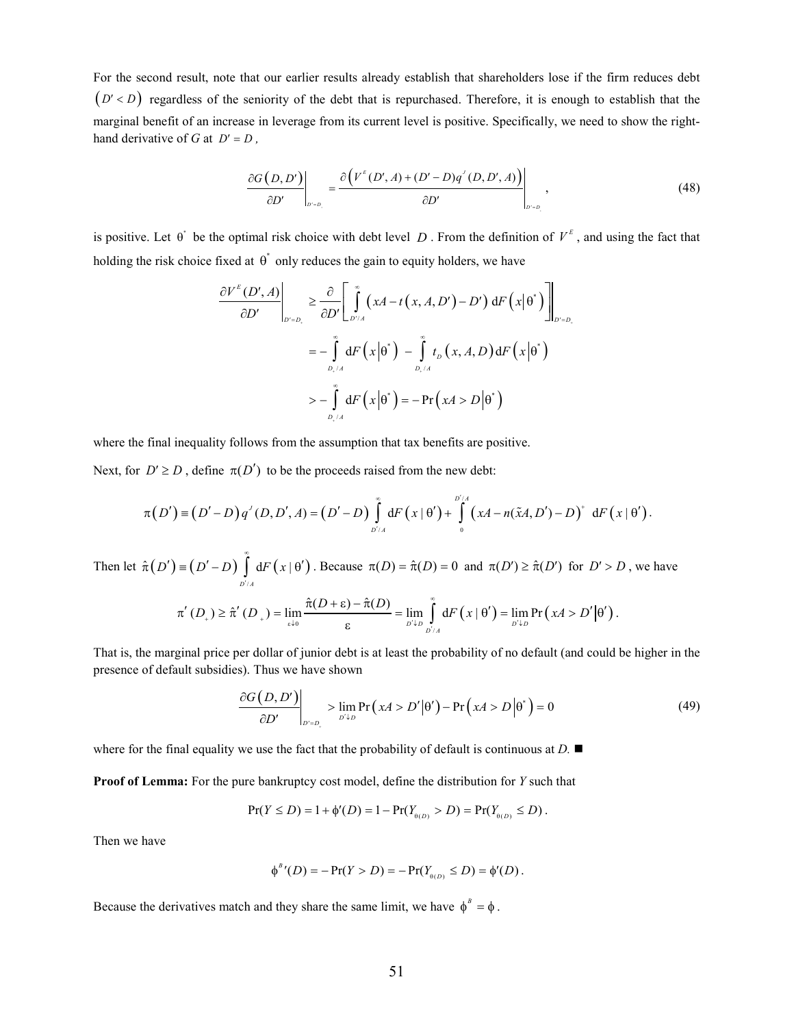For the second result, note that our earlier results already establish that shareholders lose if the firm reduces debt $(D' < D)$ regardless of the seniority of the debt that is repurchased. Therefore, it is enough to establish that the marginal benefit of an increase in leverage from its current level is positive. Specifically, we need to show the right-hand derivative of *G* at $D' = D$,

$$\left.\frac{\partial G(D, D')}{\partial D'}\right|_{D'=D_+} = \left.\frac{\partial \left(V^E(D', A) + (D' - D)q^J(D, D', A)\right)}{\partial D'}\right|_{D'=D_+}, \tag{48}$$

is positive. Let $\theta^*$ be the optimal risk choice with debt level $D$. From the definition of $V^E$, and using the fact that holding the risk choice fixed at $\theta^*$ only reduces the gain to equity holders, we have

$$\begin{aligned}
\left.\frac{\partial V^E(D', A)}{\partial D'}\right|_{D'=D_+} &\geq \frac{\partial}{\partial D'}\left[\int_{D'/A}^{\infty} \left(xA - t(x, A, D') - D'\right) \mathrm{d}F\left(x\middle|\theta^*\right)\right]\Bigg|_{D'=D_+} \\
&= -\int_{D_+/A}^{\infty} \mathrm{d}F\left(x\middle|\theta^*\right) - \int_{D_+/A}^{\infty} t_D\left(x, A, D\right) \mathrm{d}F\left(x\middle|\theta^*\right) \\
&> -\int_{D_+/A}^{\infty} \mathrm{d}F\left(x\middle|\theta^*\right) = -\Pr\left(xA > D\middle|\theta^*\right)
\end{aligned}$$

where the final inequality follows from the assumption that tax benefits are positive.

Next, for $D' \geq D$, define $\pi(D')$ to be the proceeds raised from the new debt:

$$\pi\left(D'\right) \equiv \left(D' - D\right) q^J(D, D', A) = \left(D' - D\right) \int_{D'/A}^{\infty} \mathrm{d}F\left(x \mid \theta'\right) + \int_0^{D'/A} \left(xA - n(\tilde{x}A, D') - D\right)^+ \ \mathrm{d}F\left(x \mid \theta'\right).$$

Then let $\hat{\pi}\left(D'\right) \equiv \left(D' - D\right) \int_{D'/A}^{\infty} \mathrm{d}F\left(x \mid \theta'\right)$. Because $\pi(D) = \hat{\pi}(D) = 0$ and $\pi(D') \geq \hat{\pi}(D')$ for $D' > D$, we have

$$\pi'(D_+) \geq \hat{\pi}'(D_+) = \lim_{\varepsilon \downarrow 0} \frac{\hat{\pi}(D + \varepsilon) - \hat{\pi}(D)}{\varepsilon} = \lim_{D' \downarrow D} \int_{D'/A}^{\infty} \mathrm{d}F\left(x \mid \theta'\right) = \lim_{D' \downarrow D} \Pr\left(xA > D'\middle|\theta'\right).$$

That is, the marginal price per dollar of junior debt is at least the probability of no default (and could be higher in the presence of default subsidies). Thus we have shown

$$\left.\frac{\partial G(D, D')}{\partial D'}\right|_{D'=D_+} > \lim_{D' \downarrow D} \Pr\left(xA > D'\middle|\theta'\right) - \Pr\left(xA > D\middle|\theta^*\right) = 0 \tag{49}$$

where for the final equality we use the fact that the probability of default is continuous at *D*. ■

**Proof of Lemma:** For the pure bankruptcy cost model, define the distribution for *Y* such that

$$\Pr(Y \leq D) = 1 + \phi'(D) = 1 - \Pr(Y_{\theta(D)} > D) = \Pr(Y_{\theta(D)} \leq D).$$

Then we have

$$\phi^{B\prime}(D) = -\Pr(Y > D) = -\Pr(Y_{\theta(D)} \leq D) = \phi'(D).$$

Because the derivatives match and they share the same limit, we have $\phi^B = \phi$.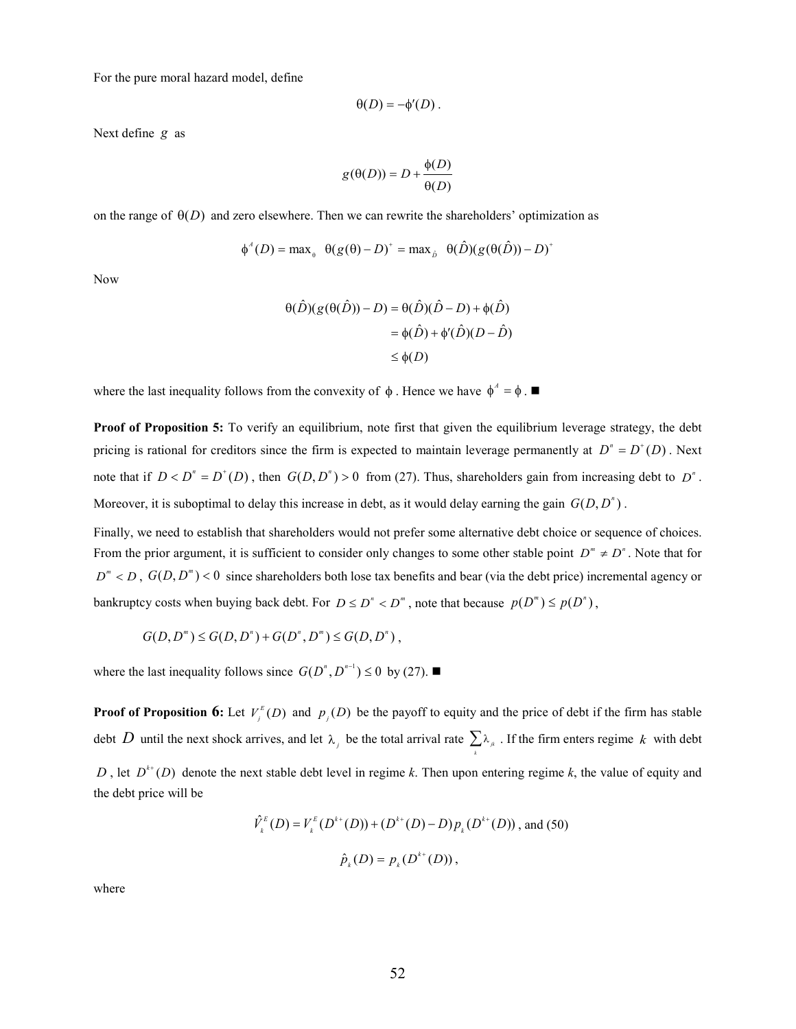For the pure moral hazard model, define

$$\theta(D) = -\phi'(D) .$$

Next define $g$ as

$$g(\theta(D)) = D + \frac{\phi(D)}{\theta(D)}$$

on the range of $\theta(D)$ and zero elsewhere. Then we can rewrite the shareholders' optimization as

$$\phi^A(D) = \max_\theta \ \theta(g(\theta) - D)^+ = \max_{\hat{D}} \ \theta(\hat{D})(g(\theta(\hat{D})) - D)^+$$

Now

$$\begin{aligned}
\theta(\hat{D})(g(\theta(\hat{D})) - D) &= \theta(\hat{D})(\hat{D} - D) + \phi(\hat{D}) \\
&= \phi(\hat{D}) + \phi'(\hat{D})(D - \hat{D}) \\
&\le \phi(D)
\end{aligned}$$

where the last inequality follows from the convexity of $\phi$. Hence we have $\phi^A = \phi$. ■

**Proof of Proposition 5:** To verify an equilibrium, note first that given the equilibrium leverage strategy, the debt pricing is rational for creditors since the firm is expected to maintain leverage permanently at $D^n = D^+(D)$. Next note that if $D < D^n = D^+(D)$, then $G(D, D^n) > 0$ from (27). Thus, shareholders gain from increasing debt to $D^n$. Moreover, it is suboptimal to delay this increase in debt, as it would delay earning the gain $G(D, D^n)$.

Finally, we need to establish that shareholders would not prefer some alternative debt choice or sequence of choices. From the prior argument, it is sufficient to consider only changes to some other stable point $D^m \neq D^n$. Note that for $D^m < D$, $G(D, D^m) < 0$ since shareholders both lose tax benefits and bear (via the debt price) incremental agency or bankruptcy costs when buying back debt. For $D \le D^n < D^m$, note that because $p(D^m) \le p(D^n)$,

$$G(D, D^m) \le G(D, D^n) + G(D^n, D^m) \le G(D, D^n) ,$$

where the last inequality follows since $G(D^n, D^{n-1}) \le 0$ by (27). ■

**Proof of Proposition 6:** Let $V_j^E(D)$ and $p_j(D)$ be the payoff to equity and the price of debt if the firm has stable debt $D$ until the next shock arrives, and let $\lambda_j$ be the total arrival rate $\sum_k \lambda_{jk}$. If the firm enters regime $k$ with debt $D$, let $D^{k+}(D)$ denote the next stable debt level in regime $k$. Then upon entering regime $k$, the value of equity and the debt price will be

$$\hat{V}_k^E(D) = V_k^E(D^{k+}(D)) + (D^{k+}(D) - D)p_k(D^{k+}(D)) \text{, and} \quad (50)$$

$$\hat{p}_k(D) = p_k(D^{k+}(D)) ,$$

where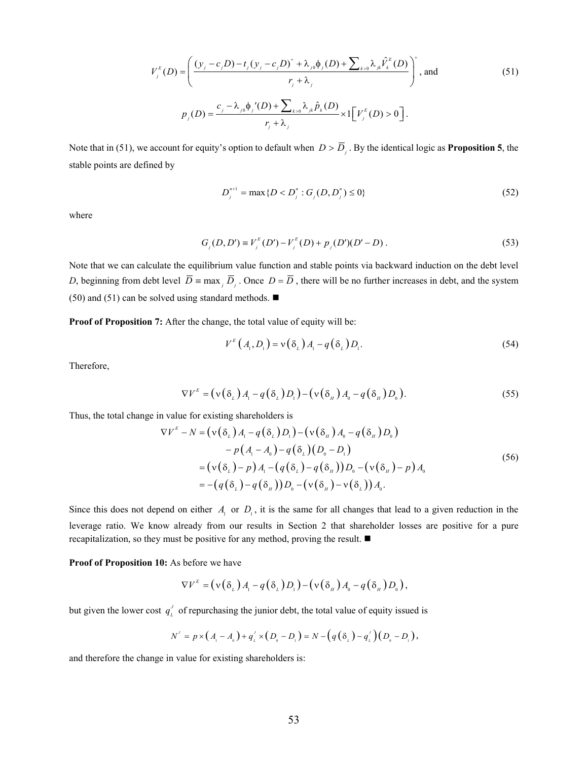$$V_j^E(D) = \left( \frac{(y_j - c_j D) - t_j (y_j - c_j D)^+ + \lambda_{j0}\phi_j(D) + \sum_{k>0} \lambda_{jk} \hat{V}_k^E(D)}{r_j + \lambda_j} \right)^+, \text{ and} \tag{51}$$

$$p_j(D) = \frac{c_j - \lambda_{j0}\phi_j{}'(D) + \sum_{k>0} \lambda_{jk} \hat{p}_k(D)}{r_j + \lambda_j} \times 1\left[ V_j^E(D) > 0 \right].$$

Note that in (51), we account for equity's option to default when $D > \overline{D}_j$. By the identical logic as **Proposition 5**, the stable points are defined by

$$D_j^{n+1} = \max\{D < D_j^n : G_j(D, D_j^n) \le 0\} \tag{52}$$

where

$$G_j(D, D') \equiv V_j^E(D') - V_j^E(D) + p_j(D')(D' - D). \tag{53}$$

Note that we can calculate the equilibrium value function and stable points via backward induction on the debt level $D$, beginning from debt level $\overline{D} \equiv \max_j \overline{D}_j$. Once $D = \overline{D}$, there will be no further increases in debt, and the system (50) and (51) can be solved using standard methods. ■

**Proof of Proposition 7:** After the change, the total value of equity will be:

$$V^E(A_1, D_1) = \nu(\delta_L) A_1 - q(\delta_L) D_1. \tag{54}$$

Therefore,

$$\nabla V^E = \left(\nu(\delta_L) A_1 - q(\delta_L) D_1\right) - \left(\nu(\delta_H) A_0 - q(\delta_H) D_0\right). \tag{55}$$

Thus, the total change in value for existing shareholders is

$$\begin{aligned}
\nabla V^E - N &= \left(\nu(\delta_L) A_1 - q(\delta_L) D_1\right) - \left(\nu(\delta_H) A_0 - q(\delta_H) D_0\right) \\
&\quad - p\left(A_1 - A_0\right) - q(\delta_L)\left(D_0 - D_1\right) \\
&= \left(\nu(\delta_L) - p\right) A_1 - \left(q(\delta_L) - q(\delta_H)\right) D_0 - \left(\nu(\delta_H) - p\right) A_0 \\
&= -\left(q(\delta_L) - q(\delta_H)\right) D_0 - \left(\nu(\delta_H) - \nu(\delta_L)\right) A_0.
\end{aligned} \tag{56}$$

Since this does not depend on either $A_1$ or $D_1$, it is the same for all changes that lead to a given reduction in the leverage ratio. We know already from our results in Section 2 that shareholder losses are positive for a pure recapitalization, so they must be positive for any method, proving the result. ■

**Proof of Proposition 10:** As before we have

$$\nabla V^E = \left(\nu(\delta_L) A_1 - q(\delta_L) D_1\right) - \left(\nu(\delta_H) A_0 - q(\delta_H) D_0\right),$$

but given the lower cost $q_L^J$ of repurchasing the junior debt, the total value of equity issued is

$$N^J = p \times \left(A_1 - A_0\right) + q_L^J \times \left(D_0 - D_1\right) = N - \left(q(\delta_L) - q_L^J\right)\left(D_0 - D_1\right),$$

and therefore the change in value for existing shareholders is: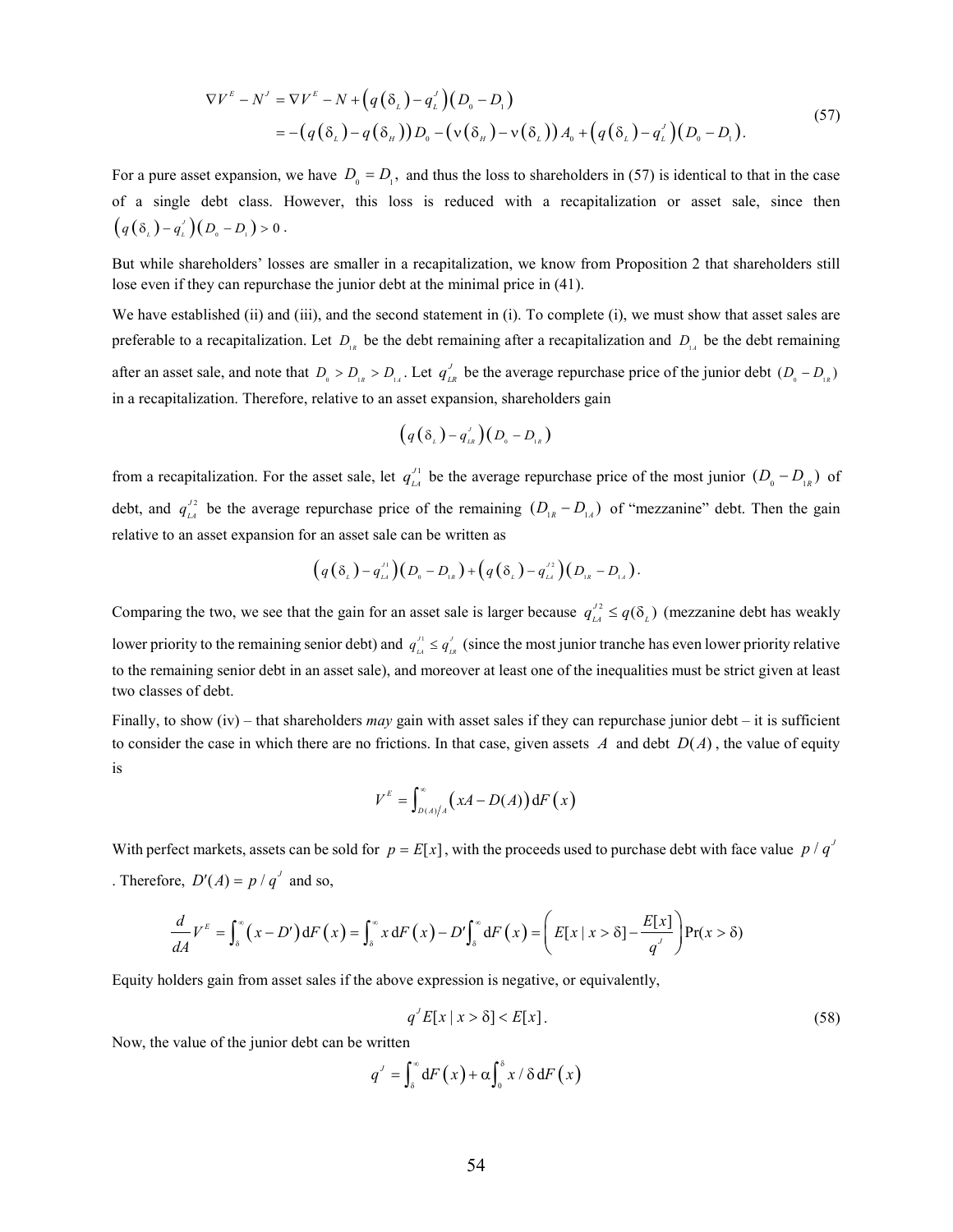$$
\begin{aligned}
\nabla V^E - N^J &= \nabla V^E - N + \left(q\left(\delta_L\right) - q_L^J\right)\left(D_0 - D_1\right) \\
&= -\left(q\left(\delta_L\right) - q\left(\delta_H\right)\right)D_0 - \left(\nu\left(\delta_H\right) - \nu\left(\delta_L\right)\right)A_0 + \left(q\left(\delta_L\right) - q_L^J\right)\left(D_0 - D_1\right).
\end{aligned}
\tag{57}
$$

For a pure asset expansion, we have $D_0 = D_1$, and thus the loss to shareholders in (57) is identical to that in the case of a single debt class. However, this loss is reduced with a recapitalization or asset sale, since then $\left(q\left(\delta_L\right) - q_L^J\right)\left(D_0 - D_1\right) > 0$.

But while shareholders' losses are smaller in a recapitalization, we know from Proposition 2 that shareholders still lose even if they can repurchase the junior debt at the minimal price in (41).

We have established (ii) and (iii), and the second statement in (i). To complete (i), we must show that asset sales are preferable to a recapitalization. Let $D_{1R}$ be the debt remaining after a recapitalization and $D_{1A}$ be the debt remaining after an asset sale, and note that $D_0 > D_{1R} > D_{1A}$. Let $q_{LR}^J$ be the average repurchase price of the junior debt $(D_0 - D_{1R})$ in a recapitalization. Therefore, relative to an asset expansion, shareholders gain

$$
\left(q\left(\delta_L\right) - q_{LR}^J\right)\left(D_0 - D_{1R}\right)
$$

from a recapitalization. For the asset sale, let $q_{LA}^{J1}$ be the average repurchase price of the most junior $(D_0 - D_{1R})$ of debt, and $q_{LA}^{J2}$ be the average repurchase price of the remaining $(D_{1R} - D_{1A})$ of "mezzanine" debt. Then the gain relative to an asset expansion for an asset sale can be written as

$$
\left(q\left(\delta_L\right) - q_{LA}^{J1}\right)\left(D_0 - D_{1R}\right) + \left(q\left(\delta_L\right) - q_{LA}^{J2}\right)\left(D_{1R} - D_{1A}\right).
$$

Comparing the two, we see that the gain for an asset sale is larger because $q_{LA}^{J2} \le q(\delta_L)$ (mezzanine debt has weakly lower priority to the remaining senior debt) and $q_{LA}^{J1} \le q_{LR}^J$ (since the most junior tranche has even lower priority relative to the remaining senior debt in an asset sale), and moreover at least one of the inequalities must be strict given at least two classes of debt.

Finally, to show (iv) – that shareholders *may* gain with asset sales if they can repurchase junior debt – it is sufficient to consider the case in which there are no frictions. In that case, given assets $A$ and debt $D(A)$, the value of equity is

$$
V^E = \int_{D(A)/A}^{\infty} \left(xA - D(A)\right) \mathrm{d}F\left(x\right)
$$

With perfect markets, assets can be sold for $p = E[x]$, with the proceeds used to purchase debt with face value $p / q^J$. Therefore, $D'(A) = p / q^J$ and so,

$$
\frac{d}{dA}V^E = \int_{\delta}^{\infty} \left(x - D'\right) \mathrm{d}F\left(x\right) = \int_{\delta}^{\infty} x \,\mathrm{d}F\left(x\right) - D'\int_{\delta}^{\infty} \mathrm{d}F\left(x\right) = \left(E[x \mid x > \delta] - \frac{E[x]}{q^J}\right)\Pr(x > \delta)
$$

Equity holders gain from asset sales if the above expression is negative, or equivalently,

$$
q^J E[x \mid x > \delta] < E[x]. \tag{58}
$$

Now, the value of the junior debt can be written

$$
q^J = \int_{\delta}^{\infty} \mathrm{d}F\left(x\right) + \alpha \int_0^{\delta} x / \delta \,\mathrm{d}F\left(x\right)
$$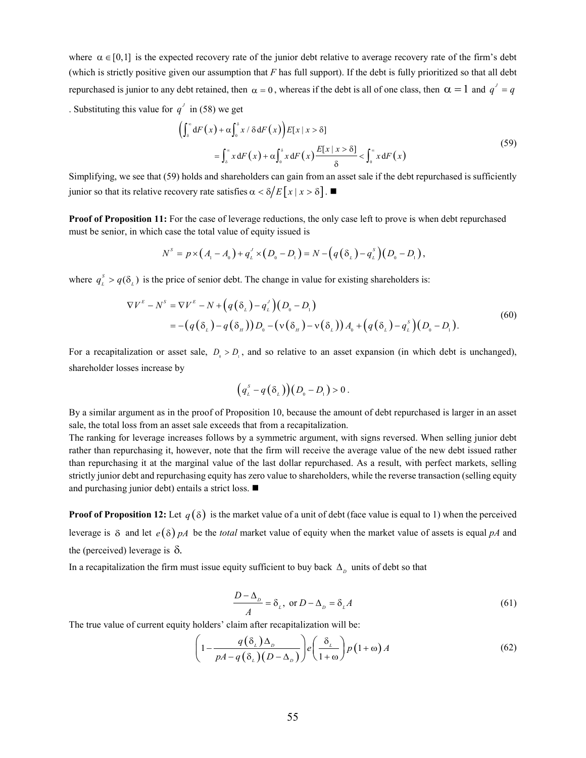where $\alpha \in [0,1]$ is the expected recovery rate of the junior debt relative to average recovery rate of the firm's debt (which is strictly positive given our assumption that $F$ has full support). If the debt is fully prioritized so that all debt repurchased is junior to any debt retained, then $\alpha = 0$, whereas if the debt is all of one class, then $\alpha = 1$ and $q^J = q$. Substituting this value for $q^J$ in (58) we get

$$\left(\int_\delta^\infty dF(x) + \alpha \int_0^\delta x/\delta \, dF(x)\right) E[x \mid x > \delta]$$
$$= \int_\delta^\infty x \, dF(x) + \alpha \int_0^\delta x \, dF(x) \frac{E[x \mid x > \delta]}{\delta} < \int_0^\infty x \, dF(x) \tag{59}$$

Simplifying, we see that (59) holds and shareholders can gain from an asset sale if the debt repurchased is sufficiently junior so that its relative recovery rate satisfies $\alpha < \delta / E[x \mid x > \delta]$. ■

**Proof of Proposition 11:** For the case of leverage reductions, the only case left to prove is when debt repurchased must be senior, in which case the total value of equity issued is

$$N^S = p \times (A_1 - A_0) + q_L^J \times (D_0 - D_1) = N - \left(q(\delta_L) - q_L^S\right)(D_0 - D_1),$$

where $q_L^S > q(\delta_L)$ is the price of senior debt. The change in value for existing shareholders is:

$$\nabla V^E - N^S = \nabla V^E - N + \left(q(\delta_L) - q_L^J\right)(D_0 - D_1)$$
$$= -\left(q(\delta_L) - q(\delta_H)\right) D_0 - \left(\nu(\delta_H) - \nu(\delta_L)\right) A_0 + \left(q(\delta_L) - q_L^S\right)(D_0 - D_1). \tag{60}$$

For a recapitalization or asset sale, $D_0 > D_1$, and so relative to an asset expansion (in which debt is unchanged), shareholder losses increase by

$$\left(q_L^S - q(\delta_L)\right)(D_0 - D_1) > 0.$$

By a similar argument as in the proof of Proposition 10, because the amount of debt repurchased is larger in an asset sale, the total loss from an asset sale exceeds that from a recapitalization.

The ranking for leverage increases follows by a symmetric argument, with signs reversed. When selling junior debt rather than repurchasing it, however, note that the firm will receive the average value of the new debt issued rather than repurchasing it at the marginal value of the last dollar repurchased. As a result, with perfect markets, selling strictly junior debt and repurchasing equity has zero value to shareholders, while the reverse transaction (selling equity and purchasing junior debt) entails a strict loss. ■

**Proof of Proposition 12:** Let $q(\delta)$ is the market value of a unit of debt (face value is equal to 1) when the perceived leverage is $\delta$ and let $e(\delta) pA$ be the *total* market value of equity when the market value of assets is equal $pA$ and the (perceived) leverage is $\delta$.

In a recapitalization the firm must issue equity sufficient to buy back $\Delta_D$ units of debt so that

$$\frac{D - \Delta_D}{A} = \delta_L, \text{ or } D - \Delta_D = \delta_L A \tag{61}$$

The true value of current equity holders' claim after recapitalization will be:

$$\left(1 - \frac{q(\delta_L)\Delta_D}{pA - q(\delta_L)(D - \Delta_D)}\right) e\left(\frac{\delta_L}{1+\omega}\right) p(1+\omega) A \tag{62}$$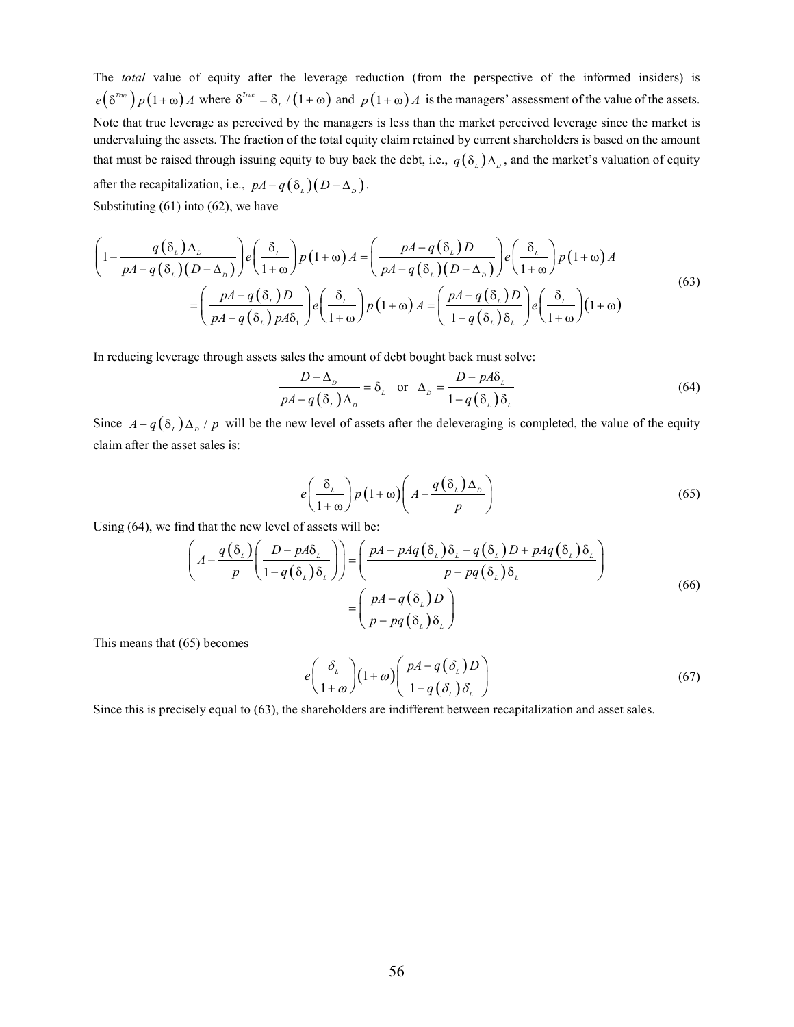The *total* value of equity after the leverage reduction (from the perspective of the informed insiders) is $e\left(\delta^{True}\right)p\left(1+\omega\right)A$ where $\delta^{True}=\delta_L/\left(1+\omega\right)$ and $p\left(1+\omega\right)A$ is the managers' assessment of the value of the assets. Note that true leverage as perceived by the managers is less than the market perceived leverage since the market is undervaluing the assets. The fraction of the total equity claim retained by current shareholders is based on the amount that must be raised through issuing equity to buy back the debt, i.e., $q\left(\delta_L\right)\Delta_D$, and the market's valuation of equity after the recapitalization, i.e., $pA-q\left(\delta_L\right)\left(D-\Delta_D\right)$.

Substituting (61) into (62), we have

$$
\begin{aligned}
\left(1-\frac{q\left(\delta_L\right)\Delta_D}{pA-q\left(\delta_L\right)\left(D-\Delta_D\right)}\right)e\left(\frac{\delta_L}{1+\omega}\right)p\left(1+\omega\right)A &= \left(\frac{pA-q\left(\delta_L\right)D}{pA-q\left(\delta_L\right)\left(D-\Delta_D\right)}\right)e\left(\frac{\delta_L}{1+\omega}\right)p\left(1+\omega\right)A \\
&= \left(\frac{pA-q\left(\delta_L\right)D}{pA-q\left(\delta_L\right)pA\delta_1}\right)e\left(\frac{\delta_L}{1+\omega}\right)p\left(1+\omega\right)A = \left(\frac{pA-q\left(\delta_L\right)D}{1-q\left(\delta_L\right)\delta_L}\right)e\left(\frac{\delta_L}{1+\omega}\right)\left(1+\omega\right)
\end{aligned}
\tag{63}
$$

In reducing leverage through assets sales the amount of debt bought back must solve:

$$
\frac{D-\Delta_D}{pA-q\left(\delta_L\right)\Delta_D}=\delta_L \quad \text{or} \quad \Delta_D=\frac{D-pA\delta_L}{1-q\left(\delta_L\right)\delta_L}
\tag{64}
$$

Since $A-q\left(\delta_L\right)\Delta_D/p$ will be the new level of assets after the deleveraging is completed, the value of the equity claim after the asset sales is:

$$
e\left(\frac{\delta_L}{1+\omega}\right)p\left(1+\omega\right)\left(A-\frac{q\left(\delta_L\right)\Delta_D}{p}\right)
\tag{65}
$$

Using (64), we find that the new level of assets will be:

$$
\begin{aligned}
\left(A-\frac{q\left(\delta_L\right)}{p}\left(\frac{D-pA\delta_L}{1-q\left(\delta_L\right)\delta_L}\right)\right) &= \left(\frac{pA-pAq\left(\delta_L\right)\delta_L-q\left(\delta_L\right)D+pAq\left(\delta_L\right)\delta_L}{p-pq\left(\delta_L\right)\delta_L}\right) \\
&= \left(\frac{pA-q\left(\delta_L\right)D}{p-pq\left(\delta_L\right)\delta_L}\right)
\end{aligned}
\tag{66}
$$

This means that (65) becomes

$$
e\left(\frac{\delta_L}{1+\omega}\right)\left(1+\omega\right)\left(\frac{pA-q\left(\delta_L\right)D}{1-q\left(\delta_L\right)\delta_L}\right)
\tag{67}
$$

Since this is precisely equal to (63), the shareholders are indifferent between recapitalization and asset sales.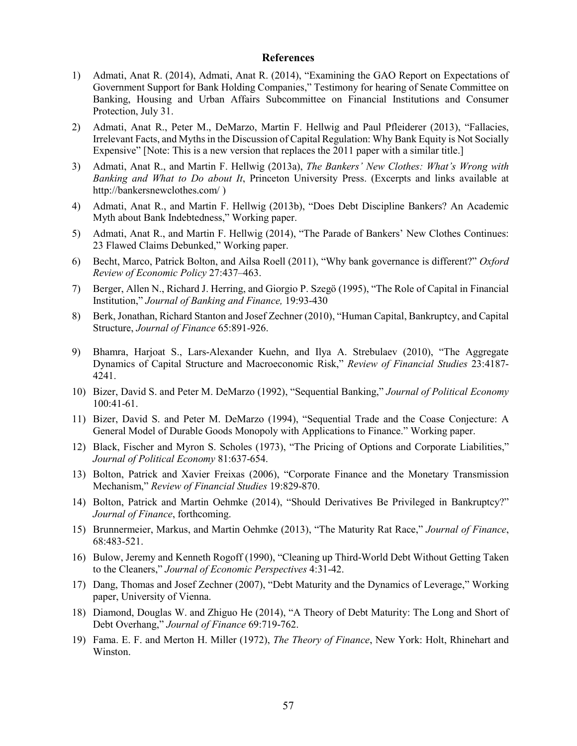# References

1) Admati, Anat R. (2014), Admati, Anat R. (2014), "Examining the GAO Report on Expectations of Government Support for Bank Holding Companies," Testimony for hearing of Senate Committee on Banking, Housing and Urban Affairs Subcommittee on Financial Institutions and Consumer Protection, July 31.

2) Admati, Anat R., Peter M., DeMarzo, Martin F. Hellwig and Paul Pfleiderer (2013), "Fallacies, Irrelevant Facts, and Myths in the Discussion of Capital Regulation: Why Bank Equity is Not Socially Expensive" [Note: This is a new version that replaces the 2011 paper with a similar title.]

3) Admati, Anat R., and Martin F. Hellwig (2013a), *The Bankers' New Clothes: What's Wrong with Banking and What to Do about It*, Princeton University Press. (Excerpts and links available at http://bankersnewclothes.com/ )

4) Admati, Anat R., and Martin F. Hellwig (2013b), "Does Debt Discipline Bankers? An Academic Myth about Bank Indebtedness," Working paper.

5) Admati, Anat R., and Martin F. Hellwig (2014), "The Parade of Bankers' New Clothes Continues: 23 Flawed Claims Debunked," Working paper.

6) Becht, Marco, Patrick Bolton, and Ailsa Roell (2011), "Why bank governance is different?" *Oxford Review of Economic Policy* 27:437–463.

7) Berger, Allen N., Richard J. Herring, and Giorgio P. Szegö (1995), "The Role of Capital in Financial Institution," *Journal of Banking and Finance,* 19:93-430

8) Berk, Jonathan, Richard Stanton and Josef Zechner (2010), "Human Capital, Bankruptcy, and Capital Structure, *Journal of Finance* 65:891-926.

9) Bhamra, Harjoat S., Lars-Alexander Kuehn, and Ilya A. Strebulaev (2010), "The Aggregate Dynamics of Capital Structure and Macroeconomic Risk," *Review of Financial Studies* 23:4187-4241.

10) Bizer, David S. and Peter M. DeMarzo (1992), "Sequential Banking," *Journal of Political Economy* 100:41-61.

11) Bizer, David S. and Peter M. DeMarzo (1994), "Sequential Trade and the Coase Conjecture: A General Model of Durable Goods Monopoly with Applications to Finance." Working paper.

12) Black, Fischer and Myron S. Scholes (1973), "The Pricing of Options and Corporate Liabilities," *Journal of Political Economy* 81:637-654.

13) Bolton, Patrick and Xavier Freixas (2006), "Corporate Finance and the Monetary Transmission Mechanism," *Review of Financial Studies* 19:829-870.

14) Bolton, Patrick and Martin Oehmke (2014), "Should Derivatives Be Privileged in Bankruptcy?" *Journal of Finance*, forthcoming.

15) Brunnermeier, Markus, and Martin Oehmke (2013), "The Maturity Rat Race," *Journal of Finance*, 68:483-521.

16) Bulow, Jeremy and Kenneth Rogoff (1990), "Cleaning up Third-World Debt Without Getting Taken to the Cleaners," *Journal of Economic Perspectives* 4:31-42.

17) Dang, Thomas and Josef Zechner (2007), "Debt Maturity and the Dynamics of Leverage," Working paper, University of Vienna.

18) Diamond, Douglas W. and Zhiguo He (2014), "A Theory of Debt Maturity: The Long and Short of Debt Overhang," *Journal of Finance* 69:719-762.

19) Fama. E. F. and Merton H. Miller (1972), *The Theory of Finance*, New York: Holt, Rhinehart and Winston.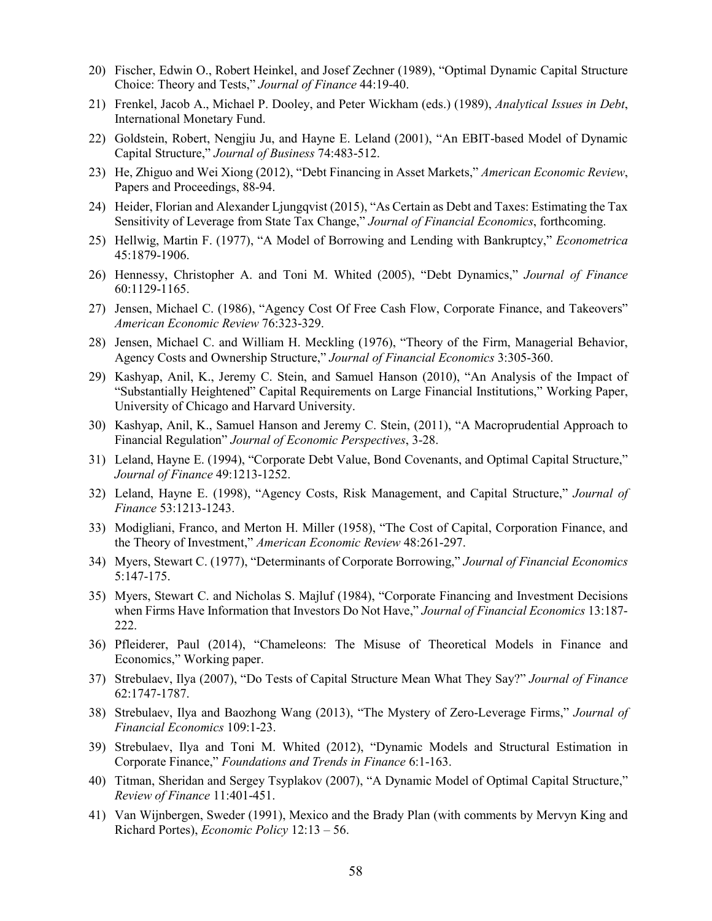20) Fischer, Edwin O., Robert Heinkel, and Josef Zechner (1989), "Optimal Dynamic Capital Structure Choice: Theory and Tests," *Journal of Finance* 44:19-40.

21) Frenkel, Jacob A., Michael P. Dooley, and Peter Wickham (eds.) (1989), *Analytical Issues in Debt*, International Monetary Fund.

22) Goldstein, Robert, Nengjiu Ju, and Hayne E. Leland (2001), "An EBIT-based Model of Dynamic Capital Structure," *Journal of Business* 74:483-512.

23) He, Zhiguo and Wei Xiong (2012), "Debt Financing in Asset Markets," *American Economic Review*, Papers and Proceedings, 88-94.

24) Heider, Florian and Alexander Ljungqvist (2015), "As Certain as Debt and Taxes: Estimating the Tax Sensitivity of Leverage from State Tax Change," *Journal of Financial Economics*, forthcoming.

25) Hellwig, Martin F. (1977), "A Model of Borrowing and Lending with Bankruptcy," *Econometrica* 45:1879-1906.

26) Hennessy, Christopher A. and Toni M. Whited (2005), "Debt Dynamics," *Journal of Finance* 60:1129-1165.

27) Jensen, Michael C. (1986), "Agency Cost Of Free Cash Flow, Corporate Finance, and Takeovers" *American Economic Review* 76:323-329.

28) Jensen, Michael C. and William H. Meckling (1976), "Theory of the Firm, Managerial Behavior, Agency Costs and Ownership Structure," *Journal of Financial Economics* 3:305-360.

29) Kashyap, Anil, K., Jeremy C. Stein, and Samuel Hanson (2010), "An Analysis of the Impact of "Substantially Heightened" Capital Requirements on Large Financial Institutions," Working Paper, University of Chicago and Harvard University.

30) Kashyap, Anil, K., Samuel Hanson and Jeremy C. Stein, (2011), "A Macroprudential Approach to Financial Regulation" *Journal of Economic Perspectives*, 3-28.

31) Leland, Hayne E. (1994), "Corporate Debt Value, Bond Covenants, and Optimal Capital Structure," *Journal of Finance* 49:1213-1252.

32) Leland, Hayne E. (1998), "Agency Costs, Risk Management, and Capital Structure," *Journal of Finance* 53:1213-1243.

33) Modigliani, Franco, and Merton H. Miller (1958), "The Cost of Capital, Corporation Finance, and the Theory of Investment," *American Economic Review* 48:261-297.

34) Myers, Stewart C. (1977), "Determinants of Corporate Borrowing," *Journal of Financial Economics* 5:147-175.

35) Myers, Stewart C. and Nicholas S. Majluf (1984), "Corporate Financing and Investment Decisions when Firms Have Information that Investors Do Not Have," *Journal of Financial Economics* 13:187-222.

36) Pfleiderer, Paul (2014), "Chameleons: The Misuse of Theoretical Models in Finance and Economics," Working paper.

37) Strebulaev, Ilya (2007), "Do Tests of Capital Structure Mean What They Say?" *Journal of Finance* 62:1747-1787.

38) Strebulaev, Ilya and Baozhong Wang (2013), "The Mystery of Zero-Leverage Firms," *Journal of Financial Economics* 109:1-23.

39) Strebulaev, Ilya and Toni M. Whited (2012), "Dynamic Models and Structural Estimation in Corporate Finance," *Foundations and Trends in Finance* 6:1-163.

40) Titman, Sheridan and Sergey Tsyplakov (2007), "A Dynamic Model of Optimal Capital Structure," *Review of Finance* 11:401-451.

41) Van Wijnbergen, Sweder (1991), Mexico and the Brady Plan (with comments by Mervyn King and Richard Portes), *Economic Policy* 12:13 – 56.